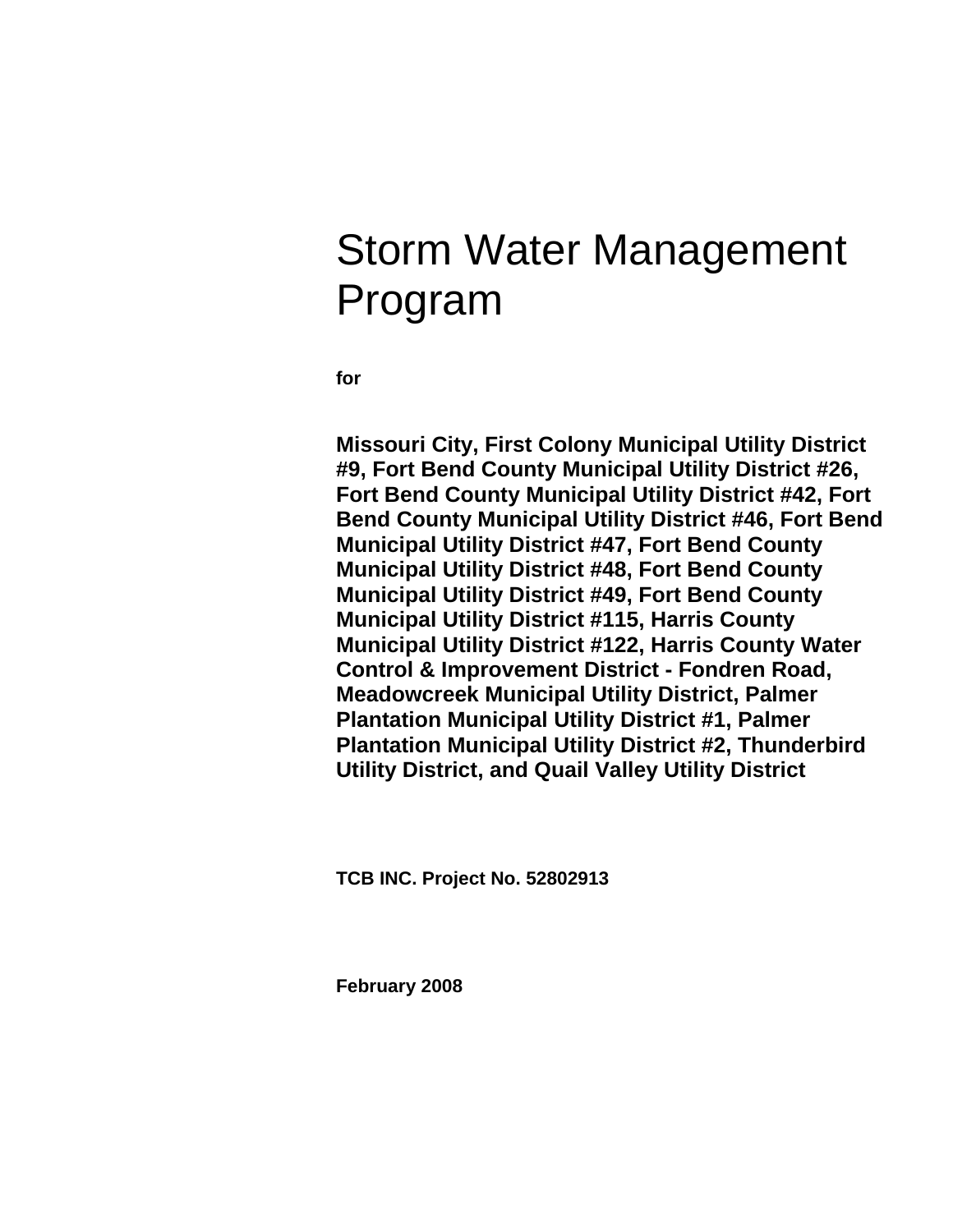# Storm Water Management Program

**for**

**Missouri City, First Colony Municipal Utility District #9, Fort Bend County Municipal Utility District #26, Fort Bend County Municipal Utility District #42, Fort Bend County Municipal Utility District #46, Fort Bend Municipal Utility District #47, Fort Bend County Municipal Utility District #48, Fort Bend County Municipal Utility District #49, Fort Bend County Municipal Utility District #115, Harris County Municipal Utility District #122, Harris County Water Control & Improvement District - Fondren Road, Meadowcreek Municipal Utility District, Palmer Plantation Municipal Utility District #1, Palmer Plantation Municipal Utility District #2, Thunderbird Utility District, and Quail Valley Utility District**

**TCB INC. Project No. 52802913**

**February 2008**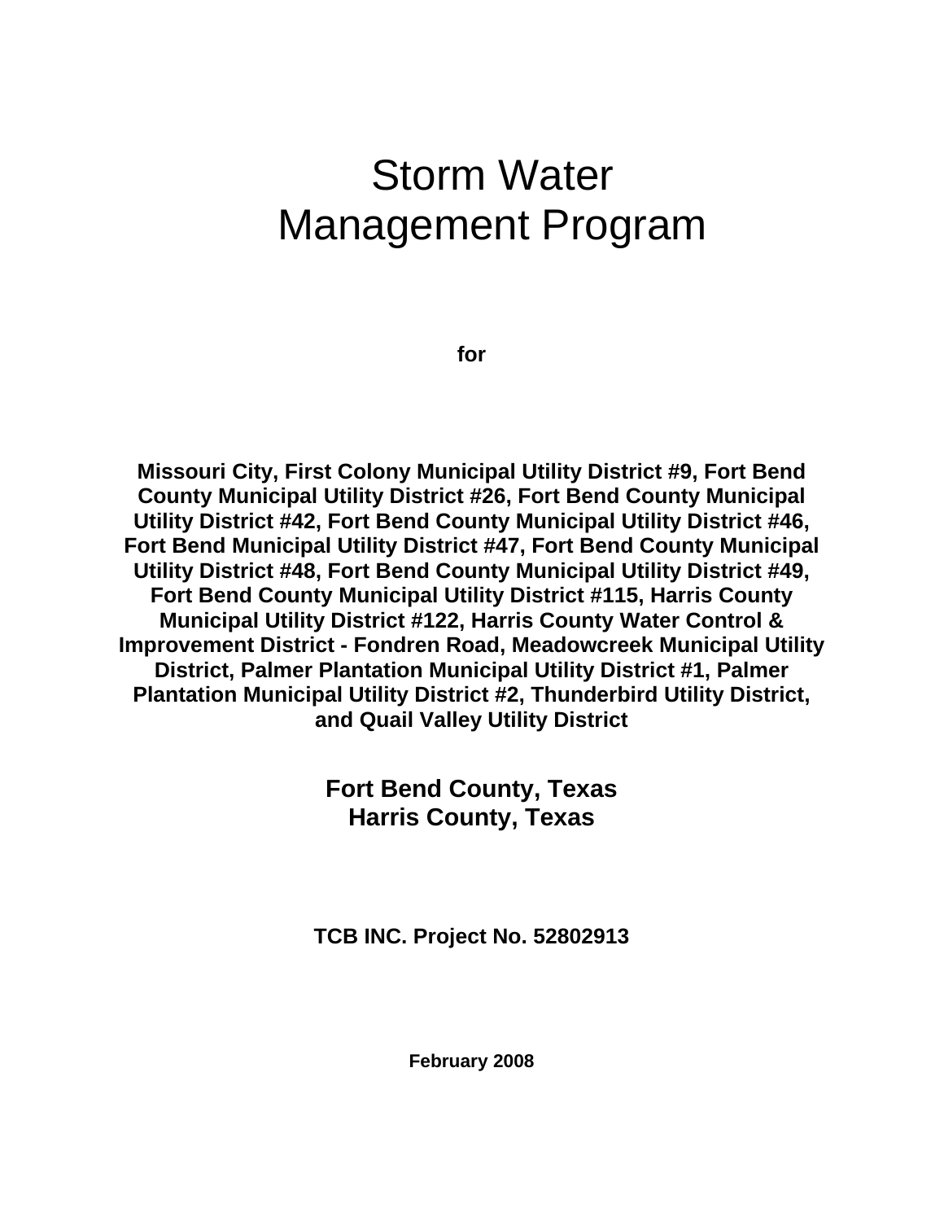# Storm Water Management Program

**for**

**Missouri City, First Colony Municipal Utility District #9, Fort Bend County Municipal Utility District #26, Fort Bend County Municipal Utility District #42, Fort Bend County Municipal Utility District #46, Fort Bend Municipal Utility District #47, Fort Bend County Municipal Utility District #48, Fort Bend County Municipal Utility District #49, Fort Bend County Municipal Utility District #115, Harris County Municipal Utility District #122, Harris County Water Control & Improvement District - Fondren Road, Meadowcreek Municipal Utility District, Palmer Plantation Municipal Utility District #1, Palmer Plantation Municipal Utility District #2, Thunderbird Utility District, and Quail Valley Utility District**

**Fort Bend County, Texas**
**Harris County, Texas**

**TCB INC. Project No. 52802913**

**February 2008**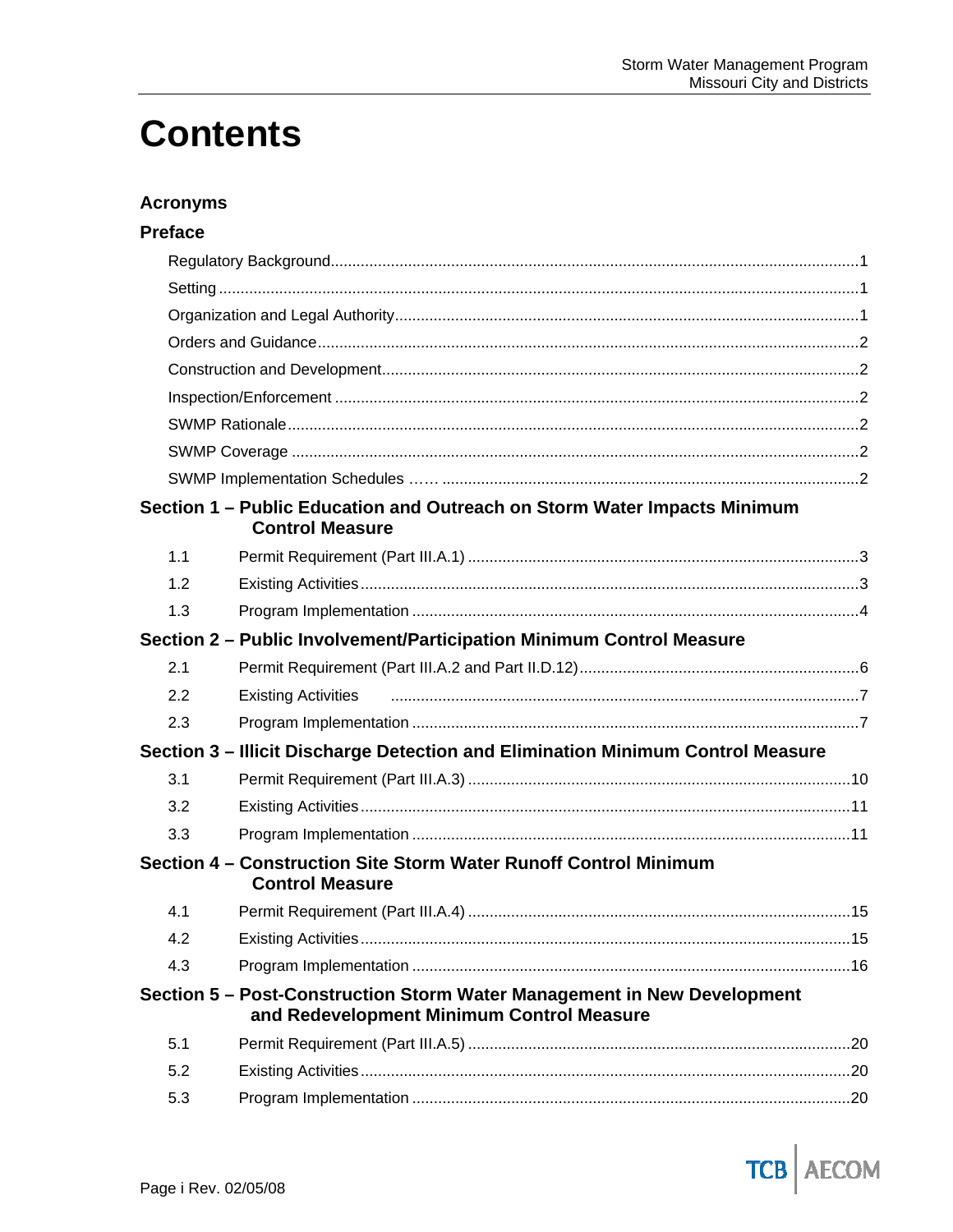# Contents

**Acronyms**

**Preface**

Regulatory Background.......................................................................................................................1

Setting .................................................................................................................................................1

Organization and Legal Authority.........................................................................................................1

Orders and Guidance..........................................................................................................................2

Construction and Development...........................................................................................................2

Inspection/Enforcement ......................................................................................................................2

SWMP Rationale.................................................................................................................................2

SWMP Coverage ................................................................................................................................2

SWMP Implementation Schedules …… .............................................................................................2

**Section 1 – Public Education and Outreach on Storm Water Impacts Minimum Control Measure**

1.1 Permit Requirement (Part III.A.1) ...........................................................................................3

1.2 Existing Activities ....................................................................................................................3

1.3 Program Implementation ........................................................................................................4

**Section 2 – Public Involvement/Participation Minimum Control Measure**

2.1 Permit Requirement (Part III.A.2 and Part II.D.12).................................................................6

2.2 Existing Activities ....................................................................................................................7

2.3 Program Implementation ........................................................................................................7

**Section 3 – Illicit Discharge Detection and Elimination Minimum Control Measure**

3.1 Permit Requirement (Part III.A.3) .........................................................................................10

3.2 Existing Activities ..................................................................................................................11

3.3 Program Implementation ......................................................................................................11

**Section 4 – Construction Site Storm Water Runoff Control Minimum Control Measure**

4.1 Permit Requirement (Part III.A.4) .........................................................................................15

4.2 Existing Activities ..................................................................................................................15

4.3 Program Implementation ......................................................................................................16

**Section 5 – Post-Construction Storm Water Management in New Development and Redevelopment Minimum Control Measure**

5.1 Permit Requirement (Part III.A.5) .........................................................................................20

5.2 Existing Activities ..................................................................................................................20

5.3 Program Implementation ......................................................................................................20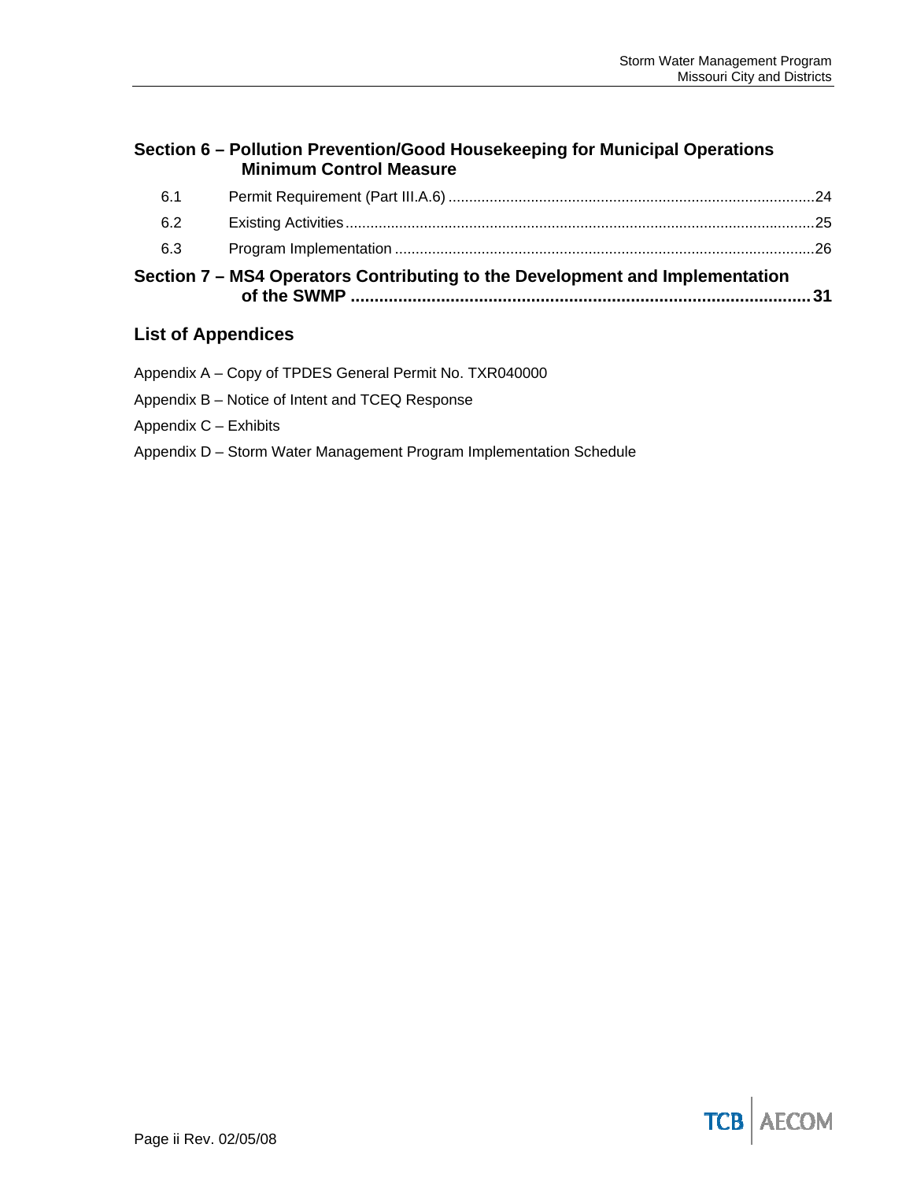**Section 6 – Pollution Prevention/Good Housekeeping for Municipal Operations Minimum Control Measure**

6.1 Permit Requirement (Part III.A.6) ........................................................ 24

6.2 Existing Activities ........................................................ 25

6.3 Program Implementation ........................................................ 26

**Section 7 – MS4 Operators Contributing to the Development and Implementation of the SWMP ........................................................ 31**

## List of Appendices

Appendix A – Copy of TPDES General Permit No. TXR040000

Appendix B – Notice of Intent and TCEQ Response

Appendix C – Exhibits

Appendix D – Storm Water Management Program Implementation Schedule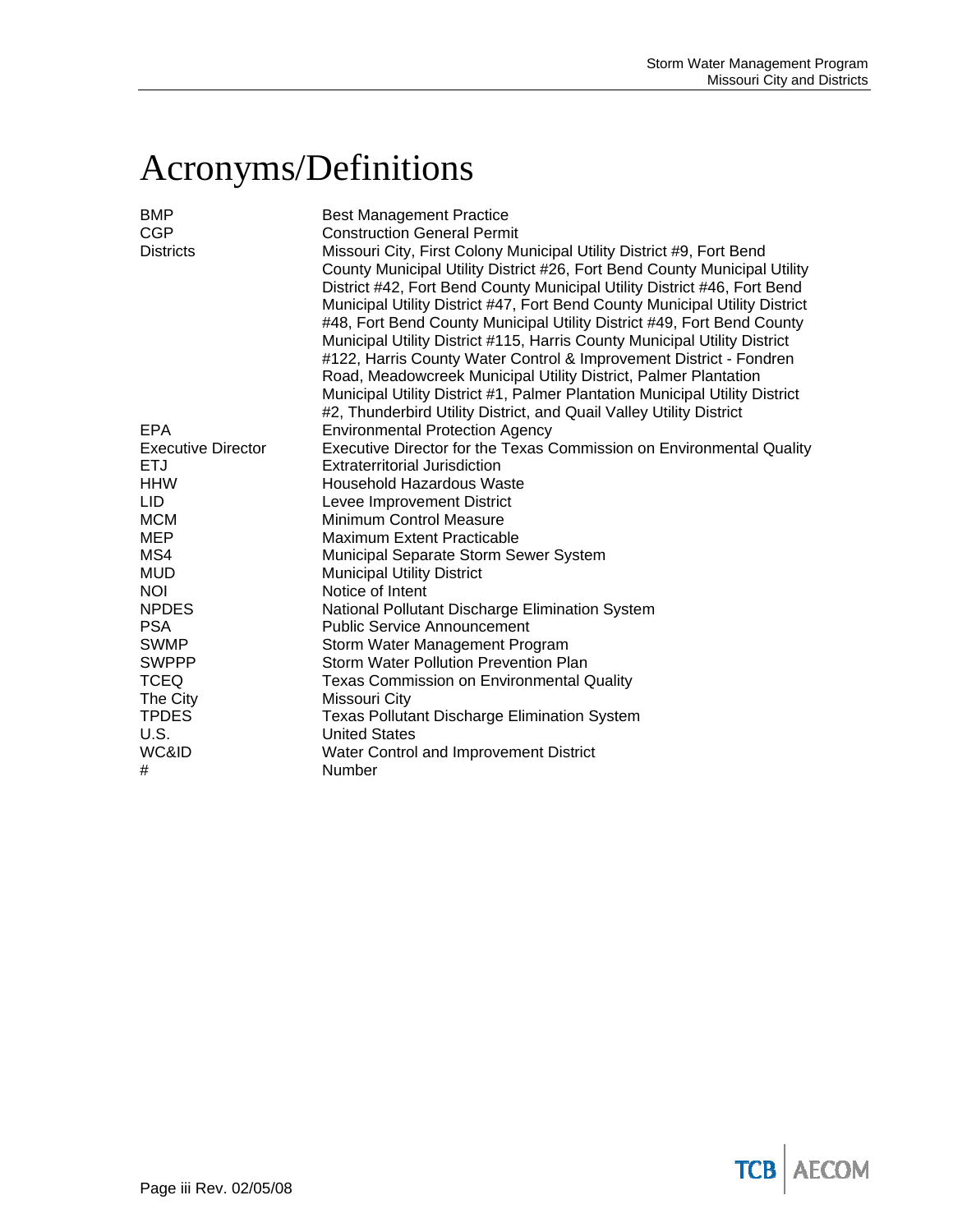# Acronyms/Definitions

| | |
|---|---|
| BMP | Best Management Practice |
| CGP | Construction General Permit |
| Districts | Missouri City, First Colony Municipal Utility District #9, Fort Bend County Municipal Utility District #26, Fort Bend County Municipal Utility District #42, Fort Bend County Municipal Utility District #46, Fort Bend Municipal Utility District #47, Fort Bend County Municipal Utility District #48, Fort Bend County Municipal Utility District #49, Fort Bend County Municipal Utility District #115, Harris County Municipal Utility District #122, Harris County Water Control & Improvement District - Fondren Road, Meadowcreek Municipal Utility District, Palmer Plantation Municipal Utility District #1, Palmer Plantation Municipal Utility District #2, Thunderbird Utility District, and Quail Valley Utility District |
| EPA | Environmental Protection Agency |
| Executive Director | Executive Director for the Texas Commission on Environmental Quality |
| ETJ | Extraterritorial Jurisdiction |
| HHW | Household Hazardous Waste |
| LID | Levee Improvement District |
| MCM | Minimum Control Measure |
| MEP | Maximum Extent Practicable |
| MS4 | Municipal Separate Storm Sewer System |
| MUD | Municipal Utility District |
| NOI | Notice of Intent |
| NPDES | National Pollutant Discharge Elimination System |
| PSA | Public Service Announcement |
| SWMP | Storm Water Management Program |
| SWPPP | Storm Water Pollution Prevention Plan |
| TCEQ | Texas Commission on Environmental Quality |
| The City | Missouri City |
| TPDES | Texas Pollutant Discharge Elimination System |
| U.S. | United States |
| WC&ID | Water Control and Improvement District |
| # | Number |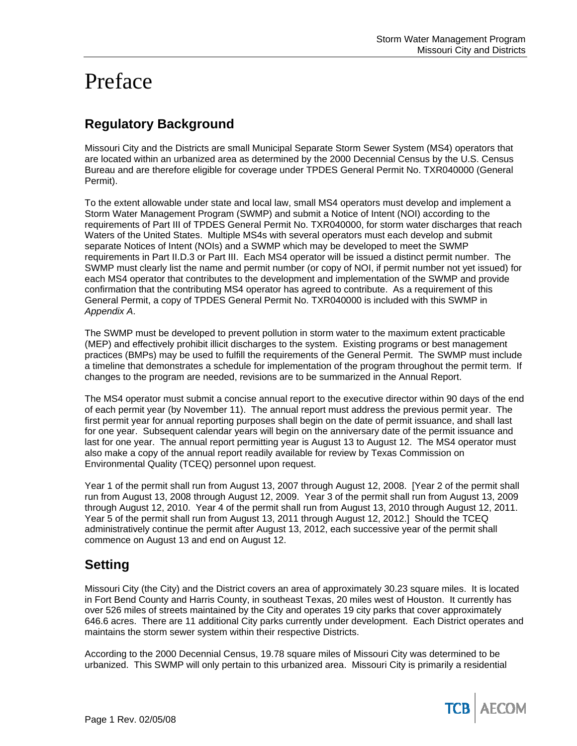# Preface

## Regulatory Background

Missouri City and the Districts are small Municipal Separate Storm Sewer System (MS4) operators that are located within an urbanized area as determined by the 2000 Decennial Census by the U.S. Census Bureau and are therefore eligible for coverage under TPDES General Permit No. TXR040000 (General Permit).

To the extent allowable under state and local law, small MS4 operators must develop and implement a Storm Water Management Program (SWMP) and submit a Notice of Intent (NOI) according to the requirements of Part III of TPDES General Permit No. TXR040000, for storm water discharges that reach Waters of the United States. Multiple MS4s with several operators must each develop and submit separate Notices of Intent (NOIs) and a SWMP which may be developed to meet the SWMP requirements in Part II.D.3 or Part III. Each MS4 operator will be issued a distinct permit number. The SWMP must clearly list the name and permit number (or copy of NOI, if permit number not yet issued) for each MS4 operator that contributes to the development and implementation of the SWMP and provide confirmation that the contributing MS4 operator has agreed to contribute. As a requirement of this General Permit, a copy of TPDES General Permit No. TXR040000 is included with this SWMP in *Appendix A*.

The SWMP must be developed to prevent pollution in storm water to the maximum extent practicable (MEP) and effectively prohibit illicit discharges to the system. Existing programs or best management practices (BMPs) may be used to fulfill the requirements of the General Permit. The SWMP must include a timeline that demonstrates a schedule for implementation of the program throughout the permit term. If changes to the program are needed, revisions are to be summarized in the Annual Report.

The MS4 operator must submit a concise annual report to the executive director within 90 days of the end of each permit year (by November 11). The annual report must address the previous permit year. The first permit year for annual reporting purposes shall begin on the date of permit issuance, and shall last for one year. Subsequent calendar years will begin on the anniversary date of the permit issuance and last for one year. The annual report permitting year is August 13 to August 12. The MS4 operator must also make a copy of the annual report readily available for review by Texas Commission on Environmental Quality (TCEQ) personnel upon request.

Year 1 of the permit shall run from August 13, 2007 through August 12, 2008. [Year 2 of the permit shall run from August 13, 2008 through August 12, 2009. Year 3 of the permit shall run from August 13, 2009 through August 12, 2010. Year 4 of the permit shall run from August 13, 2010 through August 12, 2011. Year 5 of the permit shall run from August 13, 2011 through August 12, 2012.] Should the TCEQ administratively continue the permit after August 13, 2012, each successive year of the permit shall commence on August 13 and end on August 12.

## Setting

Missouri City (the City) and the District covers an area of approximately 30.23 square miles. It is located in Fort Bend County and Harris County, in southeast Texas, 20 miles west of Houston. It currently has over 526 miles of streets maintained by the City and operates 19 city parks that cover approximately 646.6 acres. There are 11 additional City parks currently under development. Each District operates and maintains the storm sewer system within their respective Districts.

According to the 2000 Decennial Census, 19.78 square miles of Missouri City was determined to be urbanized. This SWMP will only pertain to this urbanized area. Missouri City is primarily a residential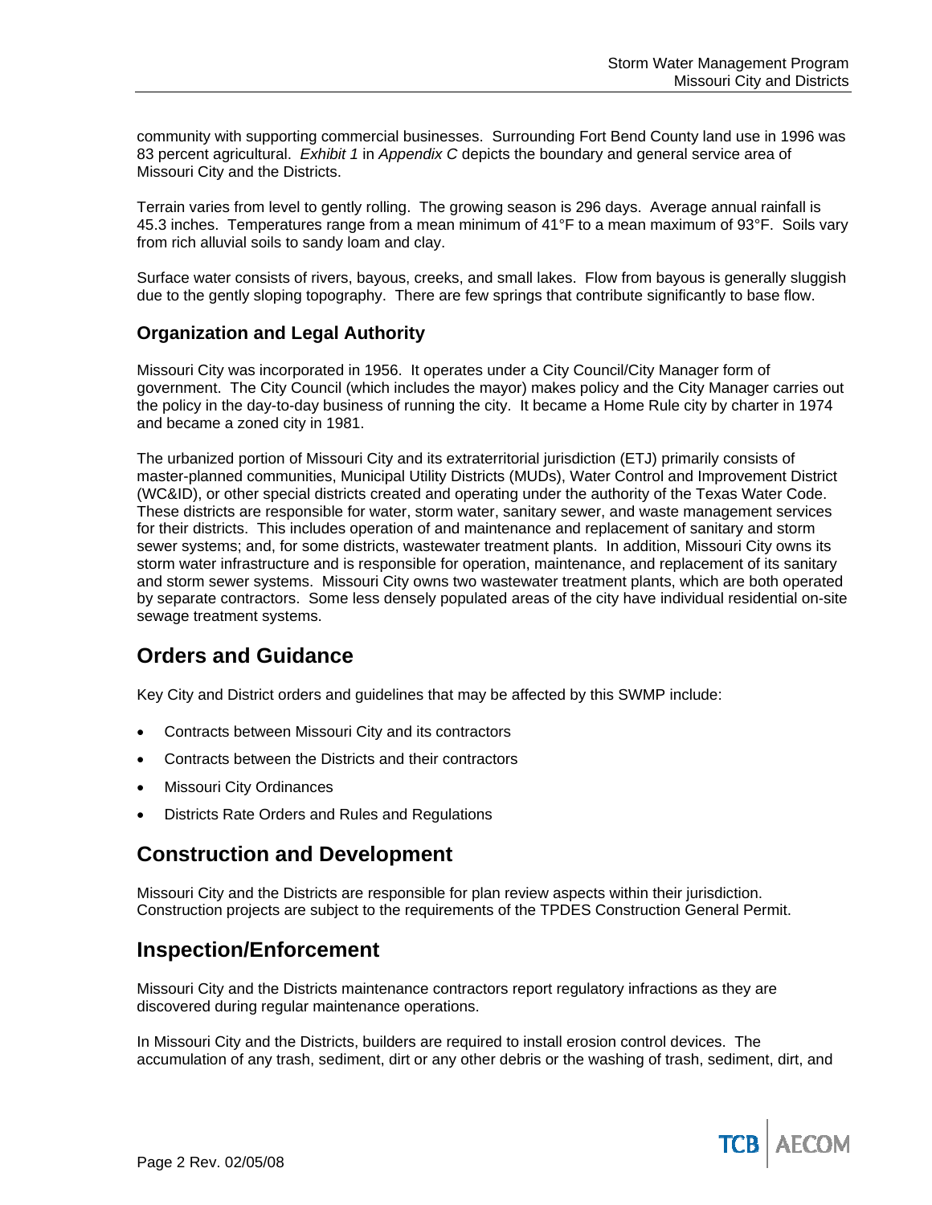community with supporting commercial businesses. Surrounding Fort Bend County land use in 1996 was 83 percent agricultural. *Exhibit 1* in *Appendix C* depicts the boundary and general service area of Missouri City and the Districts.

Terrain varies from level to gently rolling. The growing season is 296 days. Average annual rainfall is 45.3 inches. Temperatures range from a mean minimum of 41°F to a mean maximum of 93°F. Soils vary from rich alluvial soils to sandy loam and clay.

Surface water consists of rivers, bayous, creeks, and small lakes. Flow from bayous is generally sluggish due to the gently sloping topography. There are few springs that contribute significantly to base flow.

### Organization and Legal Authority

Missouri City was incorporated in 1956. It operates under a City Council/City Manager form of government. The City Council (which includes the mayor) makes policy and the City Manager carries out the policy in the day-to-day business of running the city. It became a Home Rule city by charter in 1974 and became a zoned city in 1981.

The urbanized portion of Missouri City and its extraterritorial jurisdiction (ETJ) primarily consists of master-planned communities, Municipal Utility Districts (MUDs), Water Control and Improvement District (WC&ID), or other special districts created and operating under the authority of the Texas Water Code. These districts are responsible for water, storm water, sanitary sewer, and waste management services for their districts. This includes operation of and maintenance and replacement of sanitary and storm sewer systems; and, for some districts, wastewater treatment plants. In addition, Missouri City owns its storm water infrastructure and is responsible for operation, maintenance, and replacement of its sanitary and storm sewer systems. Missouri City owns two wastewater treatment plants, which are both operated by separate contractors. Some less densely populated areas of the city have individual residential on-site sewage treatment systems.

## Orders and Guidance

Key City and District orders and guidelines that may be affected by this SWMP include:

- Contracts between Missouri City and its contractors
- Contracts between the Districts and their contractors
- Missouri City Ordinances
- Districts Rate Orders and Rules and Regulations

## Construction and Development

Missouri City and the Districts are responsible for plan review aspects within their jurisdiction. Construction projects are subject to the requirements of the TPDES Construction General Permit.

## Inspection/Enforcement

Missouri City and the Districts maintenance contractors report regulatory infractions as they are discovered during regular maintenance operations.

In Missouri City and the Districts, builders are required to install erosion control devices. The accumulation of any trash, sediment, dirt or any other debris or the washing of trash, sediment, dirt, and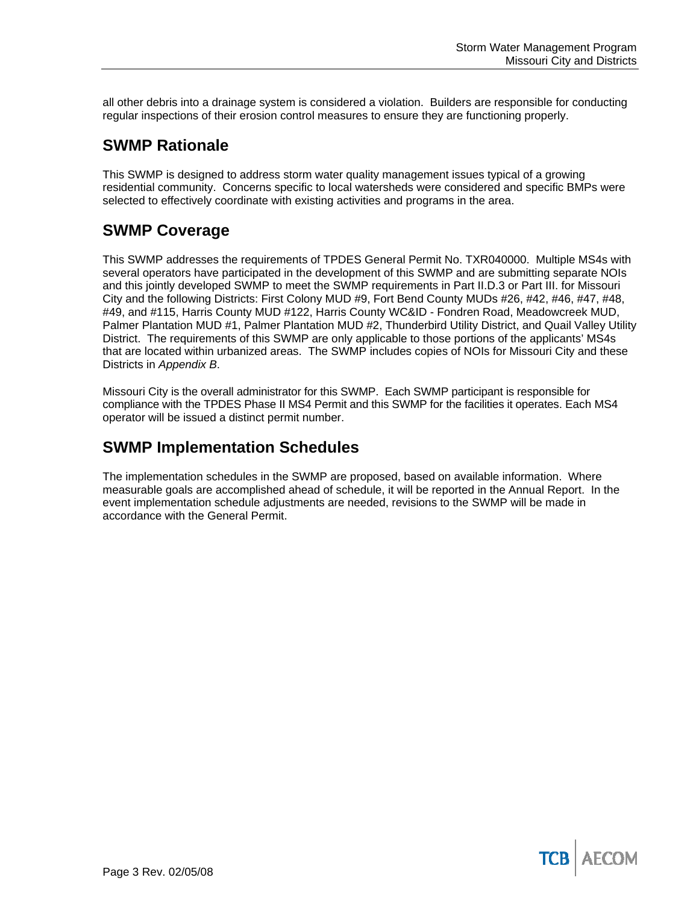all other debris into a drainage system is considered a violation. Builders are responsible for conducting regular inspections of their erosion control measures to ensure they are functioning properly.

## SWMP Rationale

This SWMP is designed to address storm water quality management issues typical of a growing residential community. Concerns specific to local watersheds were considered and specific BMPs were selected to effectively coordinate with existing activities and programs in the area.

## SWMP Coverage

This SWMP addresses the requirements of TPDES General Permit No. TXR040000. Multiple MS4s with several operators have participated in the development of this SWMP and are submitting separate NOIs and this jointly developed SWMP to meet the SWMP requirements in Part II.D.3 or Part III. for Missouri City and the following Districts: First Colony MUD #9, Fort Bend County MUDs #26, #42, #46, #47, #48, #49, and #115, Harris County MUD #122, Harris County WC&ID - Fondren Road, Meadowcreek MUD, Palmer Plantation MUD #1, Palmer Plantation MUD #2, Thunderbird Utility District, and Quail Valley Utility District. The requirements of this SWMP are only applicable to those portions of the applicants' MS4s that are located within urbanized areas. The SWMP includes copies of NOIs for Missouri City and these Districts in *Appendix B*.

Missouri City is the overall administrator for this SWMP. Each SWMP participant is responsible for compliance with the TPDES Phase II MS4 Permit and this SWMP for the facilities it operates. Each MS4 operator will be issued a distinct permit number.

## SWMP Implementation Schedules

The implementation schedules in the SWMP are proposed, based on available information. Where measurable goals are accomplished ahead of schedule, it will be reported in the Annual Report. In the event implementation schedule adjustments are needed, revisions to the SWMP will be made in accordance with the General Permit.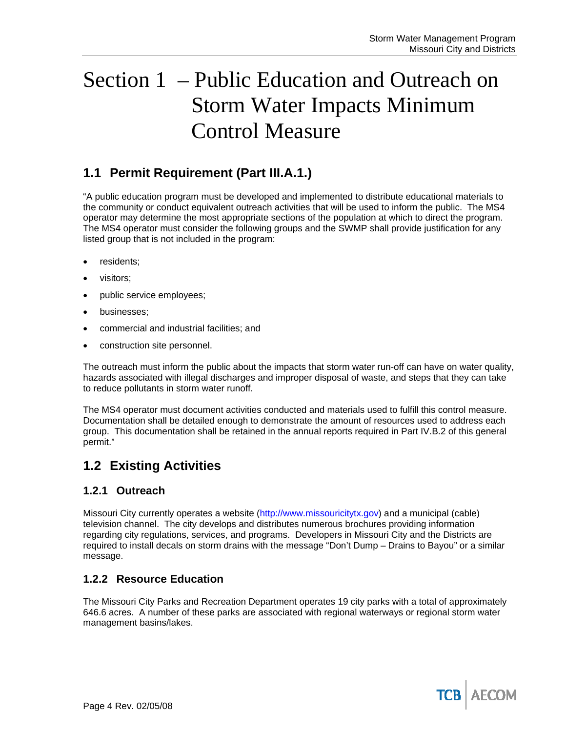# Section 1 – Public Education and Outreach on Storm Water Impacts Minimum Control Measure

## 1.1 Permit Requirement (Part III.A.1.)

"A public education program must be developed and implemented to distribute educational materials to the community or conduct equivalent outreach activities that will be used to inform the public. The MS4 operator may determine the most appropriate sections of the population at which to direct the program. The MS4 operator must consider the following groups and the SWMP shall provide justification for any listed group that is not included in the program:

- residents;
- visitors;
- public service employees;
- businesses;
- commercial and industrial facilities; and
- construction site personnel.

The outreach must inform the public about the impacts that storm water run-off can have on water quality, hazards associated with illegal discharges and improper disposal of waste, and steps that they can take to reduce pollutants in storm water runoff.

The MS4 operator must document activities conducted and materials used to fulfill this control measure. Documentation shall be detailed enough to demonstrate the amount of resources used to address each group. This documentation shall be retained in the annual reports required in Part IV.B.2 of this general permit."

## 1.2 Existing Activities

### 1.2.1 Outreach

Missouri City currently operates a website (http://www.missouricitytx.gov) and a municipal (cable) television channel. The city develops and distributes numerous brochures providing information regarding city regulations, services, and programs. Developers in Missouri City and the Districts are required to install decals on storm drains with the message "Don't Dump – Drains to Bayou" or a similar message.

### 1.2.2 Resource Education

The Missouri City Parks and Recreation Department operates 19 city parks with a total of approximately 646.6 acres. A number of these parks are associated with regional waterways or regional storm water management basins/lakes.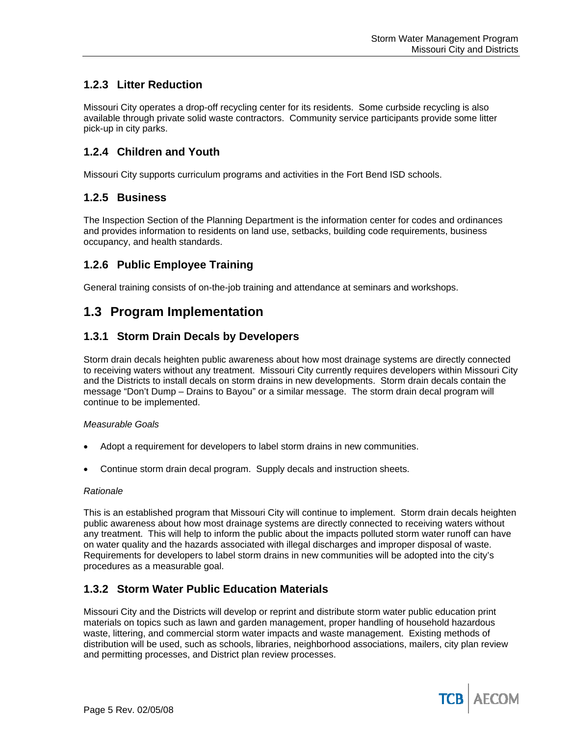### 1.2.3 Litter Reduction

Missouri City operates a drop-off recycling center for its residents. Some curbside recycling is also available through private solid waste contractors. Community service participants provide some litter pick-up in city parks.

### 1.2.4 Children and Youth

Missouri City supports curriculum programs and activities in the Fort Bend ISD schools.

### 1.2.5 Business

The Inspection Section of the Planning Department is the information center for codes and ordinances and provides information to residents on land use, setbacks, building code requirements, business occupancy, and health standards.

### 1.2.6 Public Employee Training

General training consists of on-the-job training and attendance at seminars and workshops.

## 1.3 Program Implementation

### 1.3.1 Storm Drain Decals by Developers

Storm drain decals heighten public awareness about how most drainage systems are directly connected to receiving waters without any treatment. Missouri City currently requires developers within Missouri City and the Districts to install decals on storm drains in new developments. Storm drain decals contain the message "Don't Dump – Drains to Bayou" or a similar message. The storm drain decal program will continue to be implemented.

*Measurable Goals*

- Adopt a requirement for developers to label storm drains in new communities.
- Continue storm drain decal program. Supply decals and instruction sheets.

*Rationale*

This is an established program that Missouri City will continue to implement. Storm drain decals heighten public awareness about how most drainage systems are directly connected to receiving waters without any treatment. This will help to inform the public about the impacts polluted storm water runoff can have on water quality and the hazards associated with illegal discharges and improper disposal of waste. Requirements for developers to label storm drains in new communities will be adopted into the city's procedures as a measurable goal.

### 1.3.2 Storm Water Public Education Materials

Missouri City and the Districts will develop or reprint and distribute storm water public education print materials on topics such as lawn and garden management, proper handling of household hazardous waste, littering, and commercial storm water impacts and waste management. Existing methods of distribution will be used, such as schools, libraries, neighborhood associations, mailers, city plan review and permitting processes, and District plan review processes.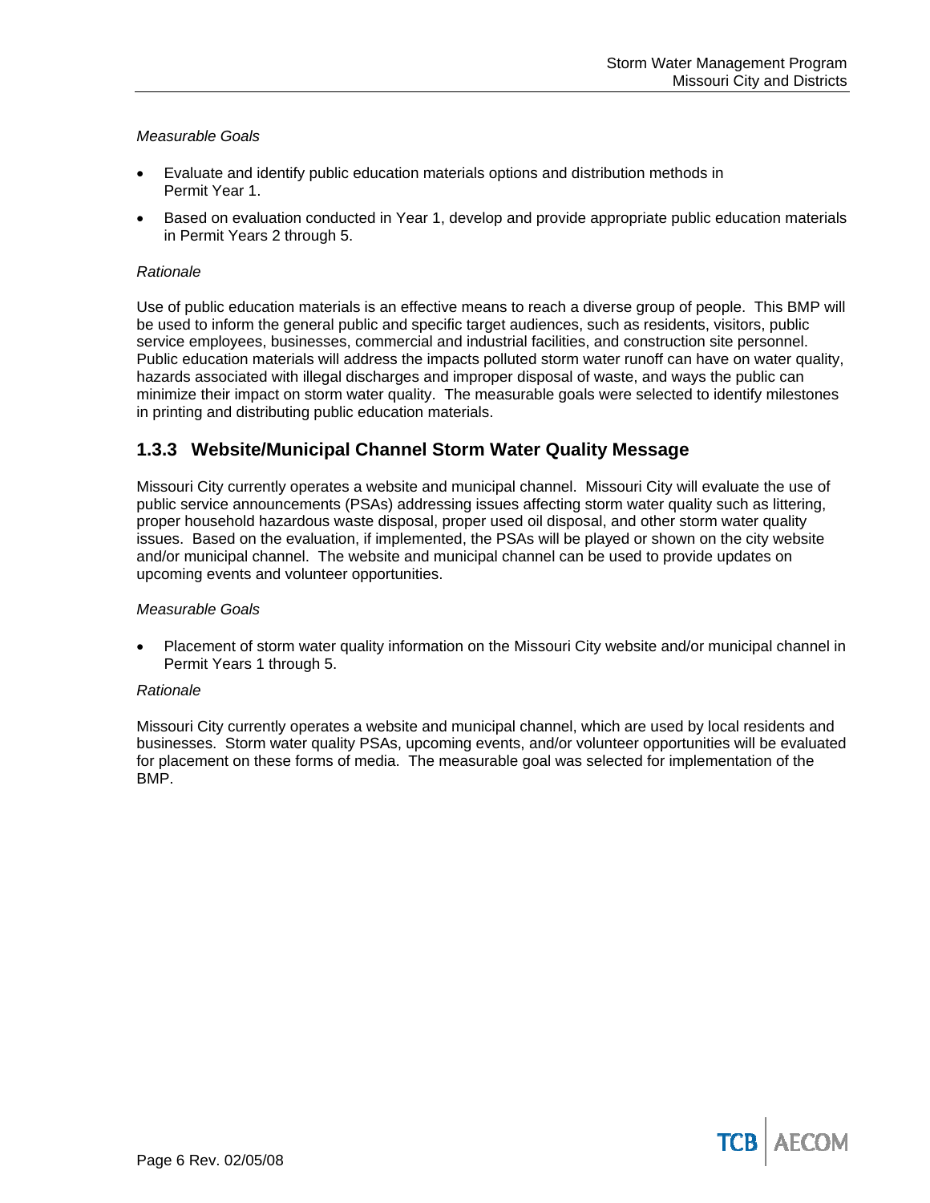*Measurable Goals*

- Evaluate and identify public education materials options and distribution methods in Permit Year 1.
- Based on evaluation conducted in Year 1, develop and provide appropriate public education materials in Permit Years 2 through 5.

*Rationale*

Use of public education materials is an effective means to reach a diverse group of people. This BMP will be used to inform the general public and specific target audiences, such as residents, visitors, public service employees, businesses, commercial and industrial facilities, and construction site personnel. Public education materials will address the impacts polluted storm water runoff can have on water quality, hazards associated with illegal discharges and improper disposal of waste, and ways the public can minimize their impact on storm water quality. The measurable goals were selected to identify milestones in printing and distributing public education materials.

### 1.3.3 Website/Municipal Channel Storm Water Quality Message

Missouri City currently operates a website and municipal channel. Missouri City will evaluate the use of public service announcements (PSAs) addressing issues affecting storm water quality such as littering, proper household hazardous waste disposal, proper used oil disposal, and other storm water quality issues. Based on the evaluation, if implemented, the PSAs will be played or shown on the city website and/or municipal channel. The website and municipal channel can be used to provide updates on upcoming events and volunteer opportunities.

*Measurable Goals*

- Placement of storm water quality information on the Missouri City website and/or municipal channel in Permit Years 1 through 5.

*Rationale*

Missouri City currently operates a website and municipal channel, which are used by local residents and businesses. Storm water quality PSAs, upcoming events, and/or volunteer opportunities will be evaluated for placement on these forms of media. The measurable goal was selected for implementation of the BMP.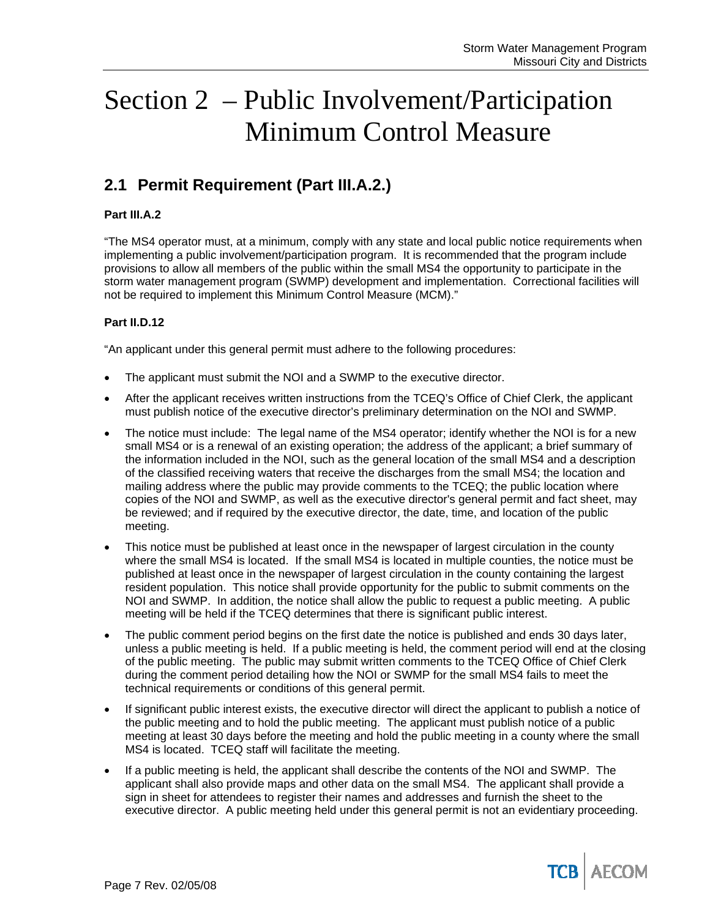# Section 2 – Public Involvement/Participation Minimum Control Measure

## 2.1 Permit Requirement (Part III.A.2.)

**Part III.A.2**

"The MS4 operator must, at a minimum, comply with any state and local public notice requirements when implementing a public involvement/participation program. It is recommended that the program include provisions to allow all members of the public within the small MS4 the opportunity to participate in the storm water management program (SWMP) development and implementation. Correctional facilities will not be required to implement this Minimum Control Measure (MCM)."

**Part II.D.12**

"An applicant under this general permit must adhere to the following procedures:

- The applicant must submit the NOI and a SWMP to the executive director.
- After the applicant receives written instructions from the TCEQ's Office of Chief Clerk, the applicant must publish notice of the executive director's preliminary determination on the NOI and SWMP.
- The notice must include: The legal name of the MS4 operator; identify whether the NOI is for a new small MS4 or is a renewal of an existing operation; the address of the applicant; a brief summary of the information included in the NOI, such as the general location of the small MS4 and a description of the classified receiving waters that receive the discharges from the small MS4; the location and mailing address where the public may provide comments to the TCEQ; the public location where copies of the NOI and SWMP, as well as the executive director's general permit and fact sheet, may be reviewed; and if required by the executive director, the date, time, and location of the public meeting.
- This notice must be published at least once in the newspaper of largest circulation in the county where the small MS4 is located. If the small MS4 is located in multiple counties, the notice must be published at least once in the newspaper of largest circulation in the county containing the largest resident population. This notice shall provide opportunity for the public to submit comments on the NOI and SWMP. In addition, the notice shall allow the public to request a public meeting. A public meeting will be held if the TCEQ determines that there is significant public interest.
- The public comment period begins on the first date the notice is published and ends 30 days later, unless a public meeting is held. If a public meeting is held, the comment period will end at the closing of the public meeting. The public may submit written comments to the TCEQ Office of Chief Clerk during the comment period detailing how the NOI or SWMP for the small MS4 fails to meet the technical requirements or conditions of this general permit.
- If significant public interest exists, the executive director will direct the applicant to publish a notice of the public meeting and to hold the public meeting. The applicant must publish notice of a public meeting at least 30 days before the meeting and hold the public meeting in a county where the small MS4 is located. TCEQ staff will facilitate the meeting.
- If a public meeting is held, the applicant shall describe the contents of the NOI and SWMP. The applicant shall also provide maps and other data on the small MS4. The applicant shall provide a sign in sheet for attendees to register their names and addresses and furnish the sheet to the executive director. A public meeting held under this general permit is not an evidentiary proceeding.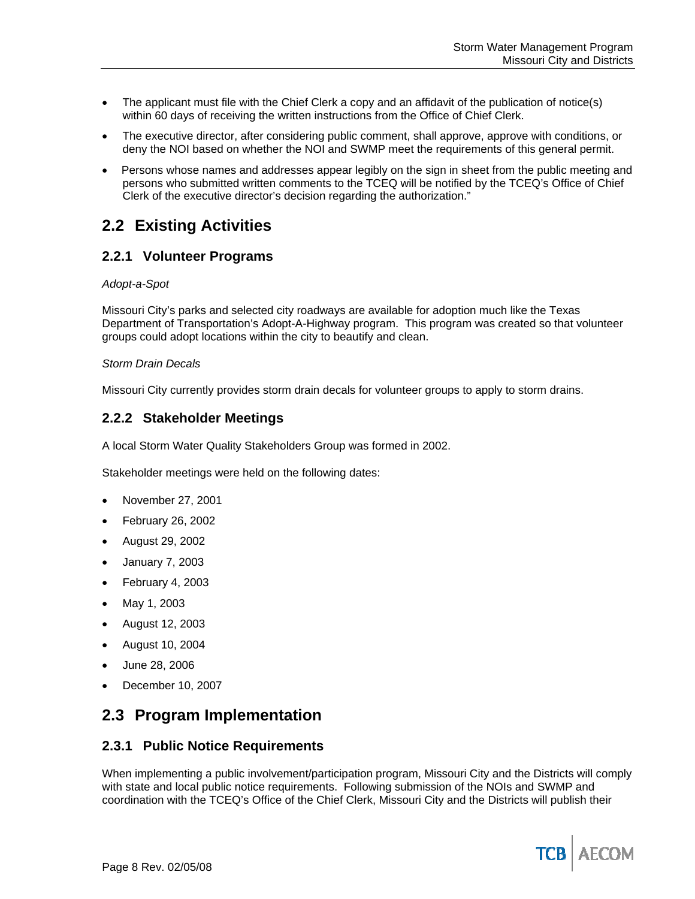- The applicant must file with the Chief Clerk a copy and an affidavit of the publication of notice(s) within 60 days of receiving the written instructions from the Office of Chief Clerk.
- The executive director, after considering public comment, shall approve, approve with conditions, or deny the NOI based on whether the NOI and SWMP meet the requirements of this general permit.
- Persons whose names and addresses appear legibly on the sign in sheet from the public meeting and persons who submitted written comments to the TCEQ will be notified by the TCEQ's Office of Chief Clerk of the executive director's decision regarding the authorization."

## 2.2 Existing Activities

### 2.2.1 Volunteer Programs

*Adopt-a-Spot*

Missouri City's parks and selected city roadways are available for adoption much like the Texas Department of Transportation's Adopt-A-Highway program. This program was created so that volunteer groups could adopt locations within the city to beautify and clean.

*Storm Drain Decals*

Missouri City currently provides storm drain decals for volunteer groups to apply to storm drains.

### 2.2.2 Stakeholder Meetings

A local Storm Water Quality Stakeholders Group was formed in 2002.

Stakeholder meetings were held on the following dates:

- November 27, 2001
- February 26, 2002
- August 29, 2002
- January 7, 2003
- February 4, 2003
- May 1, 2003
- August 12, 2003
- August 10, 2004
- June 28, 2006
- December 10, 2007

## 2.3 Program Implementation

### 2.3.1 Public Notice Requirements

When implementing a public involvement/participation program, Missouri City and the Districts will comply with state and local public notice requirements. Following submission of the NOIs and SWMP and coordination with the TCEQ's Office of the Chief Clerk, Missouri City and the Districts will publish their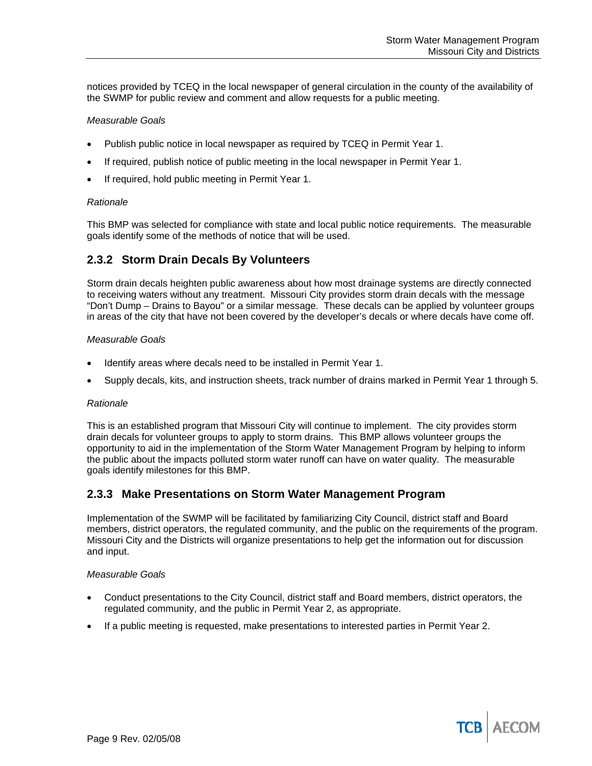notices provided by TCEQ in the local newspaper of general circulation in the county of the availability of the SWMP for public review and comment and allow requests for a public meeting.

*Measurable Goals*

- Publish public notice in local newspaper as required by TCEQ in Permit Year 1.
- If required, publish notice of public meeting in the local newspaper in Permit Year 1.
- If required, hold public meeting in Permit Year 1.

*Rationale*

This BMP was selected for compliance with state and local public notice requirements. The measurable goals identify some of the methods of notice that will be used.

### 2.3.2 Storm Drain Decals By Volunteers

Storm drain decals heighten public awareness about how most drainage systems are directly connected to receiving waters without any treatment. Missouri City provides storm drain decals with the message "Don't Dump – Drains to Bayou" or a similar message. These decals can be applied by volunteer groups in areas of the city that have not been covered by the developer's decals or where decals have come off.

*Measurable Goals*

- Identify areas where decals need to be installed in Permit Year 1.
- Supply decals, kits, and instruction sheets, track number of drains marked in Permit Year 1 through 5.

*Rationale*

This is an established program that Missouri City will continue to implement. The city provides storm drain decals for volunteer groups to apply to storm drains. This BMP allows volunteer groups the opportunity to aid in the implementation of the Storm Water Management Program by helping to inform the public about the impacts polluted storm water runoff can have on water quality. The measurable goals identify milestones for this BMP.

### 2.3.3 Make Presentations on Storm Water Management Program

Implementation of the SWMP will be facilitated by familiarizing City Council, district staff and Board members, district operators, the regulated community, and the public on the requirements of the program. Missouri City and the Districts will organize presentations to help get the information out for discussion and input.

*Measurable Goals*

- Conduct presentations to the City Council, district staff and Board members, district operators, the regulated community, and the public in Permit Year 2, as appropriate.
- If a public meeting is requested, make presentations to interested parties in Permit Year 2.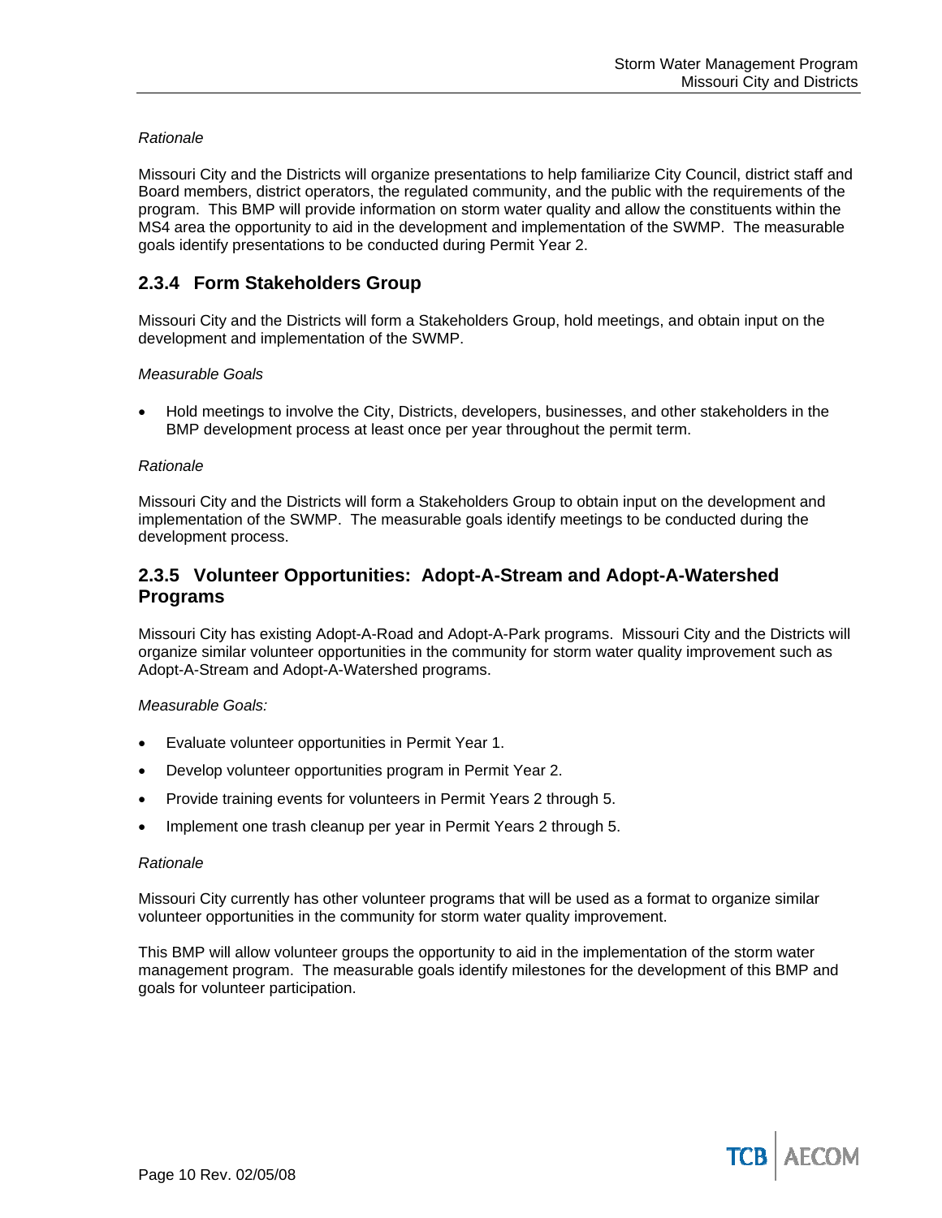*Rationale*

Missouri City and the Districts will organize presentations to help familiarize City Council, district staff and Board members, district operators, the regulated community, and the public with the requirements of the program. This BMP will provide information on storm water quality and allow the constituents within the MS4 area the opportunity to aid in the development and implementation of the SWMP. The measurable goals identify presentations to be conducted during Permit Year 2.

### 2.3.4 Form Stakeholders Group

Missouri City and the Districts will form a Stakeholders Group, hold meetings, and obtain input on the development and implementation of the SWMP.

*Measurable Goals*

- Hold meetings to involve the City, Districts, developers, businesses, and other stakeholders in the BMP development process at least once per year throughout the permit term.

*Rationale*

Missouri City and the Districts will form a Stakeholders Group to obtain input on the development and implementation of the SWMP. The measurable goals identify meetings to be conducted during the development process.

### 2.3.5 Volunteer Opportunities: Adopt-A-Stream and Adopt-A-Watershed Programs

Missouri City has existing Adopt-A-Road and Adopt-A-Park programs. Missouri City and the Districts will organize similar volunteer opportunities in the community for storm water quality improvement such as Adopt-A-Stream and Adopt-A-Watershed programs.

*Measurable Goals:*

- Evaluate volunteer opportunities in Permit Year 1.
- Develop volunteer opportunities program in Permit Year 2.
- Provide training events for volunteers in Permit Years 2 through 5.
- Implement one trash cleanup per year in Permit Years 2 through 5.

*Rationale*

Missouri City currently has other volunteer programs that will be used as a format to organize similar volunteer opportunities in the community for storm water quality improvement.

This BMP will allow volunteer groups the opportunity to aid in the implementation of the storm water management program. The measurable goals identify milestones for the development of this BMP and goals for volunteer participation.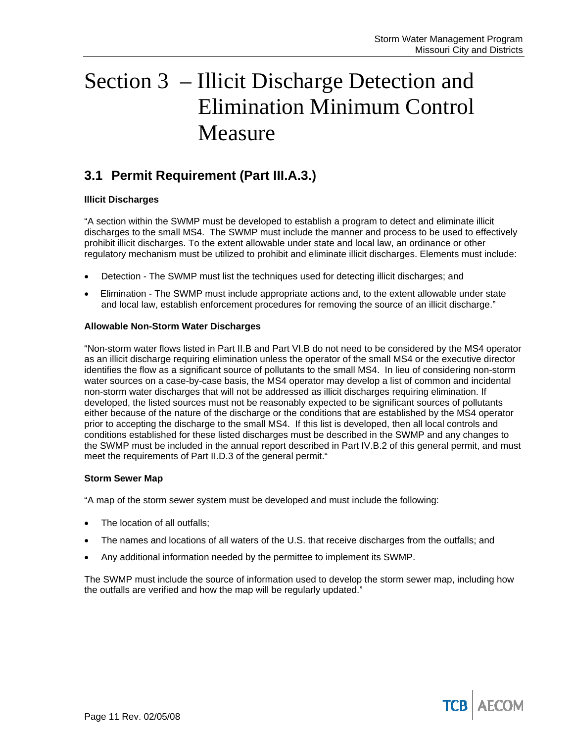# Section 3 – Illicit Discharge Detection and Elimination Minimum Control Measure

## 3.1 Permit Requirement (Part III.A.3.)

**Illicit Discharges**

"A section within the SWMP must be developed to establish a program to detect and eliminate illicit discharges to the small MS4. The SWMP must include the manner and process to be used to effectively prohibit illicit discharges. To the extent allowable under state and local law, an ordinance or other regulatory mechanism must be utilized to prohibit and eliminate illicit discharges. Elements must include:

- Detection - The SWMP must list the techniques used for detecting illicit discharges; and
- Elimination - The SWMP must include appropriate actions and, to the extent allowable under state and local law, establish enforcement procedures for removing the source of an illicit discharge."

**Allowable Non-Storm Water Discharges**

"Non-storm water flows listed in Part II.B and Part VI.B do not need to be considered by the MS4 operator as an illicit discharge requiring elimination unless the operator of the small MS4 or the executive director identifies the flow as a significant source of pollutants to the small MS4. In lieu of considering non-storm water sources on a case-by-case basis, the MS4 operator may develop a list of common and incidental non-storm water discharges that will not be addressed as illicit discharges requiring elimination. If developed, the listed sources must not be reasonably expected to be significant sources of pollutants either because of the nature of the discharge or the conditions that are established by the MS4 operator prior to accepting the discharge to the small MS4. If this list is developed, then all local controls and conditions established for these listed discharges must be described in the SWMP and any changes to the SWMP must be included in the annual report described in Part IV.B.2 of this general permit, and must meet the requirements of Part II.D.3 of the general permit."

**Storm Sewer Map**

"A map of the storm sewer system must be developed and must include the following:

- The location of all outfalls;
- The names and locations of all waters of the U.S. that receive discharges from the outfalls; and
- Any additional information needed by the permittee to implement its SWMP.

The SWMP must include the source of information used to develop the storm sewer map, including how the outfalls are verified and how the map will be regularly updated."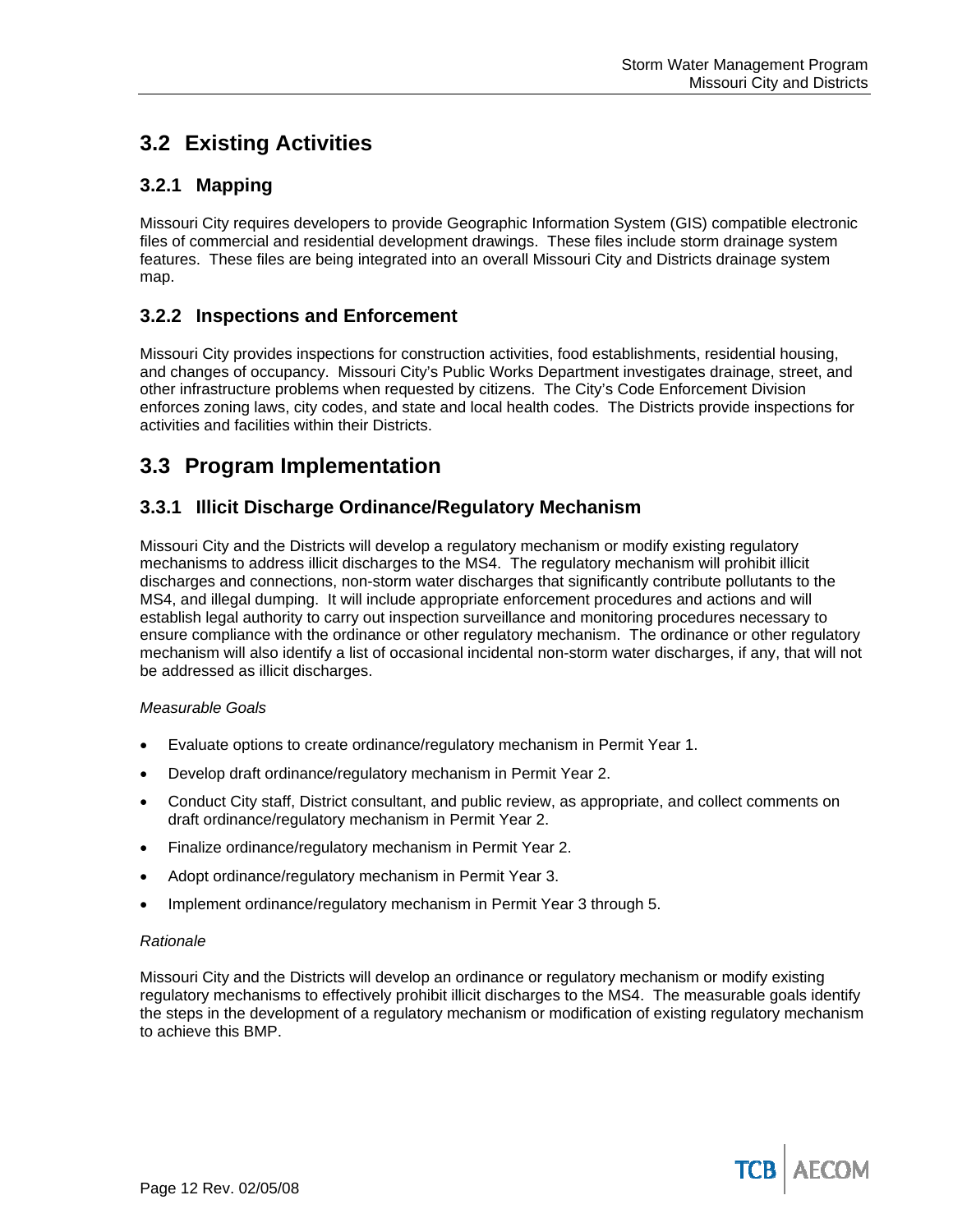## 3.2 Existing Activities

### 3.2.1 Mapping

Missouri City requires developers to provide Geographic Information System (GIS) compatible electronic files of commercial and residential development drawings. These files include storm drainage system features. These files are being integrated into an overall Missouri City and Districts drainage system map.

### 3.2.2 Inspections and Enforcement

Missouri City provides inspections for construction activities, food establishments, residential housing, and changes of occupancy. Missouri City's Public Works Department investigates drainage, street, and other infrastructure problems when requested by citizens. The City's Code Enforcement Division enforces zoning laws, city codes, and state and local health codes. The Districts provide inspections for activities and facilities within their Districts.

## 3.3 Program Implementation

### 3.3.1 Illicit Discharge Ordinance/Regulatory Mechanism

Missouri City and the Districts will develop a regulatory mechanism or modify existing regulatory mechanisms to address illicit discharges to the MS4. The regulatory mechanism will prohibit illicit discharges and connections, non-storm water discharges that significantly contribute pollutants to the MS4, and illegal dumping. It will include appropriate enforcement procedures and actions and will establish legal authority to carry out inspection surveillance and monitoring procedures necessary to ensure compliance with the ordinance or other regulatory mechanism. The ordinance or other regulatory mechanism will also identify a list of occasional incidental non-storm water discharges, if any, that will not be addressed as illicit discharges.

*Measurable Goals*

- Evaluate options to create ordinance/regulatory mechanism in Permit Year 1.
- Develop draft ordinance/regulatory mechanism in Permit Year 2.
- Conduct City staff, District consultant, and public review, as appropriate, and collect comments on draft ordinance/regulatory mechanism in Permit Year 2.
- Finalize ordinance/regulatory mechanism in Permit Year 2.
- Adopt ordinance/regulatory mechanism in Permit Year 3.
- Implement ordinance/regulatory mechanism in Permit Year 3 through 5.

*Rationale*

Missouri City and the Districts will develop an ordinance or regulatory mechanism or modify existing regulatory mechanisms to effectively prohibit illicit discharges to the MS4. The measurable goals identify the steps in the development of a regulatory mechanism or modification of existing regulatory mechanism to achieve this BMP.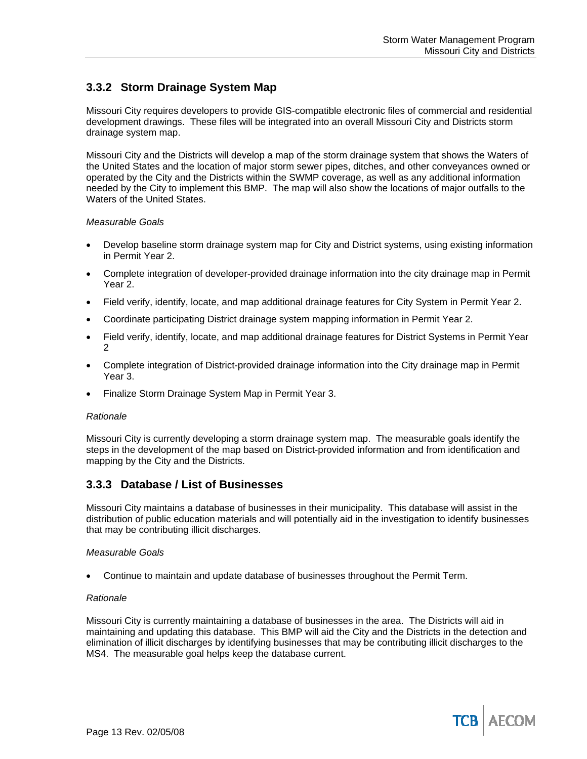### 3.3.2 Storm Drainage System Map

Missouri City requires developers to provide GIS-compatible electronic files of commercial and residential development drawings. These files will be integrated into an overall Missouri City and Districts storm drainage system map.

Missouri City and the Districts will develop a map of the storm drainage system that shows the Waters of the United States and the location of major storm sewer pipes, ditches, and other conveyances owned or operated by the City and the Districts within the SWMP coverage, as well as any additional information needed by the City to implement this BMP. The map will also show the locations of major outfalls to the Waters of the United States.

*Measurable Goals*

- Develop baseline storm drainage system map for City and District systems, using existing information in Permit Year 2.
- Complete integration of developer-provided drainage information into the city drainage map in Permit Year 2.
- Field verify, identify, locate, and map additional drainage features for City System in Permit Year 2.
- Coordinate participating District drainage system mapping information in Permit Year 2.
- Field verify, identify, locate, and map additional drainage features for District Systems in Permit Year 2
- Complete integration of District-provided drainage information into the City drainage map in Permit Year 3.
- Finalize Storm Drainage System Map in Permit Year 3.

*Rationale*

Missouri City is currently developing a storm drainage system map. The measurable goals identify the steps in the development of the map based on District-provided information and from identification and mapping by the City and the Districts.

### 3.3.3 Database / List of Businesses

Missouri City maintains a database of businesses in their municipality. This database will assist in the distribution of public education materials and will potentially aid in the investigation to identify businesses that may be contributing illicit discharges.

*Measurable Goals*

- Continue to maintain and update database of businesses throughout the Permit Term.

*Rationale*

Missouri City is currently maintaining a database of businesses in the area. The Districts will aid in maintaining and updating this database. This BMP will aid the City and the Districts in the detection and elimination of illicit discharges by identifying businesses that may be contributing illicit discharges to the MS4. The measurable goal helps keep the database current.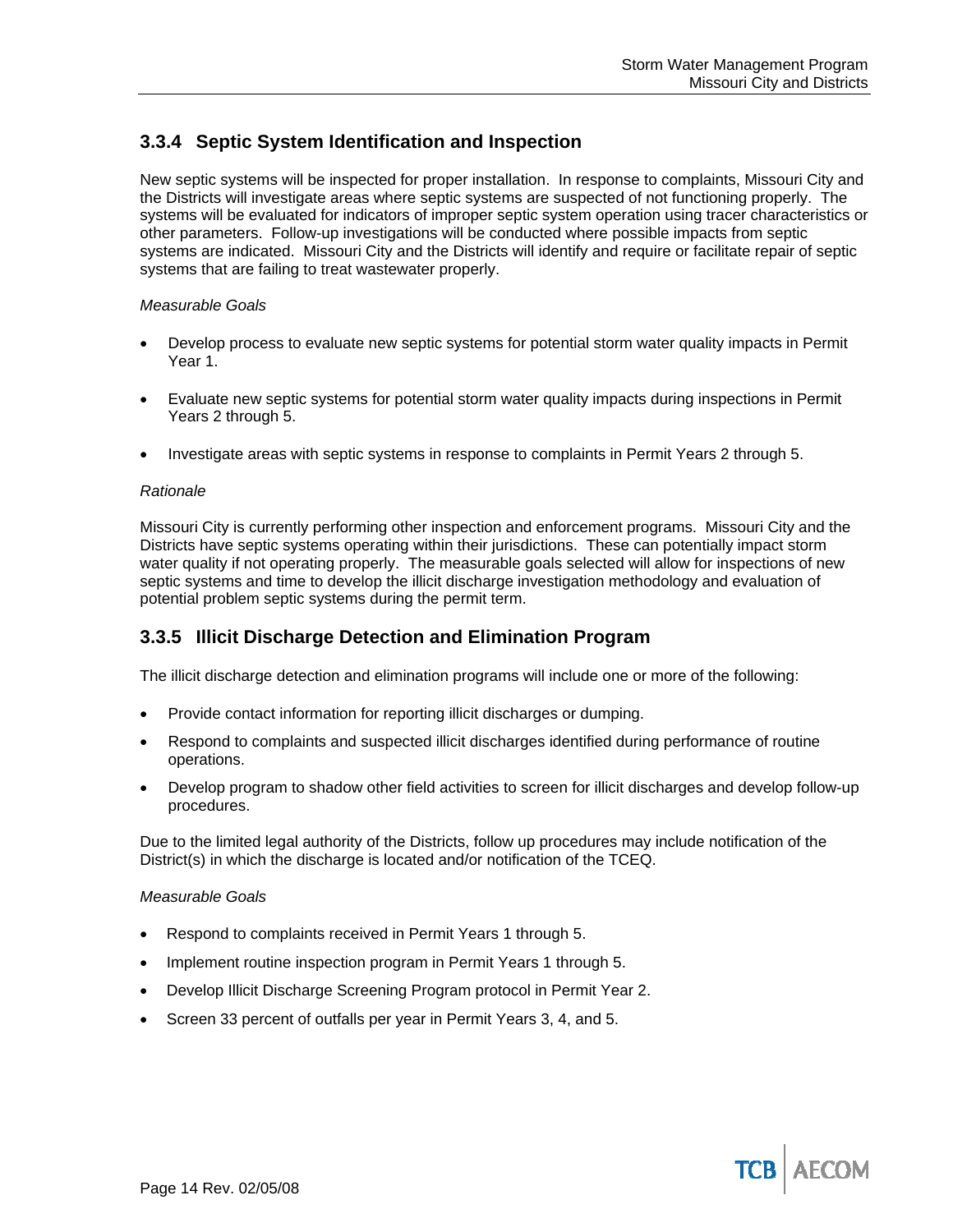### 3.3.4 Septic System Identification and Inspection

New septic systems will be inspected for proper installation. In response to complaints, Missouri City and the Districts will investigate areas where septic systems are suspected of not functioning properly. The systems will be evaluated for indicators of improper septic system operation using tracer characteristics or other parameters. Follow-up investigations will be conducted where possible impacts from septic systems are indicated. Missouri City and the Districts will identify and require or facilitate repair of septic systems that are failing to treat wastewater properly.

*Measurable Goals*

- Develop process to evaluate new septic systems for potential storm water quality impacts in Permit Year 1.
- Evaluate new septic systems for potential storm water quality impacts during inspections in Permit Years 2 through 5.
- Investigate areas with septic systems in response to complaints in Permit Years 2 through 5.

*Rationale*

Missouri City is currently performing other inspection and enforcement programs. Missouri City and the Districts have septic systems operating within their jurisdictions. These can potentially impact storm water quality if not operating properly. The measurable goals selected will allow for inspections of new septic systems and time to develop the illicit discharge investigation methodology and evaluation of potential problem septic systems during the permit term.

### 3.3.5 Illicit Discharge Detection and Elimination Program

The illicit discharge detection and elimination programs will include one or more of the following:

- Provide contact information for reporting illicit discharges or dumping.
- Respond to complaints and suspected illicit discharges identified during performance of routine operations.
- Develop program to shadow other field activities to screen for illicit discharges and develop follow-up procedures.

Due to the limited legal authority of the Districts, follow up procedures may include notification of the District(s) in which the discharge is located and/or notification of the TCEQ.

*Measurable Goals*

- Respond to complaints received in Permit Years 1 through 5.
- Implement routine inspection program in Permit Years 1 through 5.
- Develop Illicit Discharge Screening Program protocol in Permit Year 2.
- Screen 33 percent of outfalls per year in Permit Years 3, 4, and 5.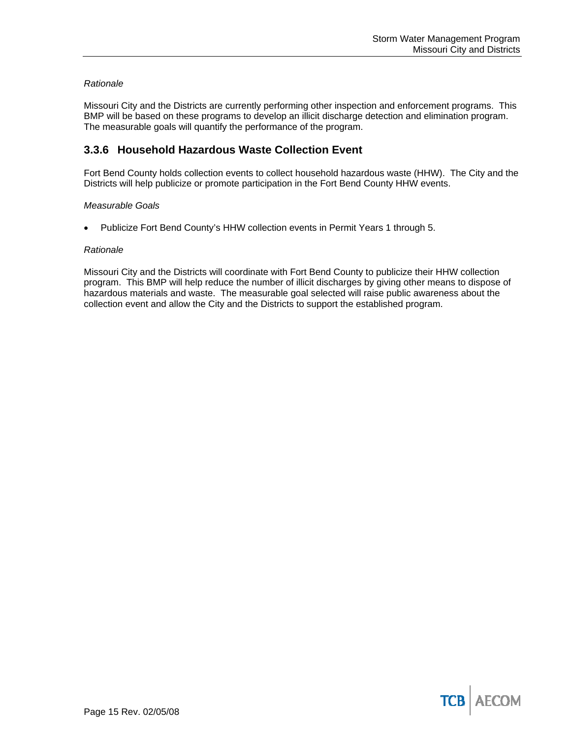*Rationale*

Missouri City and the Districts are currently performing other inspection and enforcement programs. This BMP will be based on these programs to develop an illicit discharge detection and elimination program. The measurable goals will quantify the performance of the program.

### 3.3.6 Household Hazardous Waste Collection Event

Fort Bend County holds collection events to collect household hazardous waste (HHW). The City and the Districts will help publicize or promote participation in the Fort Bend County HHW events.

*Measurable Goals*

- Publicize Fort Bend County's HHW collection events in Permit Years 1 through 5.

*Rationale*

Missouri City and the Districts will coordinate with Fort Bend County to publicize their HHW collection program. This BMP will help reduce the number of illicit discharges by giving other means to dispose of hazardous materials and waste. The measurable goal selected will raise public awareness about the collection event and allow the City and the Districts to support the established program.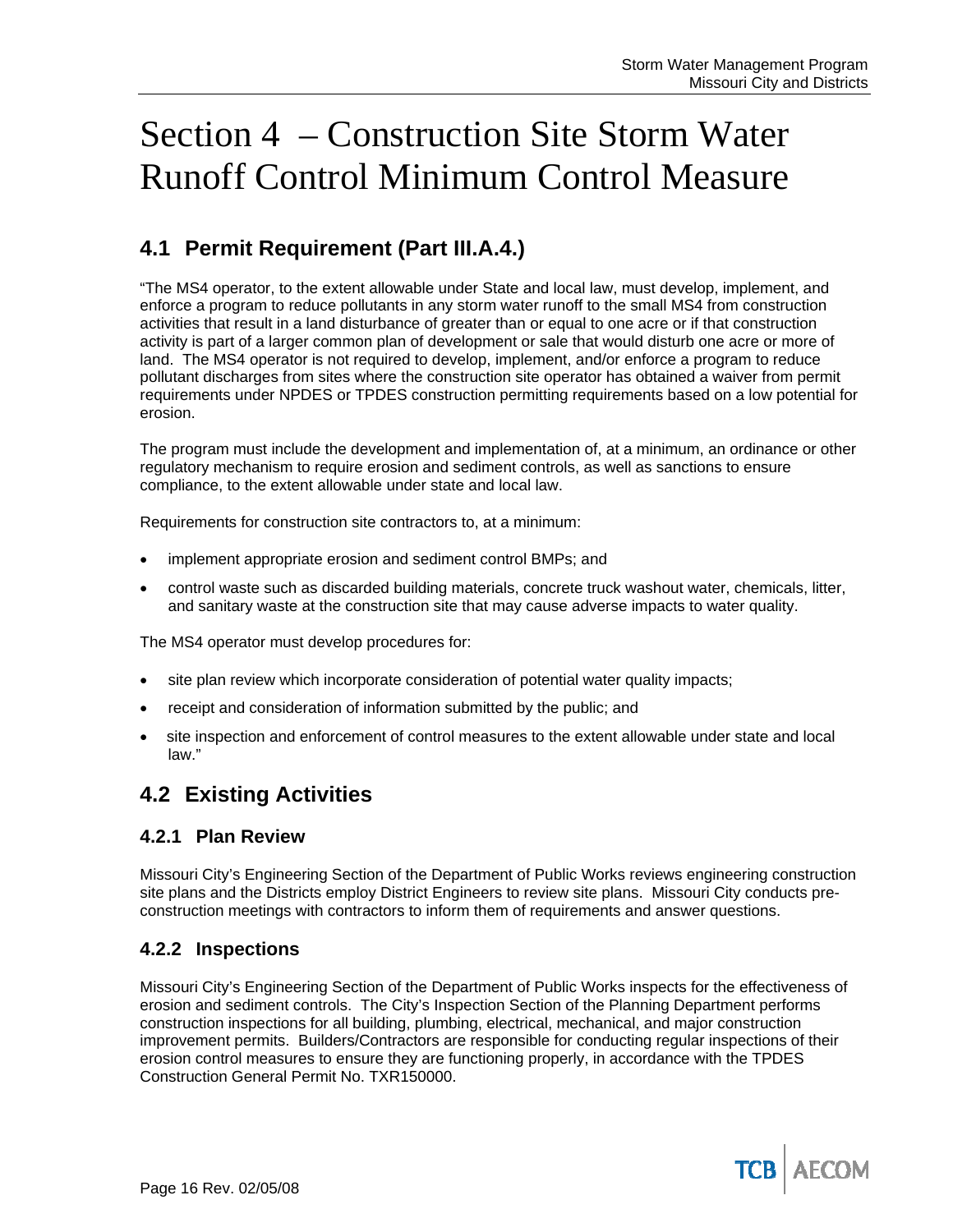# Section 4 – Construction Site Storm Water Runoff Control Minimum Control Measure

## 4.1 Permit Requirement (Part III.A.4.)

"The MS4 operator, to the extent allowable under State and local law, must develop, implement, and enforce a program to reduce pollutants in any storm water runoff to the small MS4 from construction activities that result in a land disturbance of greater than or equal to one acre or if that construction activity is part of a larger common plan of development or sale that would disturb one acre or more of land. The MS4 operator is not required to develop, implement, and/or enforce a program to reduce pollutant discharges from sites where the construction site operator has obtained a waiver from permit requirements under NPDES or TPDES construction permitting requirements based on a low potential for erosion.

The program must include the development and implementation of, at a minimum, an ordinance or other regulatory mechanism to require erosion and sediment controls, as well as sanctions to ensure compliance, to the extent allowable under state and local law.

Requirements for construction site contractors to, at a minimum:

- implement appropriate erosion and sediment control BMPs; and
- control waste such as discarded building materials, concrete truck washout water, chemicals, litter, and sanitary waste at the construction site that may cause adverse impacts to water quality.

The MS4 operator must develop procedures for:

- site plan review which incorporate consideration of potential water quality impacts;
- receipt and consideration of information submitted by the public; and
- site inspection and enforcement of control measures to the extent allowable under state and local law."

## 4.2 Existing Activities

### 4.2.1 Plan Review

Missouri City's Engineering Section of the Department of Public Works reviews engineering construction site plans and the Districts employ District Engineers to review site plans. Missouri City conducts pre-construction meetings with contractors to inform them of requirements and answer questions.

### 4.2.2 Inspections

Missouri City's Engineering Section of the Department of Public Works inspects for the effectiveness of erosion and sediment controls. The City's Inspection Section of the Planning Department performs construction inspections for all building, plumbing, electrical, mechanical, and major construction improvement permits. Builders/Contractors are responsible for conducting regular inspections of their erosion control measures to ensure they are functioning properly, in accordance with the TPDES Construction General Permit No. TXR150000.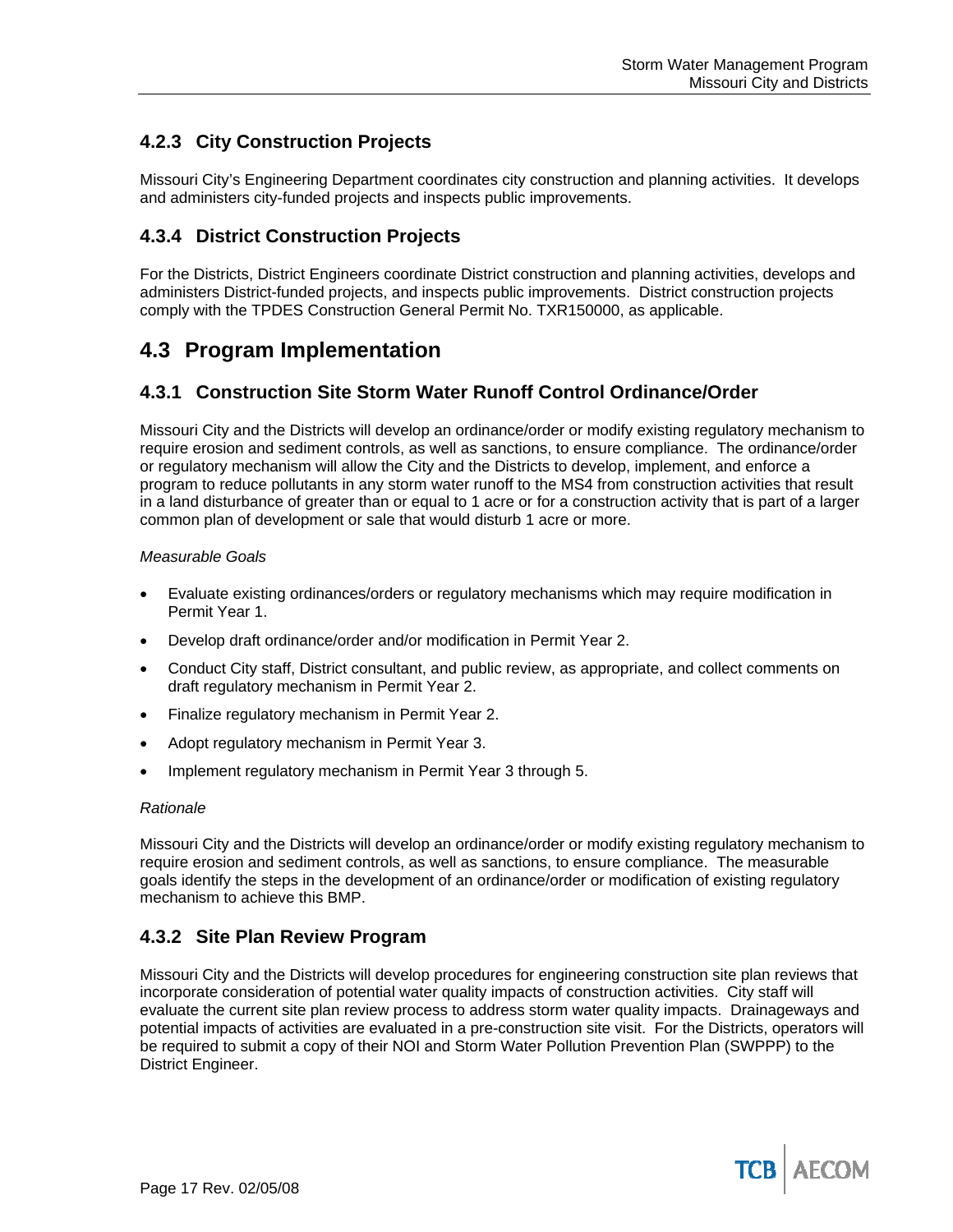### 4.2.3 City Construction Projects

Missouri City's Engineering Department coordinates city construction and planning activities. It develops and administers city-funded projects and inspects public improvements.

### 4.3.4 District Construction Projects

For the Districts, District Engineers coordinate District construction and planning activities, develops and administers District-funded projects, and inspects public improvements. District construction projects comply with the TPDES Construction General Permit No. TXR150000, as applicable.

## 4.3 Program Implementation

### 4.3.1 Construction Site Storm Water Runoff Control Ordinance/Order

Missouri City and the Districts will develop an ordinance/order or modify existing regulatory mechanism to require erosion and sediment controls, as well as sanctions, to ensure compliance. The ordinance/order or regulatory mechanism will allow the City and the Districts to develop, implement, and enforce a program to reduce pollutants in any storm water runoff to the MS4 from construction activities that result in a land disturbance of greater than or equal to 1 acre or for a construction activity that is part of a larger common plan of development or sale that would disturb 1 acre or more.

*Measurable Goals*

- Evaluate existing ordinances/orders or regulatory mechanisms which may require modification in Permit Year 1.
- Develop draft ordinance/order and/or modification in Permit Year 2.
- Conduct City staff, District consultant, and public review, as appropriate, and collect comments on draft regulatory mechanism in Permit Year 2.
- Finalize regulatory mechanism in Permit Year 2.
- Adopt regulatory mechanism in Permit Year 3.
- Implement regulatory mechanism in Permit Year 3 through 5.

*Rationale*

Missouri City and the Districts will develop an ordinance/order or modify existing regulatory mechanism to require erosion and sediment controls, as well as sanctions, to ensure compliance. The measurable goals identify the steps in the development of an ordinance/order or modification of existing regulatory mechanism to achieve this BMP.

### 4.3.2 Site Plan Review Program

Missouri City and the Districts will develop procedures for engineering construction site plan reviews that incorporate consideration of potential water quality impacts of construction activities. City staff will evaluate the current site plan review process to address storm water quality impacts. Drainageways and potential impacts of activities are evaluated in a pre-construction site visit. For the Districts, operators will be required to submit a copy of their NOI and Storm Water Pollution Prevention Plan (SWPPP) to the District Engineer.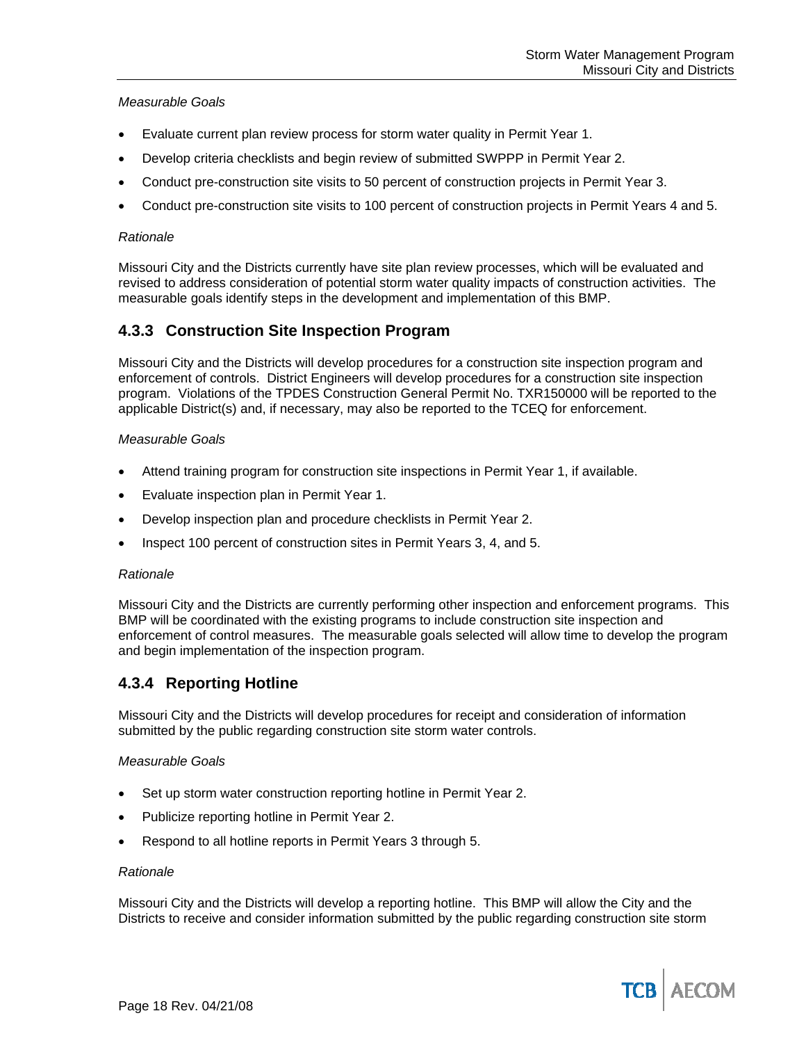*Measurable Goals*

- Evaluate current plan review process for storm water quality in Permit Year 1.
- Develop criteria checklists and begin review of submitted SWPPP in Permit Year 2.
- Conduct pre-construction site visits to 50 percent of construction projects in Permit Year 3.
- Conduct pre-construction site visits to 100 percent of construction projects in Permit Years 4 and 5.

*Rationale*

Missouri City and the Districts currently have site plan review processes, which will be evaluated and revised to address consideration of potential storm water quality impacts of construction activities. The measurable goals identify steps in the development and implementation of this BMP.

### 4.3.3 Construction Site Inspection Program

Missouri City and the Districts will develop procedures for a construction site inspection program and enforcement of controls. District Engineers will develop procedures for a construction site inspection program. Violations of the TPDES Construction General Permit No. TXR150000 will be reported to the applicable District(s) and, if necessary, may also be reported to the TCEQ for enforcement.

*Measurable Goals*

- Attend training program for construction site inspections in Permit Year 1, if available.
- Evaluate inspection plan in Permit Year 1.
- Develop inspection plan and procedure checklists in Permit Year 2.
- Inspect 100 percent of construction sites in Permit Years 3, 4, and 5.

*Rationale*

Missouri City and the Districts are currently performing other inspection and enforcement programs. This BMP will be coordinated with the existing programs to include construction site inspection and enforcement of control measures. The measurable goals selected will allow time to develop the program and begin implementation of the inspection program.

### 4.3.4 Reporting Hotline

Missouri City and the Districts will develop procedures for receipt and consideration of information submitted by the public regarding construction site storm water controls.

*Measurable Goals*

- Set up storm water construction reporting hotline in Permit Year 2.
- Publicize reporting hotline in Permit Year 2.
- Respond to all hotline reports in Permit Years 3 through 5.

*Rationale*

Missouri City and the Districts will develop a reporting hotline. This BMP will allow the City and the Districts to receive and consider information submitted by the public regarding construction site storm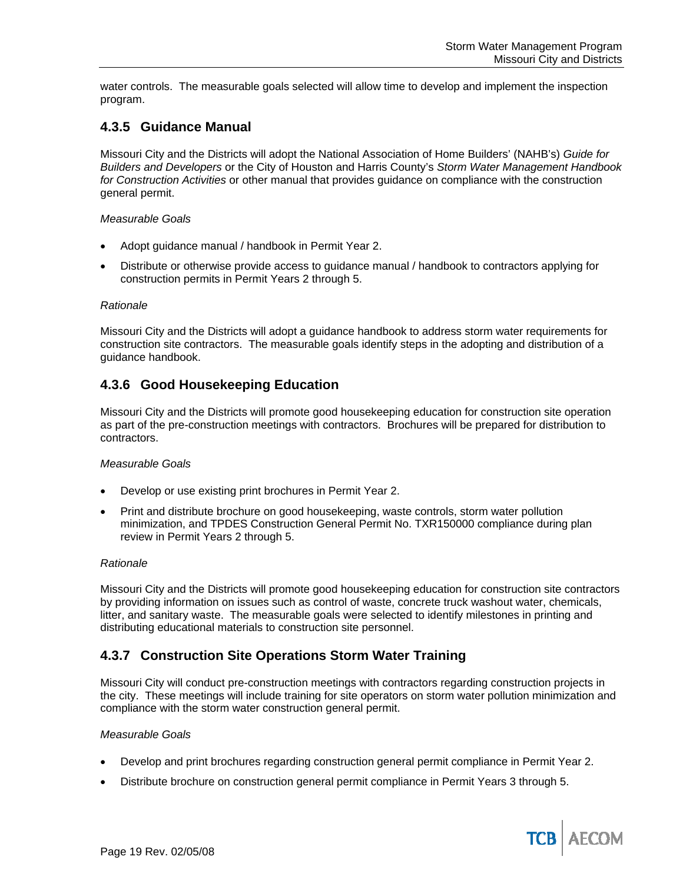water controls. The measurable goals selected will allow time to develop and implement the inspection program.

### 4.3.5 Guidance Manual

Missouri City and the Districts will adopt the National Association of Home Builders' (NAHB's) *Guide for Builders and Developers* or the City of Houston and Harris County's *Storm Water Management Handbook for Construction Activities* or other manual that provides guidance on compliance with the construction general permit.

*Measurable Goals*

- Adopt guidance manual / handbook in Permit Year 2.
- Distribute or otherwise provide access to guidance manual / handbook to contractors applying for construction permits in Permit Years 2 through 5.

*Rationale*

Missouri City and the Districts will adopt a guidance handbook to address storm water requirements for construction site contractors. The measurable goals identify steps in the adopting and distribution of a guidance handbook.

### 4.3.6 Good Housekeeping Education

Missouri City and the Districts will promote good housekeeping education for construction site operation as part of the pre-construction meetings with contractors. Brochures will be prepared for distribution to contractors.

*Measurable Goals*

- Develop or use existing print brochures in Permit Year 2.
- Print and distribute brochure on good housekeeping, waste controls, storm water pollution minimization, and TPDES Construction General Permit No. TXR150000 compliance during plan review in Permit Years 2 through 5.

*Rationale*

Missouri City and the Districts will promote good housekeeping education for construction site contractors by providing information on issues such as control of waste, concrete truck washout water, chemicals, litter, and sanitary waste. The measurable goals were selected to identify milestones in printing and distributing educational materials to construction site personnel.

### 4.3.7 Construction Site Operations Storm Water Training

Missouri City will conduct pre-construction meetings with contractors regarding construction projects in the city. These meetings will include training for site operators on storm water pollution minimization and compliance with the storm water construction general permit.

*Measurable Goals*

- Develop and print brochures regarding construction general permit compliance in Permit Year 2.
- Distribute brochure on construction general permit compliance in Permit Years 3 through 5.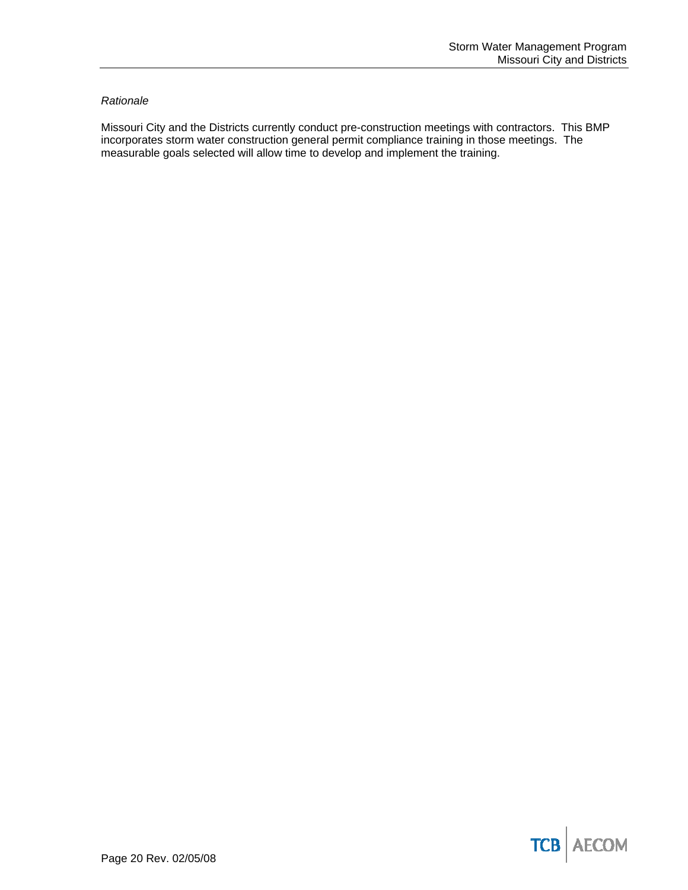*Rationale*

Missouri City and the Districts currently conduct pre-construction meetings with contractors. This BMP incorporates storm water construction general permit compliance training in those meetings. The measurable goals selected will allow time to develop and implement the training.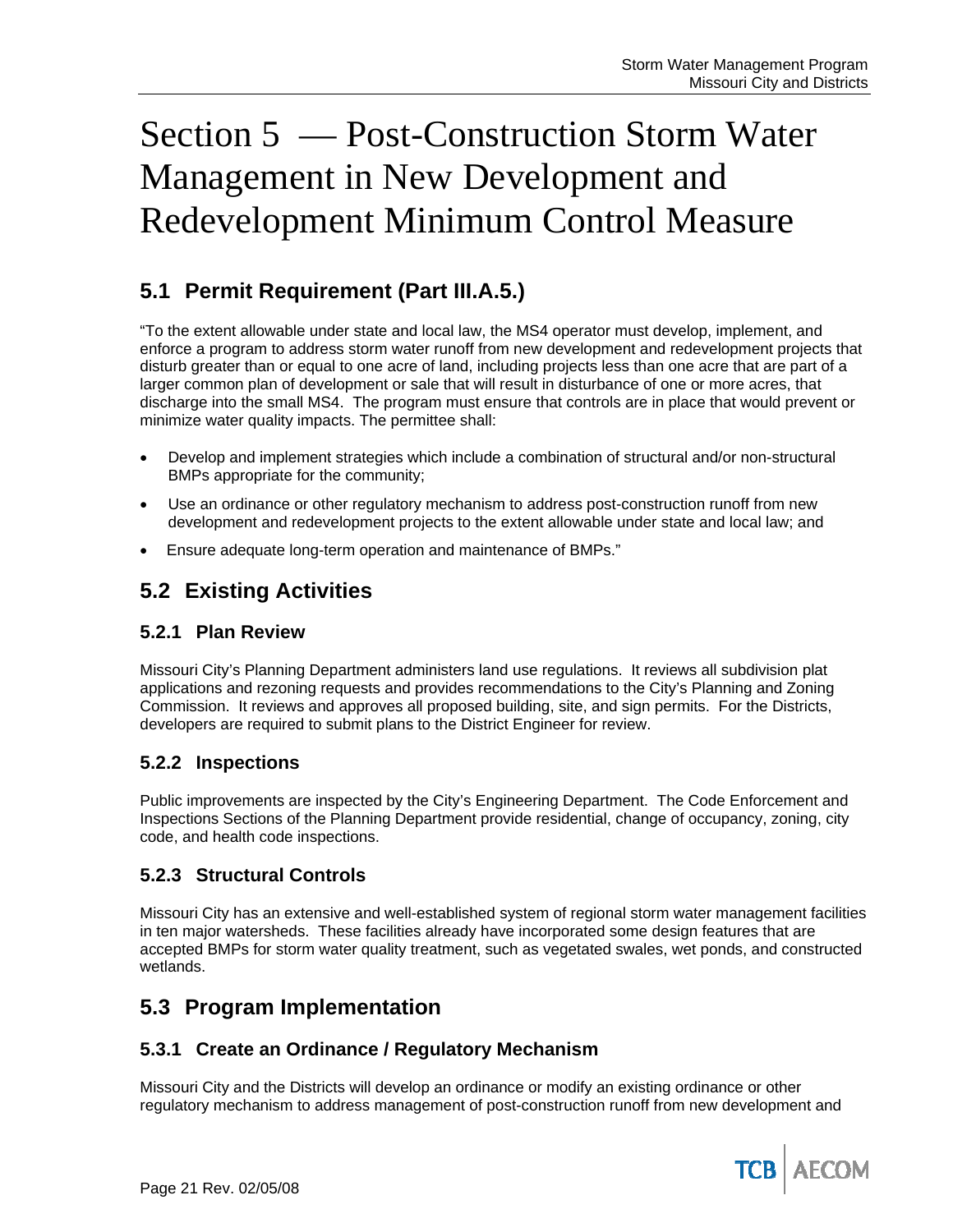# Section 5 — Post-Construction Storm Water Management in New Development and Redevelopment Minimum Control Measure

## 5.1 Permit Requirement (Part III.A.5.)

"To the extent allowable under state and local law, the MS4 operator must develop, implement, and enforce a program to address storm water runoff from new development and redevelopment projects that disturb greater than or equal to one acre of land, including projects less than one acre that are part of a larger common plan of development or sale that will result in disturbance of one or more acres, that discharge into the small MS4. The program must ensure that controls are in place that would prevent or minimize water quality impacts. The permittee shall:

- Develop and implement strategies which include a combination of structural and/or non-structural BMPs appropriate for the community;
- Use an ordinance or other regulatory mechanism to address post-construction runoff from new development and redevelopment projects to the extent allowable under state and local law; and
- Ensure adequate long-term operation and maintenance of BMPs."

## 5.2 Existing Activities

### 5.2.1 Plan Review

Missouri City's Planning Department administers land use regulations. It reviews all subdivision plat applications and rezoning requests and provides recommendations to the City's Planning and Zoning Commission. It reviews and approves all proposed building, site, and sign permits. For the Districts, developers are required to submit plans to the District Engineer for review.

### 5.2.2 Inspections

Public improvements are inspected by the City's Engineering Department. The Code Enforcement and Inspections Sections of the Planning Department provide residential, change of occupancy, zoning, city code, and health code inspections.

### 5.2.3 Structural Controls

Missouri City has an extensive and well-established system of regional storm water management facilities in ten major watersheds. These facilities already have incorporated some design features that are accepted BMPs for storm water quality treatment, such as vegetated swales, wet ponds, and constructed wetlands.

## 5.3 Program Implementation

### 5.3.1 Create an Ordinance / Regulatory Mechanism

Missouri City and the Districts will develop an ordinance or modify an existing ordinance or other regulatory mechanism to address management of post-construction runoff from new development and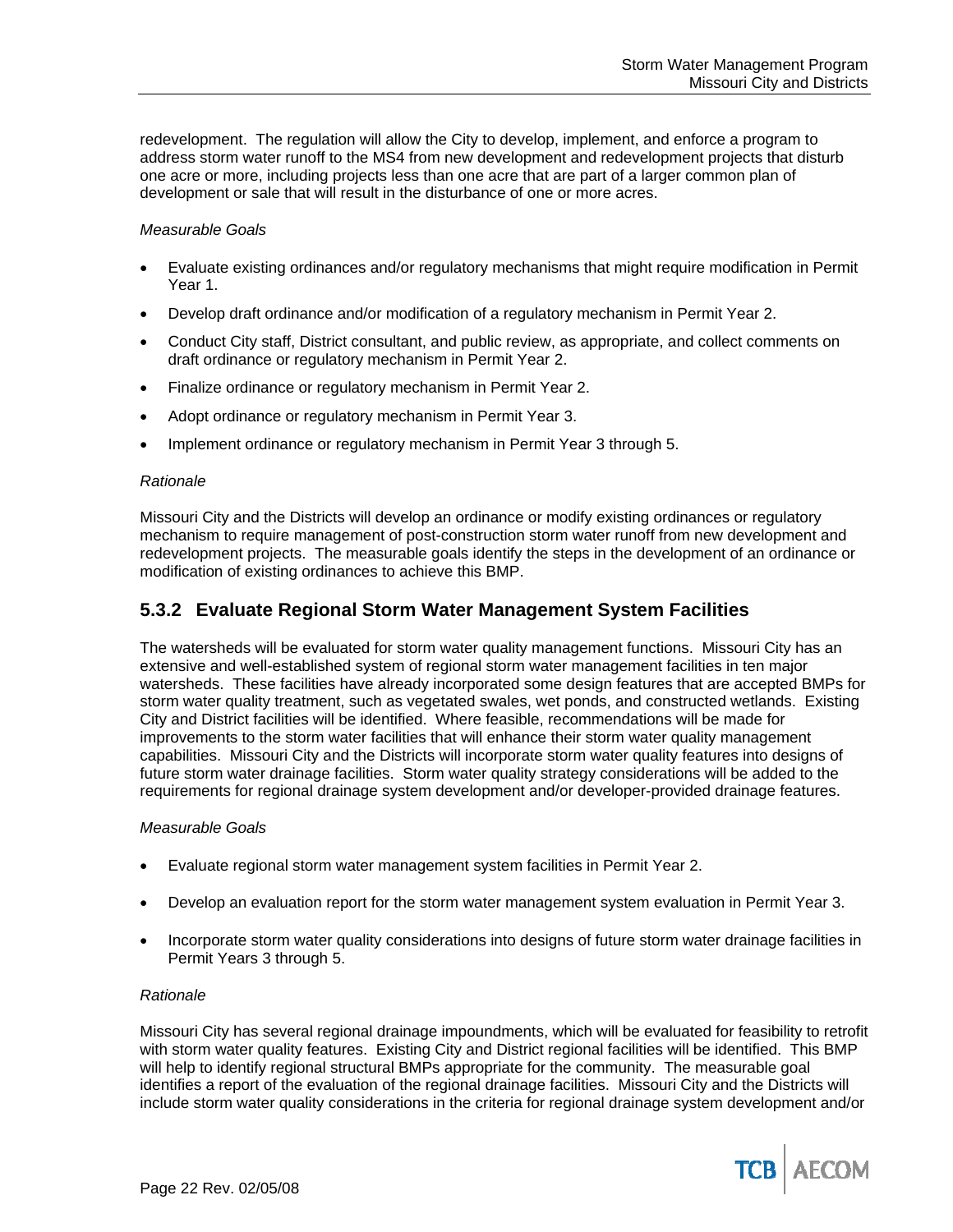redevelopment. The regulation will allow the City to develop, implement, and enforce a program to address storm water runoff to the MS4 from new development and redevelopment projects that disturb one acre or more, including projects less than one acre that are part of a larger common plan of development or sale that will result in the disturbance of one or more acres.

*Measurable Goals*

- Evaluate existing ordinances and/or regulatory mechanisms that might require modification in Permit Year 1.
- Develop draft ordinance and/or modification of a regulatory mechanism in Permit Year 2.
- Conduct City staff, District consultant, and public review, as appropriate, and collect comments on draft ordinance or regulatory mechanism in Permit Year 2.
- Finalize ordinance or regulatory mechanism in Permit Year 2.
- Adopt ordinance or regulatory mechanism in Permit Year 3.
- Implement ordinance or regulatory mechanism in Permit Year 3 through 5.

*Rationale*

Missouri City and the Districts will develop an ordinance or modify existing ordinances or regulatory mechanism to require management of post-construction storm water runoff from new development and redevelopment projects. The measurable goals identify the steps in the development of an ordinance or modification of existing ordinances to achieve this BMP.

### 5.3.2 Evaluate Regional Storm Water Management System Facilities

The watersheds will be evaluated for storm water quality management functions. Missouri City has an extensive and well-established system of regional storm water management facilities in ten major watersheds. These facilities have already incorporated some design features that are accepted BMPs for storm water quality treatment, such as vegetated swales, wet ponds, and constructed wetlands. Existing City and District facilities will be identified. Where feasible, recommendations will be made for improvements to the storm water facilities that will enhance their storm water quality management capabilities. Missouri City and the Districts will incorporate storm water quality features into designs of future storm water drainage facilities. Storm water quality strategy considerations will be added to the requirements for regional drainage system development and/or developer-provided drainage features.

*Measurable Goals*

- Evaluate regional storm water management system facilities in Permit Year 2.
- Develop an evaluation report for the storm water management system evaluation in Permit Year 3.
- Incorporate storm water quality considerations into designs of future storm water drainage facilities in Permit Years 3 through 5.

*Rationale*

Missouri City has several regional drainage impoundments, which will be evaluated for feasibility to retrofit with storm water quality features. Existing City and District regional facilities will be identified. This BMP will help to identify regional structural BMPs appropriate for the community. The measurable goal identifies a report of the evaluation of the regional drainage facilities. Missouri City and the Districts will include storm water quality considerations in the criteria for regional drainage system development and/or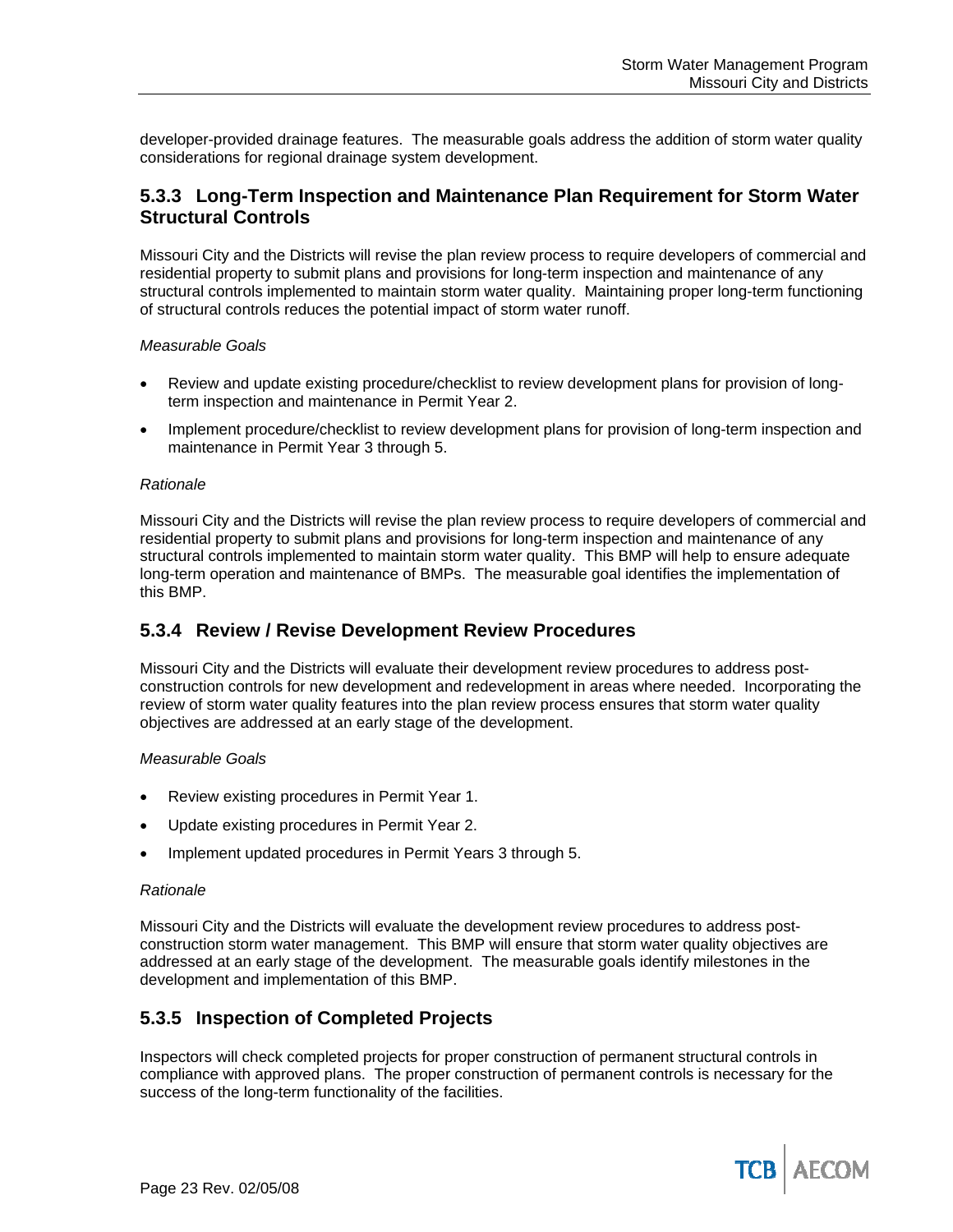developer-provided drainage features. The measurable goals address the addition of storm water quality considerations for regional drainage system development.

### 5.3.3 Long-Term Inspection and Maintenance Plan Requirement for Storm Water Structural Controls

Missouri City and the Districts will revise the plan review process to require developers of commercial and residential property to submit plans and provisions for long-term inspection and maintenance of any structural controls implemented to maintain storm water quality. Maintaining proper long-term functioning of structural controls reduces the potential impact of storm water runoff.

*Measurable Goals*

- Review and update existing procedure/checklist to review development plans for provision of long-term inspection and maintenance in Permit Year 2.
- Implement procedure/checklist to review development plans for provision of long-term inspection and maintenance in Permit Year 3 through 5.

*Rationale*

Missouri City and the Districts will revise the plan review process to require developers of commercial and residential property to submit plans and provisions for long-term inspection and maintenance of any structural controls implemented to maintain storm water quality. This BMP will help to ensure adequate long-term operation and maintenance of BMPs. The measurable goal identifies the implementation of this BMP.

### 5.3.4 Review / Revise Development Review Procedures

Missouri City and the Districts will evaluate their development review procedures to address post-construction controls for new development and redevelopment in areas where needed. Incorporating the review of storm water quality features into the plan review process ensures that storm water quality objectives are addressed at an early stage of the development.

*Measurable Goals*

- Review existing procedures in Permit Year 1.
- Update existing procedures in Permit Year 2.
- Implement updated procedures in Permit Years 3 through 5.

*Rationale*

Missouri City and the Districts will evaluate the development review procedures to address post-construction storm water management. This BMP will ensure that storm water quality objectives are addressed at an early stage of the development. The measurable goals identify milestones in the development and implementation of this BMP.

### 5.3.5 Inspection of Completed Projects

Inspectors will check completed projects for proper construction of permanent structural controls in compliance with approved plans. The proper construction of permanent controls is necessary for the success of the long-term functionality of the facilities.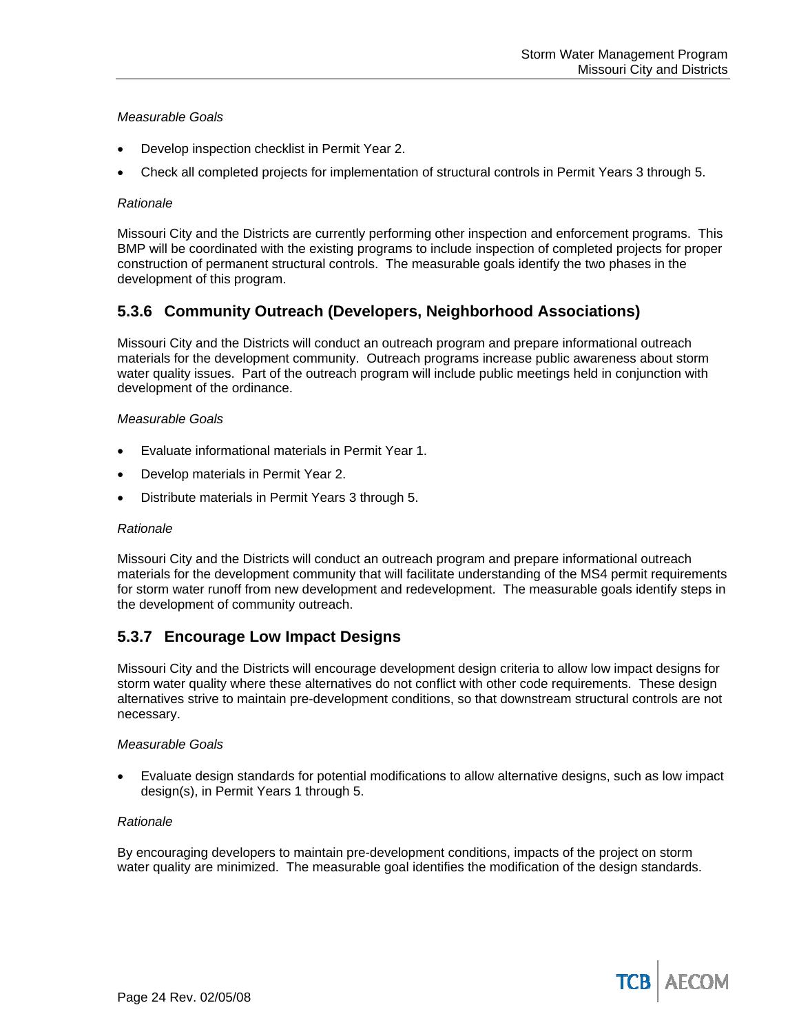*Measurable Goals*

- Develop inspection checklist in Permit Year 2.
- Check all completed projects for implementation of structural controls in Permit Years 3 through 5.

*Rationale*

Missouri City and the Districts are currently performing other inspection and enforcement programs. This BMP will be coordinated with the existing programs to include inspection of completed projects for proper construction of permanent structural controls. The measurable goals identify the two phases in the development of this program.

### 5.3.6 Community Outreach (Developers, Neighborhood Associations)

Missouri City and the Districts will conduct an outreach program and prepare informational outreach materials for the development community. Outreach programs increase public awareness about storm water quality issues. Part of the outreach program will include public meetings held in conjunction with development of the ordinance.

*Measurable Goals*

- Evaluate informational materials in Permit Year 1.
- Develop materials in Permit Year 2.
- Distribute materials in Permit Years 3 through 5.

*Rationale*

Missouri City and the Districts will conduct an outreach program and prepare informational outreach materials for the development community that will facilitate understanding of the MS4 permit requirements for storm water runoff from new development and redevelopment. The measurable goals identify steps in the development of community outreach.

### 5.3.7 Encourage Low Impact Designs

Missouri City and the Districts will encourage development design criteria to allow low impact designs for storm water quality where these alternatives do not conflict with other code requirements. These design alternatives strive to maintain pre-development conditions, so that downstream structural controls are not necessary.

*Measurable Goals*

- Evaluate design standards for potential modifications to allow alternative designs, such as low impact design(s), in Permit Years 1 through 5.

*Rationale*

By encouraging developers to maintain pre-development conditions, impacts of the project on storm water quality are minimized. The measurable goal identifies the modification of the design standards.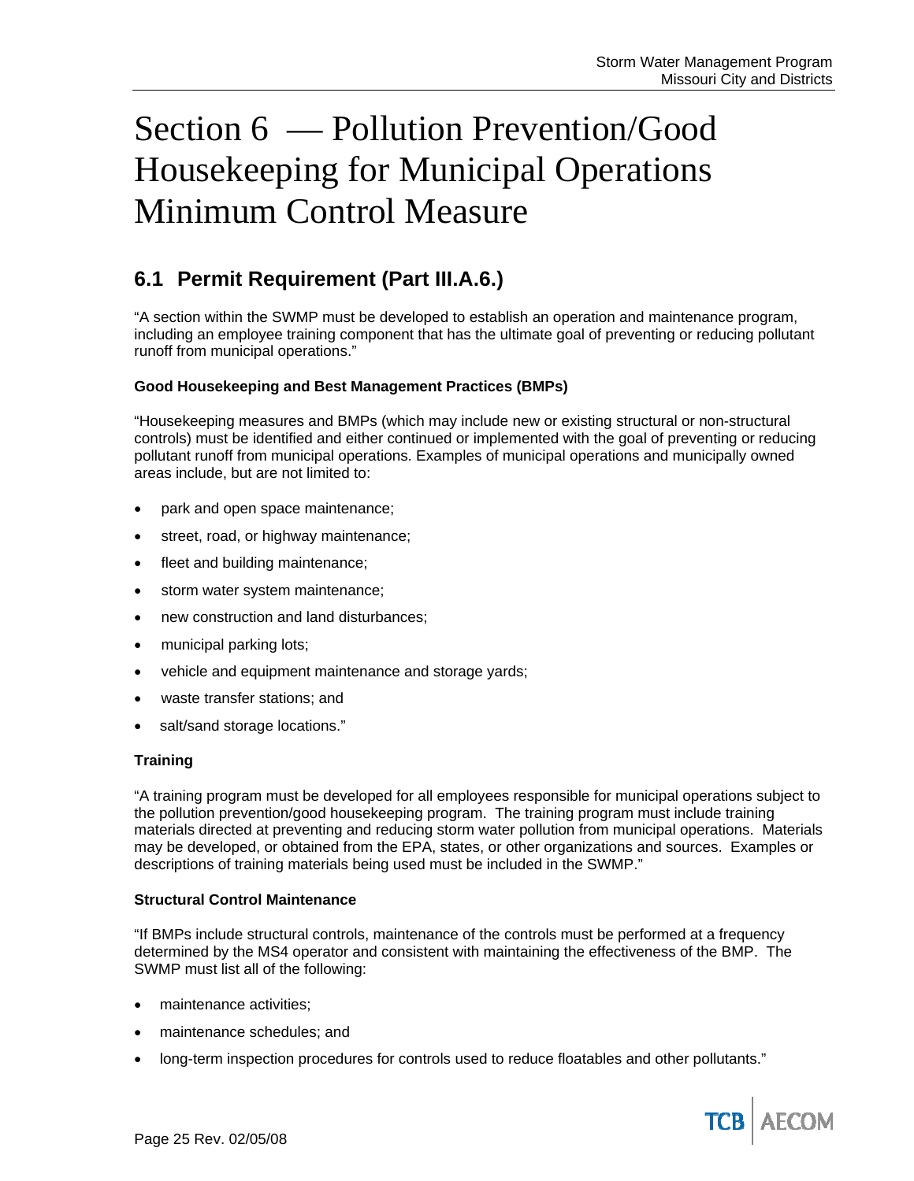# Section 6 — Pollution Prevention/Good Housekeeping for Municipal Operations Minimum Control Measure

## 6.1 Permit Requirement (Part III.A.6.)

"A section within the SWMP must be developed to establish an operation and maintenance program, including an employee training component that has the ultimate goal of preventing or reducing pollutant runoff from municipal operations."

**Good Housekeeping and Best Management Practices (BMPs)**

"Housekeeping measures and BMPs (which may include new or existing structural or non-structural controls) must be identified and either continued or implemented with the goal of preventing or reducing pollutant runoff from municipal operations. Examples of municipal operations and municipally owned areas include, but are not limited to:

- park and open space maintenance;
- street, road, or highway maintenance;
- fleet and building maintenance;
- storm water system maintenance;
- new construction and land disturbances;
- municipal parking lots;
- vehicle and equipment maintenance and storage yards;
- waste transfer stations; and
- salt/sand storage locations."

**Training**

"A training program must be developed for all employees responsible for municipal operations subject to the pollution prevention/good housekeeping program. The training program must include training materials directed at preventing and reducing storm water pollution from municipal operations. Materials may be developed, or obtained from the EPA, states, or other organizations and sources. Examples or descriptions of training materials being used must be included in the SWMP."

**Structural Control Maintenance**

"If BMPs include structural controls, maintenance of the controls must be performed at a frequency determined by the MS4 operator and consistent with maintaining the effectiveness of the BMP. The SWMP must list all of the following:

- maintenance activities;
- maintenance schedules; and
- long-term inspection procedures for controls used to reduce floatables and other pollutants."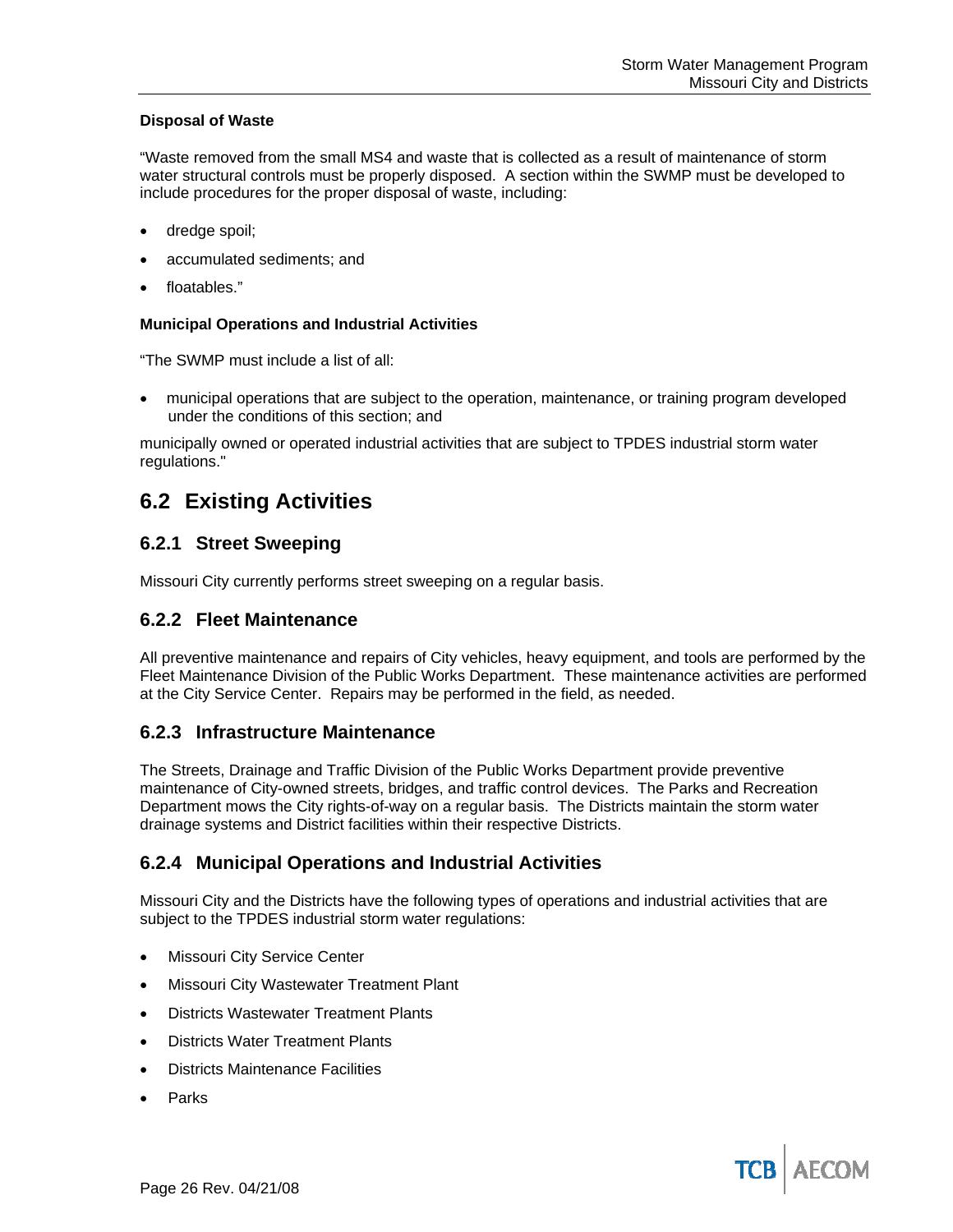**Disposal of Waste**

"Waste removed from the small MS4 and waste that is collected as a result of maintenance of storm water structural controls must be properly disposed. A section within the SWMP must be developed to include procedures for the proper disposal of waste, including:

- dredge spoil;
- accumulated sediments; and
- floatables."

**Municipal Operations and Industrial Activities**

"The SWMP must include a list of all:

- municipal operations that are subject to the operation, maintenance, or training program developed under the conditions of this section; and

municipally owned or operated industrial activities that are subject to TPDES industrial storm water regulations."

## 6.2 Existing Activities

### 6.2.1 Street Sweeping

Missouri City currently performs street sweeping on a regular basis.

### 6.2.2 Fleet Maintenance

All preventive maintenance and repairs of City vehicles, heavy equipment, and tools are performed by the Fleet Maintenance Division of the Public Works Department. These maintenance activities are performed at the City Service Center. Repairs may be performed in the field, as needed.

### 6.2.3 Infrastructure Maintenance

The Streets, Drainage and Traffic Division of the Public Works Department provide preventive maintenance of City-owned streets, bridges, and traffic control devices. The Parks and Recreation Department mows the City rights-of-way on a regular basis. The Districts maintain the storm water drainage systems and District facilities within their respective Districts.

### 6.2.4 Municipal Operations and Industrial Activities

Missouri City and the Districts have the following types of operations and industrial activities that are subject to the TPDES industrial storm water regulations:

- Missouri City Service Center
- Missouri City Wastewater Treatment Plant
- Districts Wastewater Treatment Plants
- Districts Water Treatment Plants
- Districts Maintenance Facilities
- Parks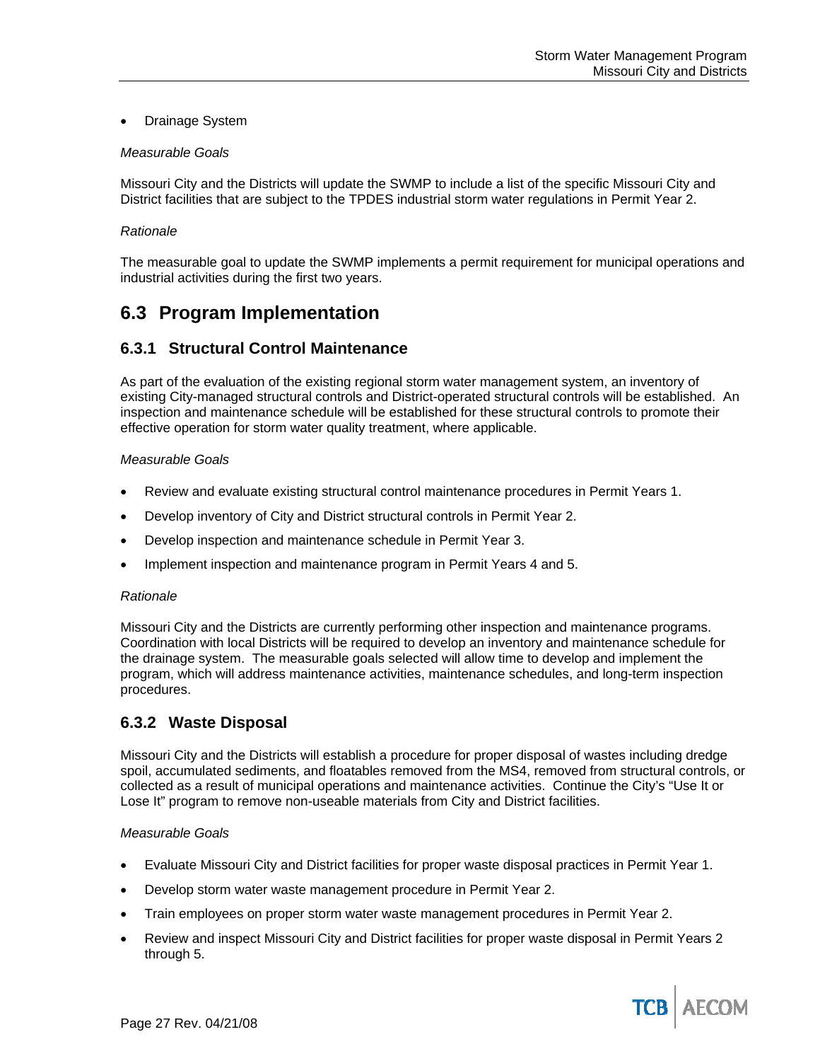- Drainage System

*Measurable Goals*

Missouri City and the Districts will update the SWMP to include a list of the specific Missouri City and District facilities that are subject to the TPDES industrial storm water regulations in Permit Year 2.

*Rationale*

The measurable goal to update the SWMP implements a permit requirement for municipal operations and industrial activities during the first two years.

## 6.3 Program Implementation

### 6.3.1 Structural Control Maintenance

As part of the evaluation of the existing regional storm water management system, an inventory of existing City-managed structural controls and District-operated structural controls will be established. An inspection and maintenance schedule will be established for these structural controls to promote their effective operation for storm water quality treatment, where applicable.

*Measurable Goals*

- Review and evaluate existing structural control maintenance procedures in Permit Years 1.
- Develop inventory of City and District structural controls in Permit Year 2.
- Develop inspection and maintenance schedule in Permit Year 3.
- Implement inspection and maintenance program in Permit Years 4 and 5.

*Rationale*

Missouri City and the Districts are currently performing other inspection and maintenance programs. Coordination with local Districts will be required to develop an inventory and maintenance schedule for the drainage system. The measurable goals selected will allow time to develop and implement the program, which will address maintenance activities, maintenance schedules, and long-term inspection procedures.

### 6.3.2 Waste Disposal

Missouri City and the Districts will establish a procedure for proper disposal of wastes including dredge spoil, accumulated sediments, and floatables removed from the MS4, removed from structural controls, or collected as a result of municipal operations and maintenance activities. Continue the City's "Use It or Lose It" program to remove non-useable materials from City and District facilities.

*Measurable Goals*

- Evaluate Missouri City and District facilities for proper waste disposal practices in Permit Year 1.
- Develop storm water waste management procedure in Permit Year 2.
- Train employees on proper storm water waste management procedures in Permit Year 2.
- Review and inspect Missouri City and District facilities for proper waste disposal in Permit Years 2 through 5.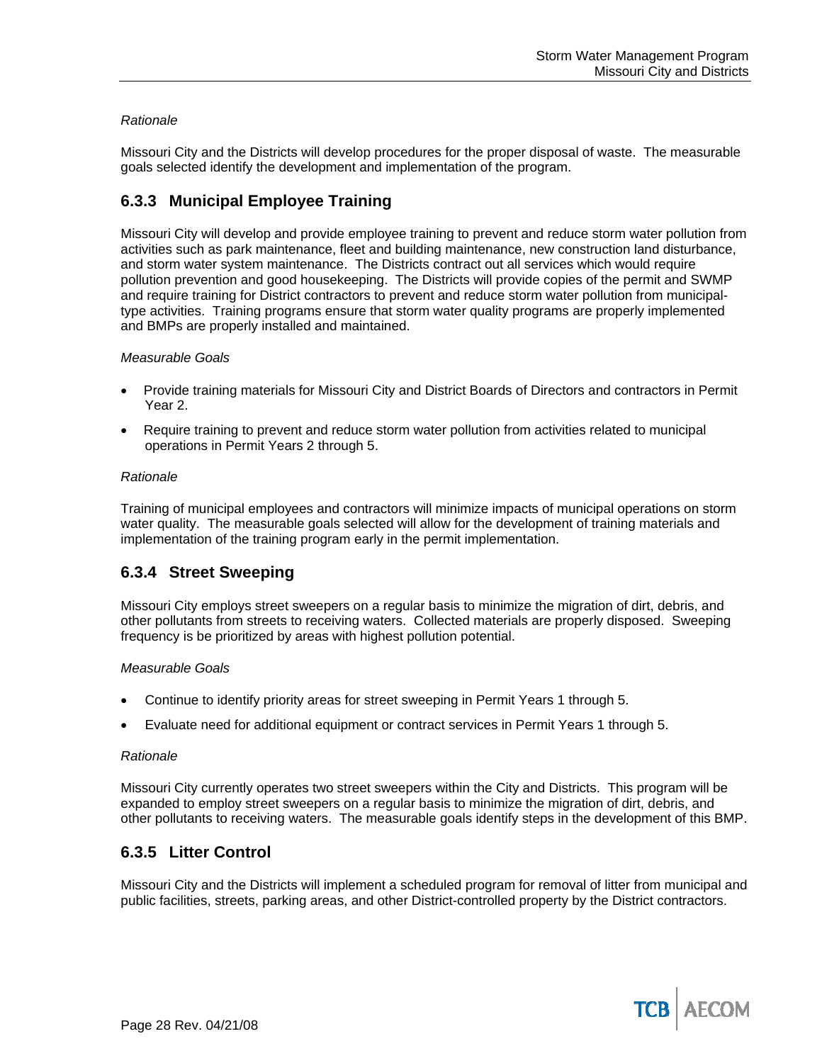*Rationale*

Missouri City and the Districts will develop procedures for the proper disposal of waste. The measurable goals selected identify the development and implementation of the program.

### 6.3.3 Municipal Employee Training

Missouri City will develop and provide employee training to prevent and reduce storm water pollution from activities such as park maintenance, fleet and building maintenance, new construction land disturbance, and storm water system maintenance. The Districts contract out all services which would require pollution prevention and good housekeeping. The Districts will provide copies of the permit and SWMP and require training for District contractors to prevent and reduce storm water pollution from municipal-type activities. Training programs ensure that storm water quality programs are properly implemented and BMPs are properly installed and maintained.

*Measurable Goals*

- Provide training materials for Missouri City and District Boards of Directors and contractors in Permit Year 2.
- Require training to prevent and reduce storm water pollution from activities related to municipal operations in Permit Years 2 through 5.

*Rationale*

Training of municipal employees and contractors will minimize impacts of municipal operations on storm water quality. The measurable goals selected will allow for the development of training materials and implementation of the training program early in the permit implementation.

### 6.3.4 Street Sweeping

Missouri City employs street sweepers on a regular basis to minimize the migration of dirt, debris, and other pollutants from streets to receiving waters. Collected materials are properly disposed. Sweeping frequency is be prioritized by areas with highest pollution potential.

*Measurable Goals*

- Continue to identify priority areas for street sweeping in Permit Years 1 through 5.
- Evaluate need for additional equipment or contract services in Permit Years 1 through 5.

*Rationale*

Missouri City currently operates two street sweepers within the City and Districts. This program will be expanded to employ street sweepers on a regular basis to minimize the migration of dirt, debris, and other pollutants to receiving waters. The measurable goals identify steps in the development of this BMP.

### 6.3.5 Litter Control

Missouri City and the Districts will implement a scheduled program for removal of litter from municipal and public facilities, streets, parking areas, and other District-controlled property by the District contractors.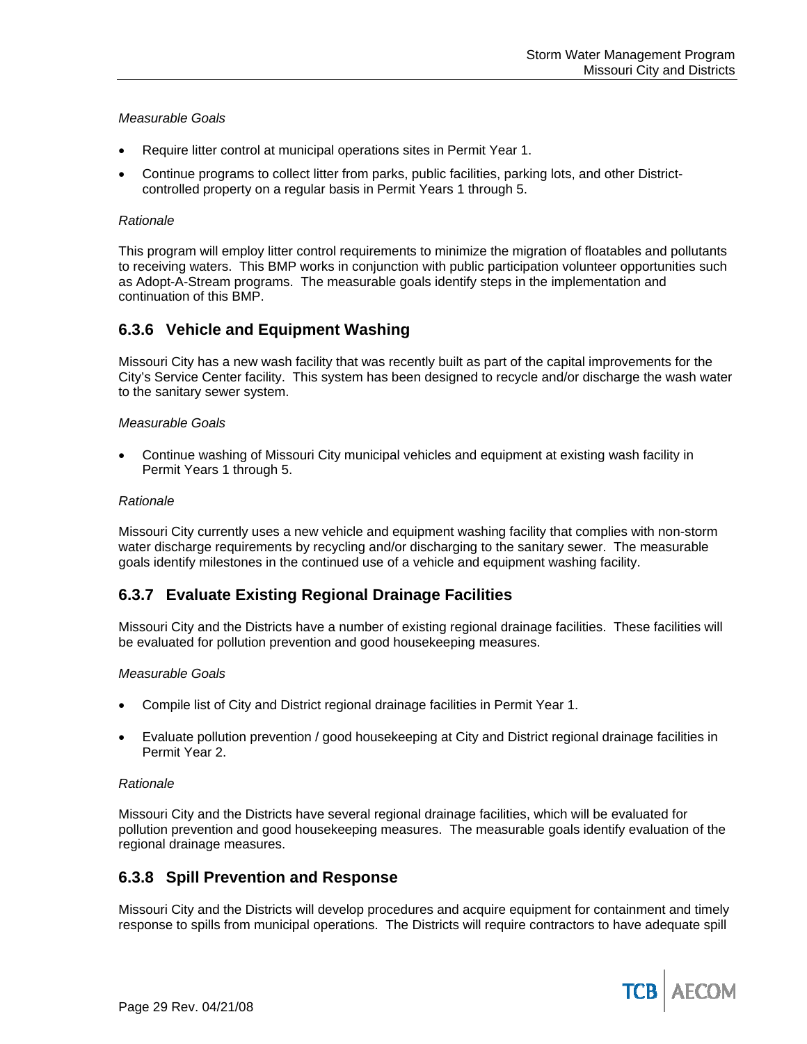*Measurable Goals*

- Require litter control at municipal operations sites in Permit Year 1.
- Continue programs to collect litter from parks, public facilities, parking lots, and other District-controlled property on a regular basis in Permit Years 1 through 5.

*Rationale*

This program will employ litter control requirements to minimize the migration of floatables and pollutants to receiving waters. This BMP works in conjunction with public participation volunteer opportunities such as Adopt-A-Stream programs. The measurable goals identify steps in the implementation and continuation of this BMP.

### 6.3.6 Vehicle and Equipment Washing

Missouri City has a new wash facility that was recently built as part of the capital improvements for the City's Service Center facility. This system has been designed to recycle and/or discharge the wash water to the sanitary sewer system.

*Measurable Goals*

- Continue washing of Missouri City municipal vehicles and equipment at existing wash facility in Permit Years 1 through 5.

*Rationale*

Missouri City currently uses a new vehicle and equipment washing facility that complies with non-storm water discharge requirements by recycling and/or discharging to the sanitary sewer. The measurable goals identify milestones in the continued use of a vehicle and equipment washing facility.

### 6.3.7 Evaluate Existing Regional Drainage Facilities

Missouri City and the Districts have a number of existing regional drainage facilities. These facilities will be evaluated for pollution prevention and good housekeeping measures.

*Measurable Goals*

- Compile list of City and District regional drainage facilities in Permit Year 1.
- Evaluate pollution prevention / good housekeeping at City and District regional drainage facilities in Permit Year 2.

*Rationale*

Missouri City and the Districts have several regional drainage facilities, which will be evaluated for pollution prevention and good housekeeping measures. The measurable goals identify evaluation of the regional drainage measures.

### 6.3.8 Spill Prevention and Response

Missouri City and the Districts will develop procedures and acquire equipment for containment and timely response to spills from municipal operations. The Districts will require contractors to have adequate spill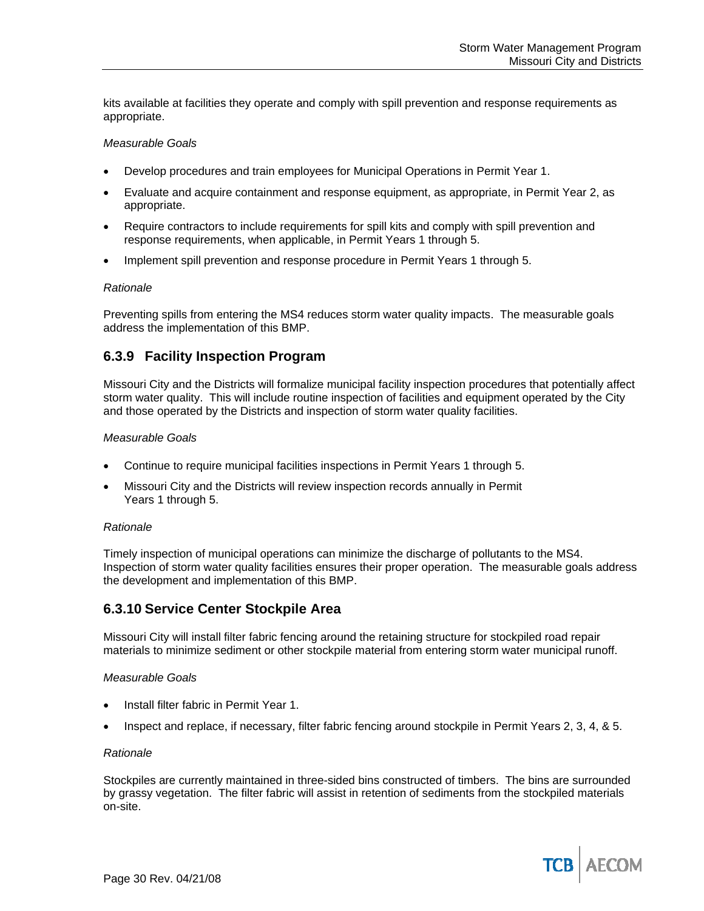kits available at facilities they operate and comply with spill prevention and response requirements as appropriate.

*Measurable Goals*

- Develop procedures and train employees for Municipal Operations in Permit Year 1.
- Evaluate and acquire containment and response equipment, as appropriate, in Permit Year 2, as appropriate.
- Require contractors to include requirements for spill kits and comply with spill prevention and response requirements, when applicable, in Permit Years 1 through 5.
- Implement spill prevention and response procedure in Permit Years 1 through 5.

*Rationale*

Preventing spills from entering the MS4 reduces storm water quality impacts. The measurable goals address the implementation of this BMP.

### 6.3.9 Facility Inspection Program

Missouri City and the Districts will formalize municipal facility inspection procedures that potentially affect storm water quality. This will include routine inspection of facilities and equipment operated by the City and those operated by the Districts and inspection of storm water quality facilities.

*Measurable Goals*

- Continue to require municipal facilities inspections in Permit Years 1 through 5.
- Missouri City and the Districts will review inspection records annually in Permit Years 1 through 5.

*Rationale*

Timely inspection of municipal operations can minimize the discharge of pollutants to the MS4. Inspection of storm water quality facilities ensures their proper operation. The measurable goals address the development and implementation of this BMP.

### 6.3.10 Service Center Stockpile Area

Missouri City will install filter fabric fencing around the retaining structure for stockpiled road repair materials to minimize sediment or other stockpile material from entering storm water municipal runoff.

*Measurable Goals*

- Install filter fabric in Permit Year 1.
- Inspect and replace, if necessary, filter fabric fencing around stockpile in Permit Years 2, 3, 4, & 5.

*Rationale*

Stockpiles are currently maintained in three-sided bins constructed of timbers. The bins are surrounded by grassy vegetation. The filter fabric will assist in retention of sediments from the stockpiled materials on-site.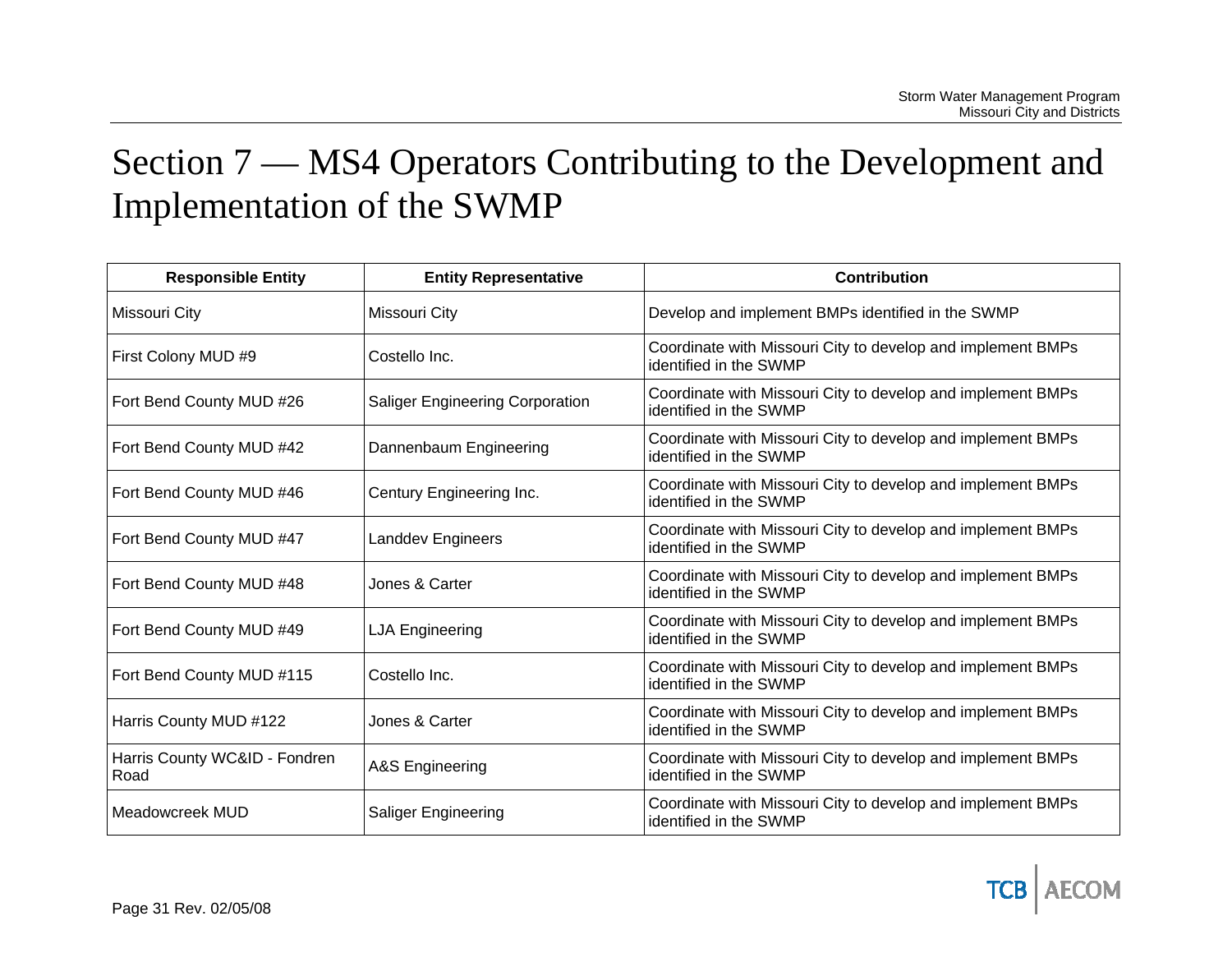# Section 7 — MS4 Operators Contributing to the Development and Implementation of the SWMP

| Responsible Entity | Entity Representative | Contribution |
|---|---|---|
| Missouri City | Missouri City | Develop and implement BMPs identified in the SWMP |
| First Colony MUD #9 | Costello Inc. | Coordinate with Missouri City to develop and implement BMPs identified in the SWMP |
| Fort Bend County MUD #26 | Saliger Engineering Corporation | Coordinate with Missouri City to develop and implement BMPs identified in the SWMP |
| Fort Bend County MUD #42 | Dannenbaum Engineering | Coordinate with Missouri City to develop and implement BMPs identified in the SWMP |
| Fort Bend County MUD #46 | Century Engineering Inc. | Coordinate with Missouri City to develop and implement BMPs identified in the SWMP |
| Fort Bend County MUD #47 | Landdev Engineers | Coordinate with Missouri City to develop and implement BMPs identified in the SWMP |
| Fort Bend County MUD #48 | Jones & Carter | Coordinate with Missouri City to develop and implement BMPs identified in the SWMP |
| Fort Bend County MUD #49 | LJA Engineering | Coordinate with Missouri City to develop and implement BMPs identified in the SWMP |
| Fort Bend County MUD #115 | Costello Inc. | Coordinate with Missouri City to develop and implement BMPs identified in the SWMP |
| Harris County MUD #122 | Jones & Carter | Coordinate with Missouri City to develop and implement BMPs identified in the SWMP |
| Harris County WC&ID - Fondren Road | A&S Engineering | Coordinate with Missouri City to develop and implement BMPs identified in the SWMP |
| Meadowcreek MUD | Saliger Engineering | Coordinate with Missouri City to develop and implement BMPs identified in the SWMP |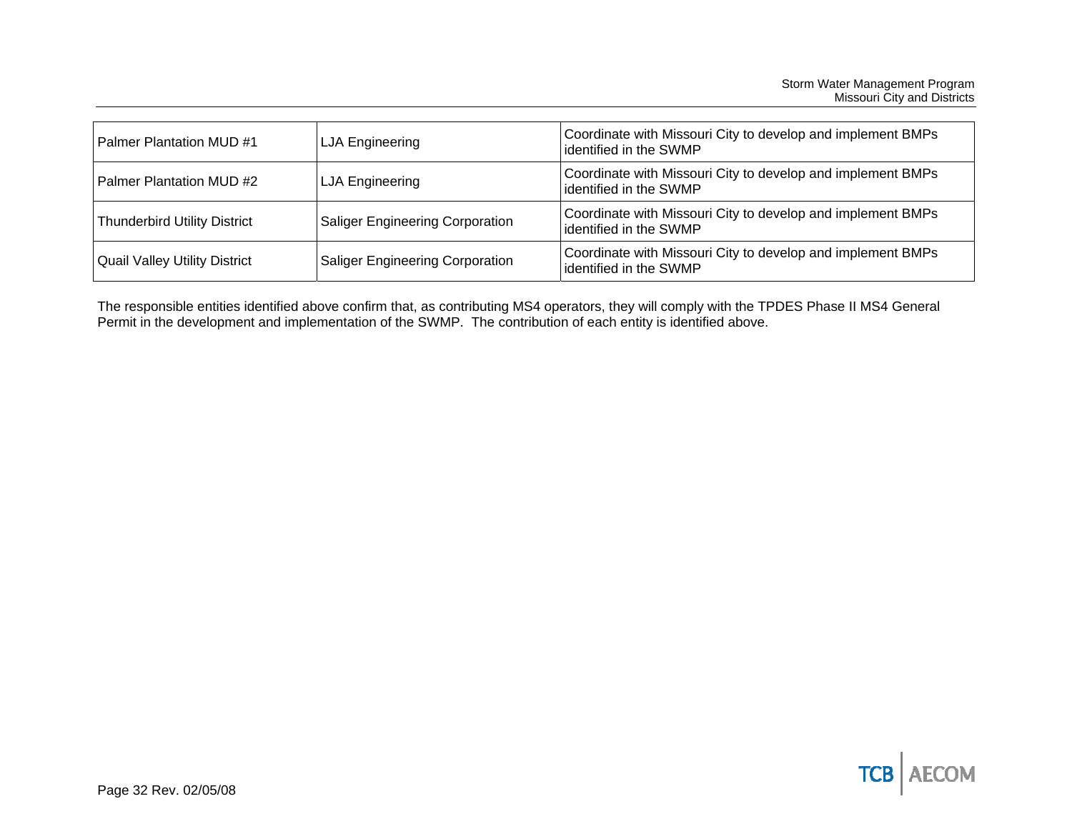| Palmer Plantation MUD #1 | LJA Engineering | Coordinate with Missouri City to develop and implement BMPs identified in the SWMP |
|---|---|---|
| Palmer Plantation MUD #2 | LJA Engineering | Coordinate with Missouri City to develop and implement BMPs identified in the SWMP |
| Thunderbird Utility District | Saliger Engineering Corporation | Coordinate with Missouri City to develop and implement BMPs identified in the SWMP |
| Quail Valley Utility District | Saliger Engineering Corporation | Coordinate with Missouri City to develop and implement BMPs identified in the SWMP |

The responsible entities identified above confirm that, as contributing MS4 operators, they will comply with the TPDES Phase II MS4 General Permit in the development and implementation of the SWMP. The contribution of each entity is identified above.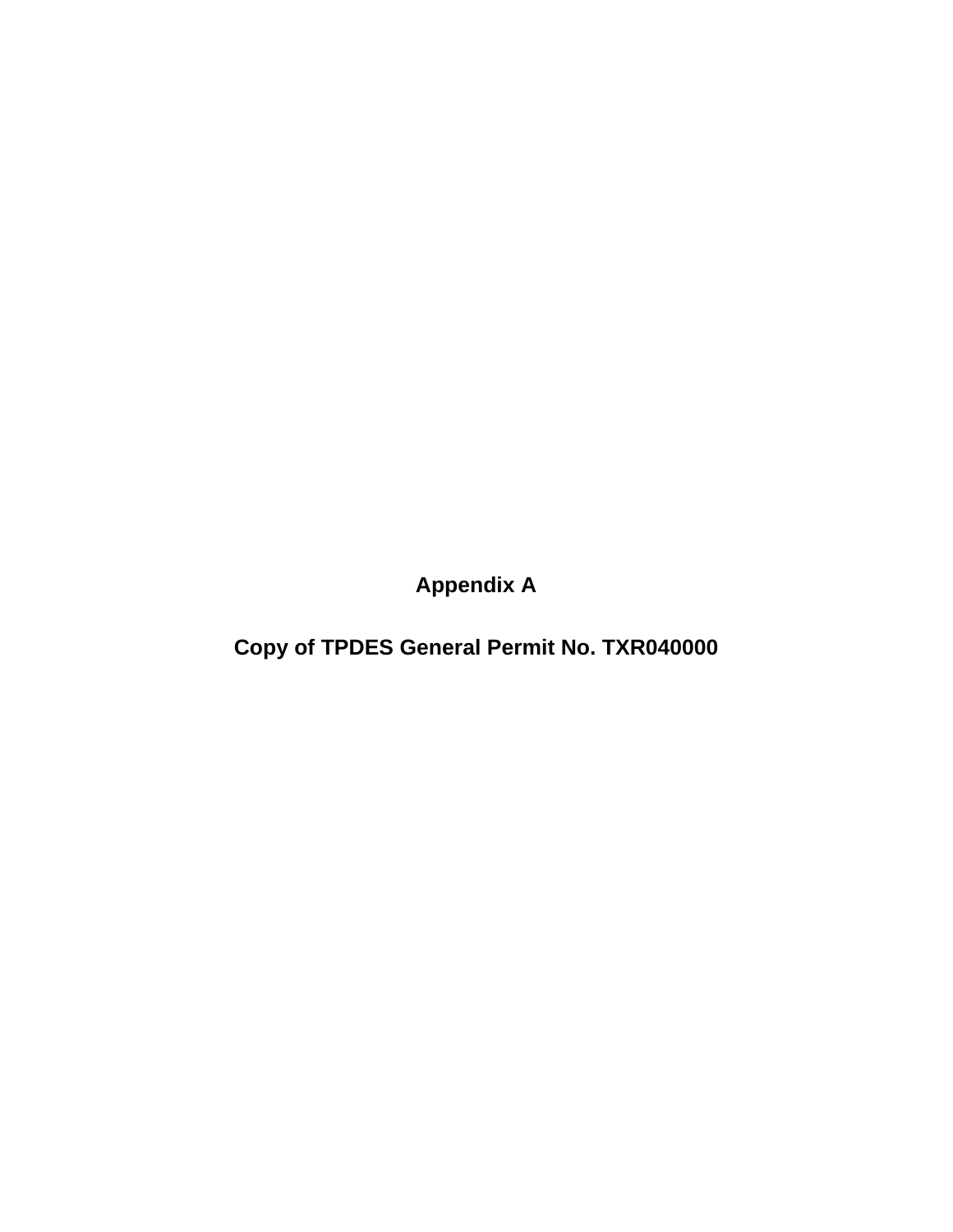# Appendix A

## Copy of TPDES General Permit No. TXR040000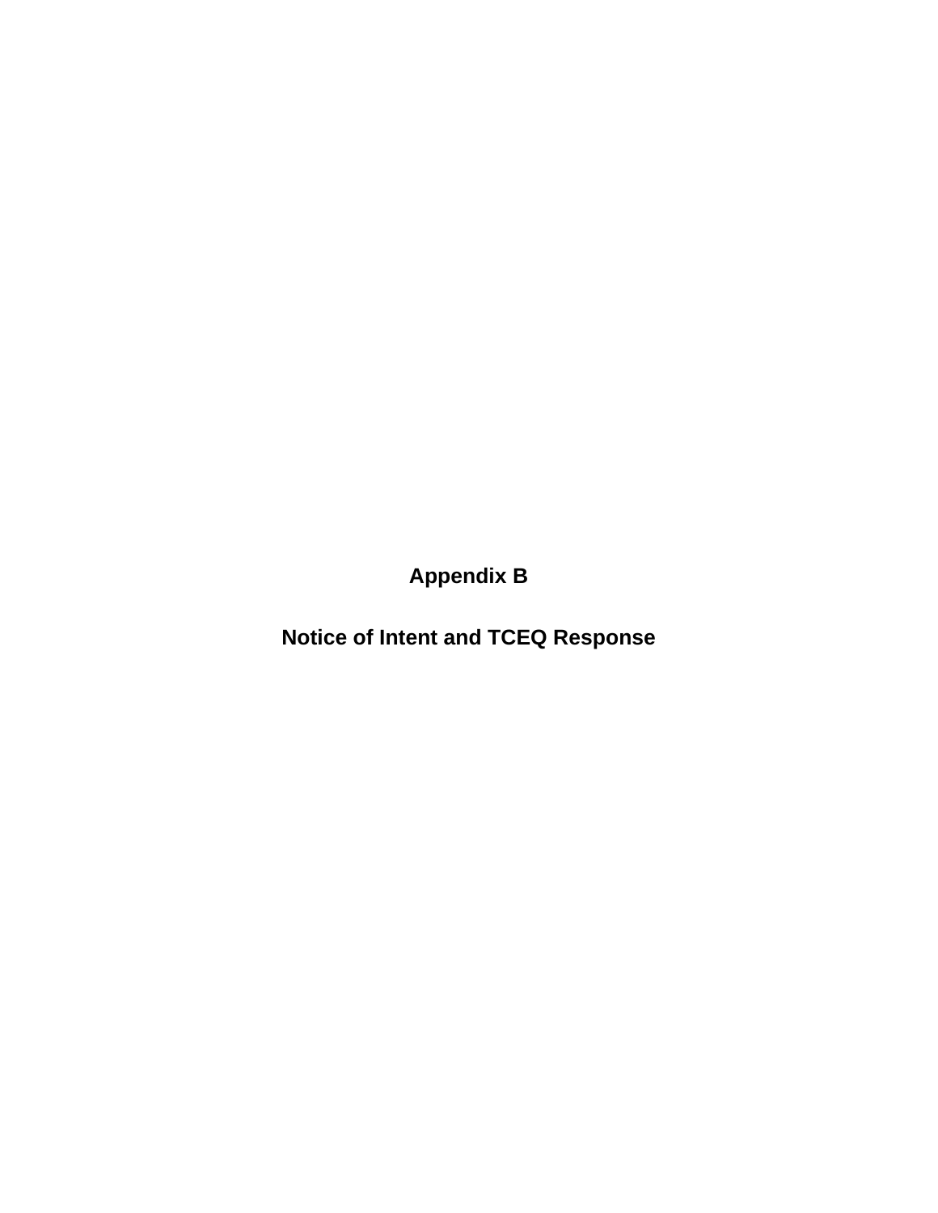# Appendix B

# Notice of Intent and TCEQ Response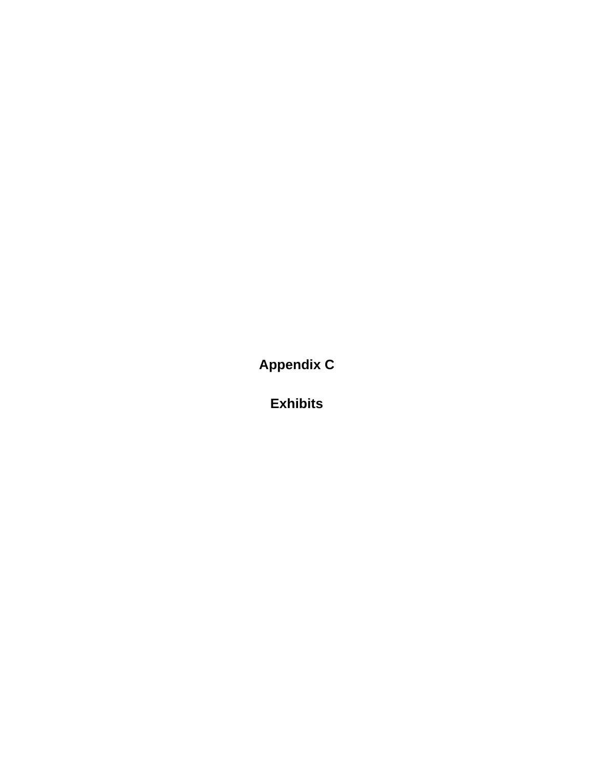# Appendix C

# Exhibits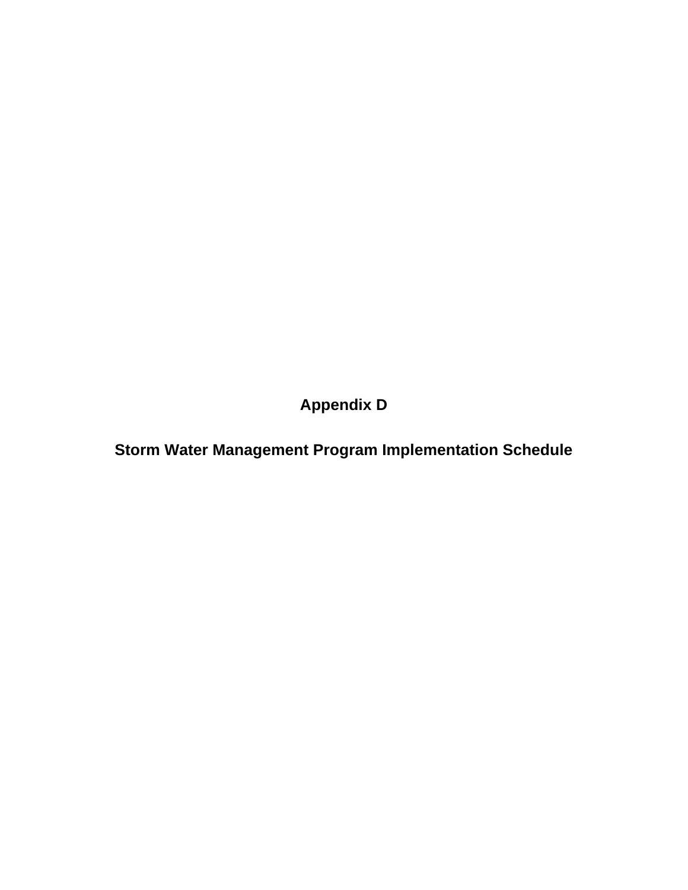# Appendix D

## Storm Water Management Program Implementation Schedule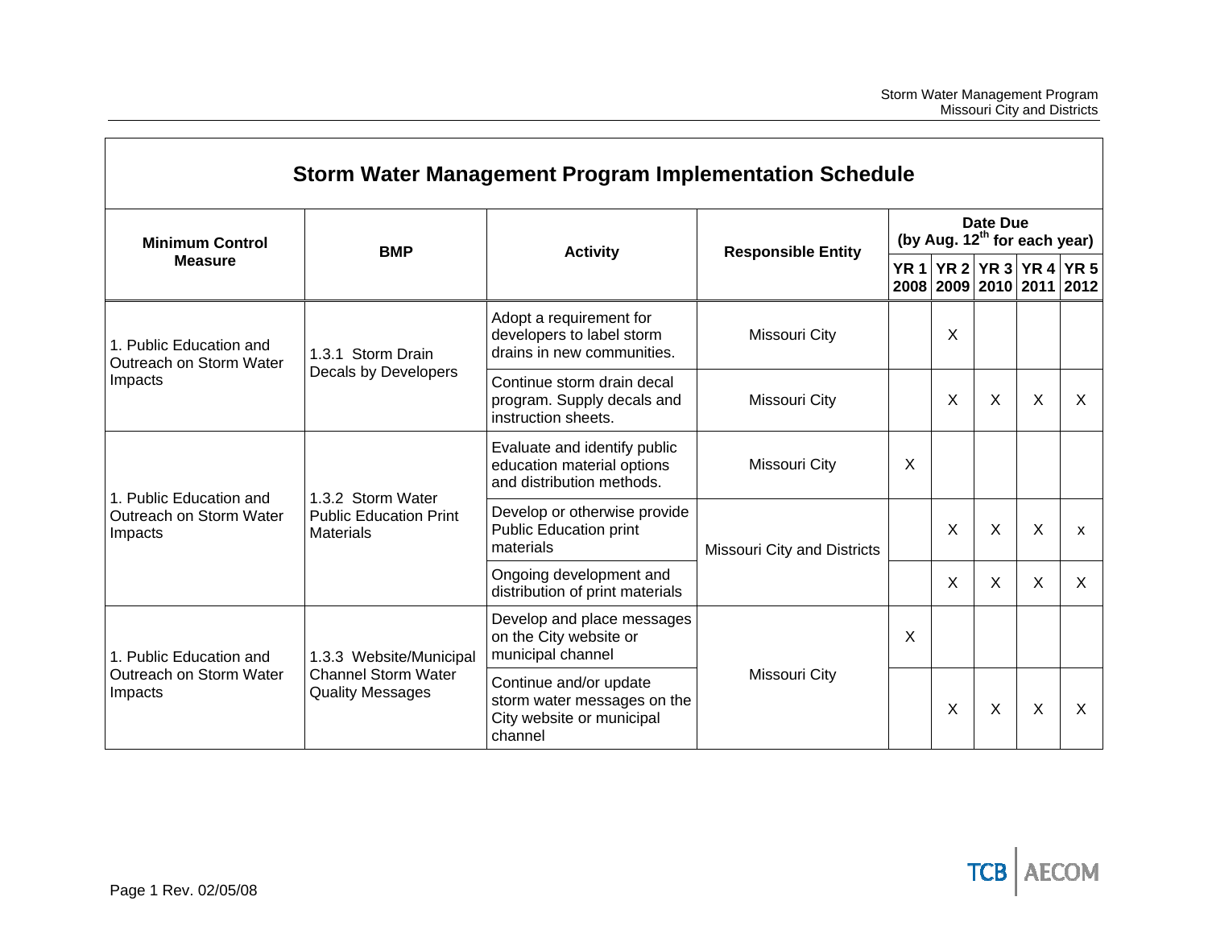## Storm Water Management Program Implementation Schedule

| Minimum Control Measure | BMP | Activity | Responsible Entity | Date Due (by Aug. 12th for each year) | | | | |
|---|---|---|---|---|---|---|---|---|
| | | | | YR 1 2008 | YR 2 2009 | YR 3 2010 | YR 4 2011 | YR 5 2012 |
| 1. Public Education and Outreach on Storm Water Impacts | 1.3.1 Storm Drain Decals by Developers | Adopt a requirement for developers to label storm drains in new communities. | Missouri City | | X | | | |
| | | Continue storm drain decal program. Supply decals and instruction sheets. | Missouri City | | X | X | X | X |
| 1. Public Education and Outreach on Storm Water Impacts | 1.3.2 Storm Water Public Education Print Materials | Evaluate and identify public education material options and distribution methods. | Missouri City | X | | | | |
| | | Develop or otherwise provide Public Education print materials | Missouri City and Districts | | X | X | X | x |
| | | Ongoing development and distribution of print materials | | | X | X | X | X |
| 1. Public Education and Outreach on Storm Water Impacts | 1.3.3 Website/Municipal Channel Storm Water Quality Messages | Develop and place messages on the City website or municipal channel | Missouri City | X | | | | |
| | | Continue and/or update storm water messages on the City website or municipal channel | | | X | X | X | X |

Page 1 Rev. 02/05/08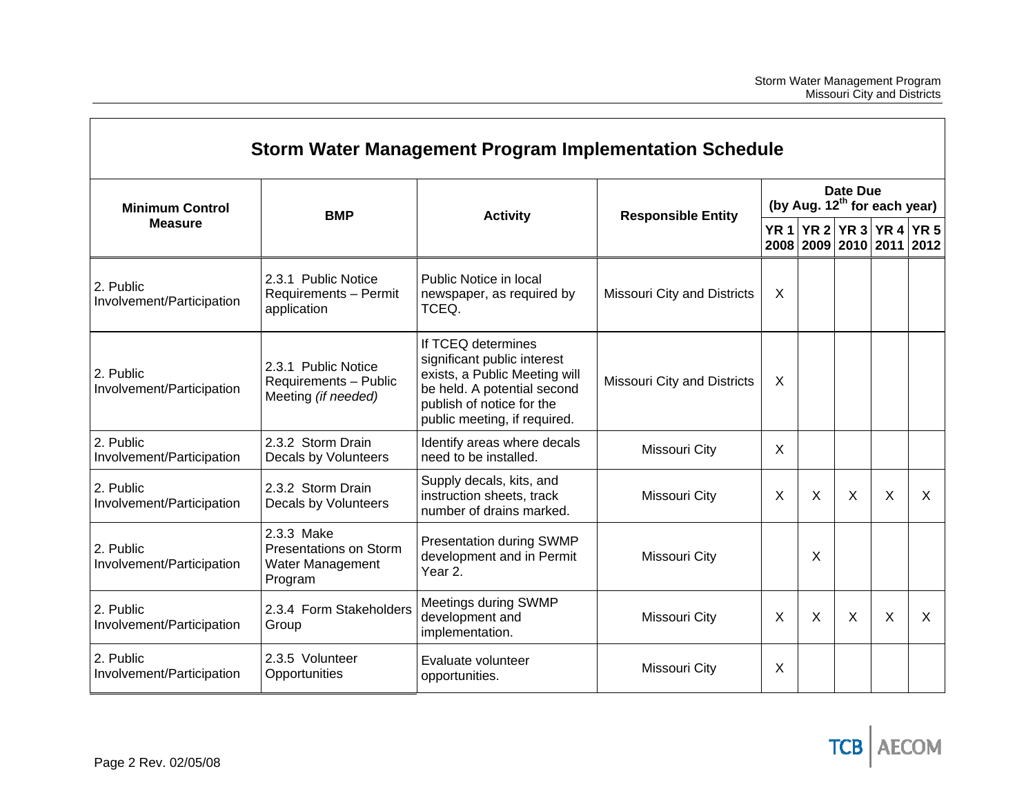# Storm Water Management Program Implementation Schedule

| Minimum Control Measure | BMP | Activity | Responsible Entity | Date Due (by Aug. 12th for each year) | | | | |
|---|---|---|---|---|---|---|---|---|
| | | | | YR 1 2008 | YR 2 2009 | YR 3 2010 | YR 4 2011 | YR 5 2012 |
| 2. Public Involvement/Participation | 2.3.1 Public Notice Requirements – Permit application | Public Notice in local newspaper, as required by TCEQ. | Missouri City and Districts | X | | | | |
| 2. Public Involvement/Participation | 2.3.1 Public Notice Requirements – Public Meeting *(if needed)* | If TCEQ determines significant public interest exists, a Public Meeting will be held. A potential second publish of notice for the public meeting, if required. | Missouri City and Districts | X | | | | |
| 2. Public Involvement/Participation | 2.3.2 Storm Drain Decals by Volunteers | Identify areas where decals need to be installed. | Missouri City | X | | | | |
| 2. Public Involvement/Participation | 2.3.2 Storm Drain Decals by Volunteers | Supply decals, kits, and instruction sheets, track number of drains marked. | Missouri City | X | X | X | X | X |
| 2. Public Involvement/Participation | 2.3.3 Make Presentations on Storm Water Management Program | Presentation during SWMP development and in Permit Year 2. | Missouri City | | X | | | |
| 2. Public Involvement/Participation | 2.3.4 Form Stakeholders Group | Meetings during SWMP development and implementation. | Missouri City | X | X | X | X | X |
| 2. Public Involvement/Participation | 2.3.5 Volunteer Opportunities | Evaluate volunteer opportunities. | Missouri City | X | | | | |

Page 2 Rev. 02/05/08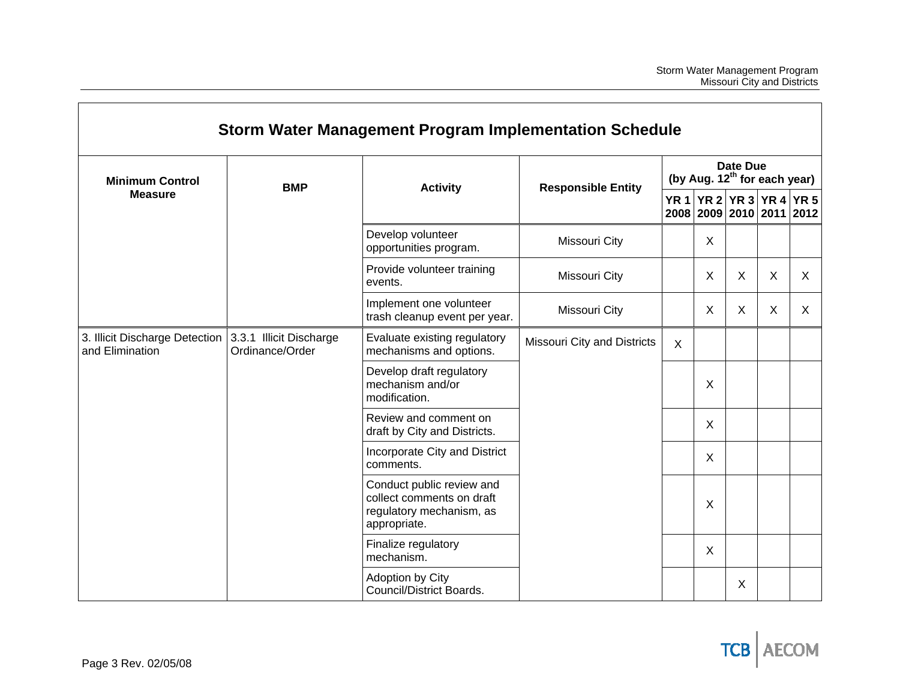## Storm Water Management Program Implementation Schedule

| Minimum Control Measure | BMP | Activity | Responsible Entity | Date Due (by Aug. 12th for each year) | | | | |
|---|---|---|---|---|---|---|---|---|
| | | | | YR 1 2008 | YR 2 2009 | YR 3 2010 | YR 4 2011 | YR 5 2012 |
| | | Develop volunteer opportunities program. | Missouri City | | X | | | |
| | | Provide volunteer training events. | Missouri City | | X | X | X | X |
| | | Implement one volunteer trash cleanup event per year. | Missouri City | | X | X | X | X |
| 3. Illicit Discharge Detection and Elimination | 3.3.1 Illicit Discharge Ordinance/Order | Evaluate existing regulatory mechanisms and options. | Missouri City and Districts | X | | | | |
| | | Develop draft regulatory mechanism and/or modification. | | | X | | | |
| | | Review and comment on draft by City and Districts. | | | X | | | |
| | | Incorporate City and District comments. | | | X | | | |
| | | Conduct public review and collect comments on draft regulatory mechanism, as appropriate. | | | X | | | |
| | | Finalize regulatory mechanism. | | | X | | | |
| | | Adoption by City Council/District Boards. | | | | X | | |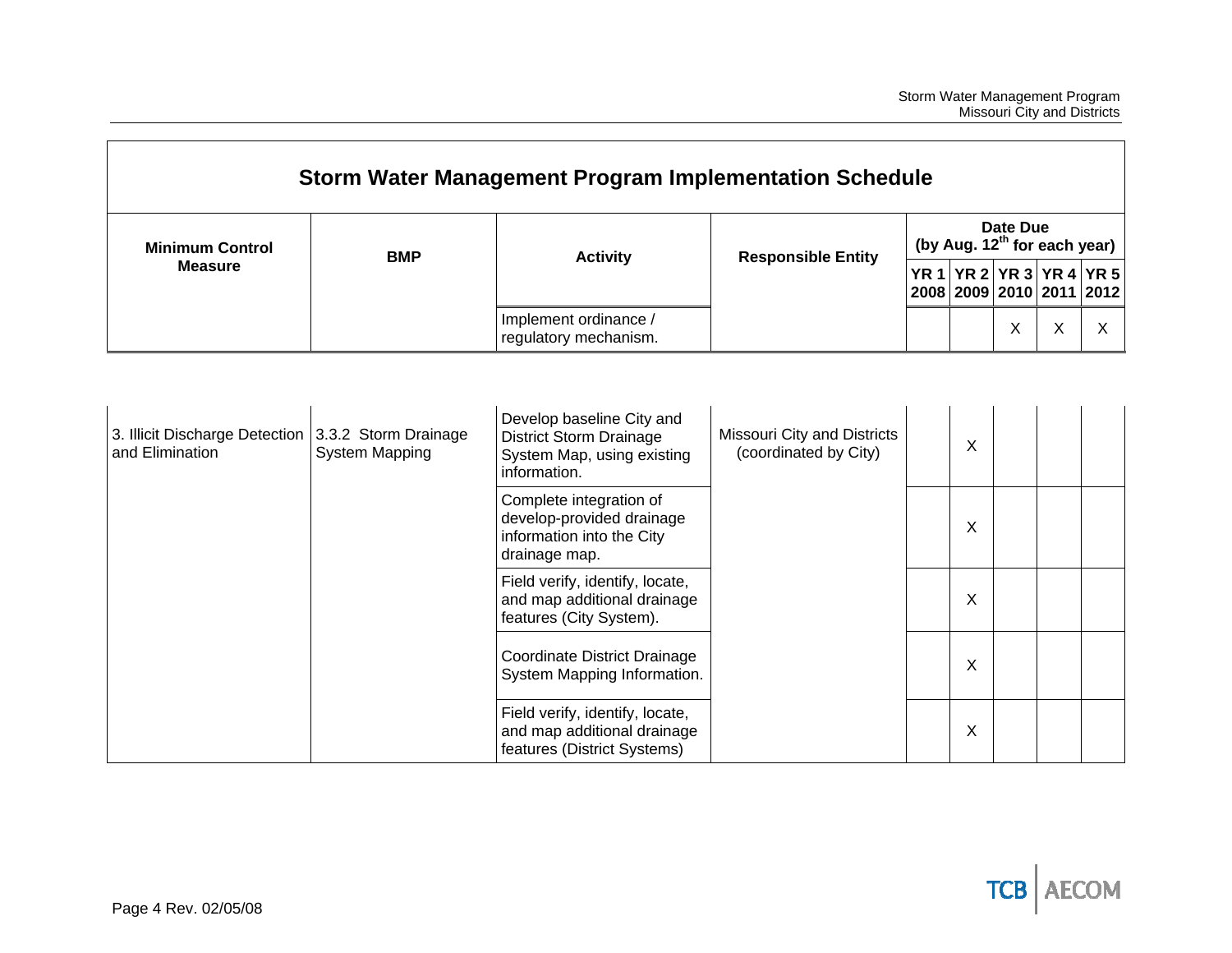## Storm Water Management Program Implementation Schedule

| Minimum Control Measure | BMP | Activity | Responsible Entity | Date Due (by Aug. 12th for each year) | | | | |
|---|---|---|---|---|---|---|---|---|
| | | | | YR 1 2008 | YR 2 2009 | YR 3 2010 | YR 4 2011 | YR 5 2012 |
| | | Implement ordinance / regulatory mechanism. | | | | X | X | X |
| 3. Illicit Discharge Detection and Elimination | 3.3.2 Storm Drainage System Mapping | Develop baseline City and District Storm Drainage System Map, using existing information. | Missouri City and Districts (coordinated by City) | | X | | | |
| | | Complete integration of develop-provided drainage information into the City drainage map. | | | X | | | |
| | | Field verify, identify, locate, and map additional drainage features (City System). | | | X | | | |
| | | Coordinate District Drainage System Mapping Information. | | | X | | | |
| | | Field verify, identify, locate, and map additional drainage features (District Systems) | | | X | | | |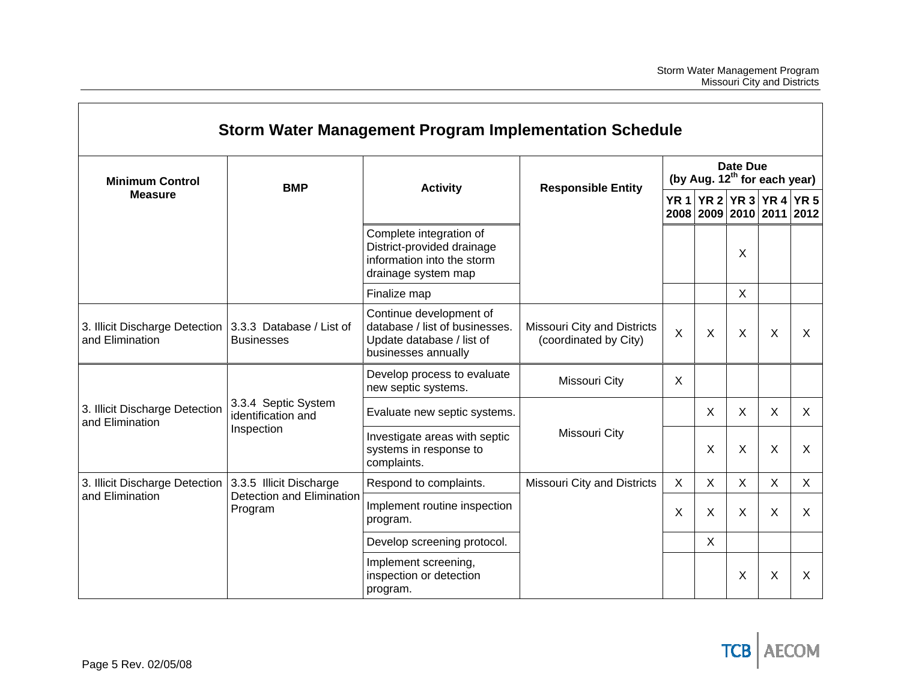## Storm Water Management Program Implementation Schedule

| Minimum Control Measure | BMP | Activity | Responsible Entity | Date Due (by Aug. 12th for each year) | | | | |
|---|---|---|---|---|---|---|---|---|
| | | | | YR 1 2008 | YR 2 2009 | YR 3 2010 | YR 4 2011 | YR 5 2012 |
| | | Complete integration of District-provided drainage information into the storm drainage system map | | | | X | | |
| | | Finalize map | | | | X | | |
| 3. Illicit Discharge Detection and Elimination | 3.3.3 Database / List of Businesses | Continue development of database / list of businesses. Update database / list of businesses annually | Missouri City and Districts (coordinated by City) | X | X | X | X | X |
| 3. Illicit Discharge Detection and Elimination | 3.3.4 Septic System identification and Inspection | Develop process to evaluate new septic systems. | Missouri City | X | | | | |
| | | Evaluate new septic systems. | Missouri City | | X | X | X | X |
| | | Investigate areas with septic systems in response to complaints. | | | X | X | X | X |
| 3. Illicit Discharge Detection and Elimination | 3.3.5 Illicit Discharge Detection and Elimination Program | Respond to complaints. | Missouri City and Districts | X | X | X | X | X |
| | | Implement routine inspection program. | | X | X | X | X | X |
| | | Develop screening protocol. | | | X | | | |
| | | Implement screening, inspection or detection program. | | | | X | X | X |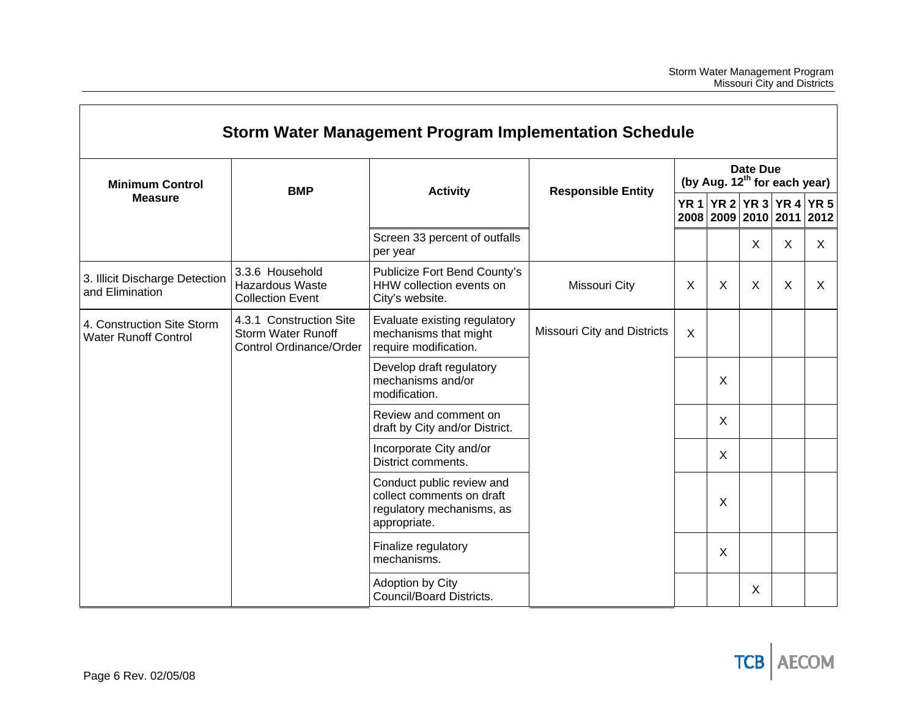## Storm Water Management Program Implementation Schedule

| Minimum Control Measure | BMP | Activity | Responsible Entity | Date Due (by Aug. 12th for each year) | | | | |
|---|---|---|---|---|---|---|---|---|
| | | | | YR 1 2008 | YR 2 2009 | YR 3 2010 | YR 4 2011 | YR 5 2012 |
| | | Screen 33 percent of outfalls per year | | | | X | X | X |
| 3. Illicit Discharge Detection and Elimination | 3.3.6 Household Hazardous Waste Collection Event | Publicize Fort Bend County's HHW collection events on City's website. | Missouri City | X | X | X | X | X |
| 4. Construction Site Storm Water Runoff Control | 4.3.1 Construction Site Storm Water Runoff Control Ordinance/Order | Evaluate existing regulatory mechanisms that might require modification. | Missouri City and Districts | X | | | | |
| | | Develop draft regulatory mechanisms and/or modification. | | | X | | | |
| | | Review and comment on draft by City and/or District. | | | X | | | |
| | | Incorporate City and/or District comments. | | | X | | | |
| | | Conduct public review and collect comments on draft regulatory mechanisms, as appropriate. | | | X | | | |
| | | Finalize regulatory mechanisms. | | | X | | | |
| | | Adoption by City Council/Board Districts. | | | | X | | |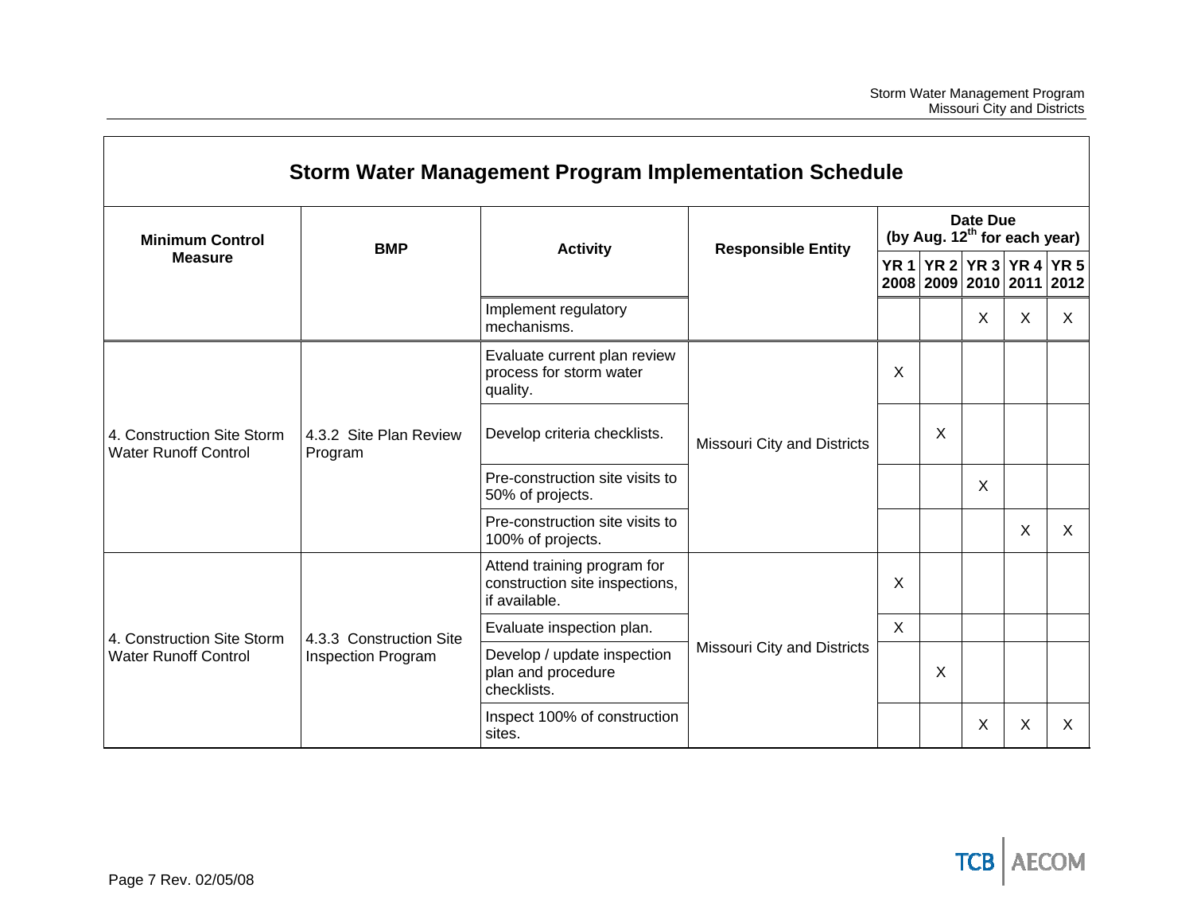## Storm Water Management Program Implementation Schedule

| Minimum Control Measure | BMP | Activity | Responsible Entity | Date Due (by Aug. 12th for each year) | | | | |
|---|---|---|---|---|---|---|---|---|
| | | | | YR 1 2008 | YR 2 2009 | YR 3 2010 | YR 4 2011 | YR 5 2012 |
| | | Implement regulatory mechanisms. | | | | X | X | X |
| 4. Construction Site Storm Water Runoff Control | 4.3.2 Site Plan Review Program | Evaluate current plan review process for storm water quality. | Missouri City and Districts | X | | | | |
| | | Develop criteria checklists. | | | X | | | |
| | | Pre-construction site visits to 50% of projects. | | | | X | | |
| | | Pre-construction site visits to 100% of projects. | | | | | X | X |
| 4. Construction Site Storm Water Runoff Control | 4.3.3 Construction Site Inspection Program | Attend training program for construction site inspections, if available. | Missouri City and Districts | X | | | | |
| | | Evaluate inspection plan. | | X | | | | |
| | | Develop / update inspection plan and procedure checklists. | | | X | | | |
| | | Inspect 100% of construction sites. | | | | X | X | X |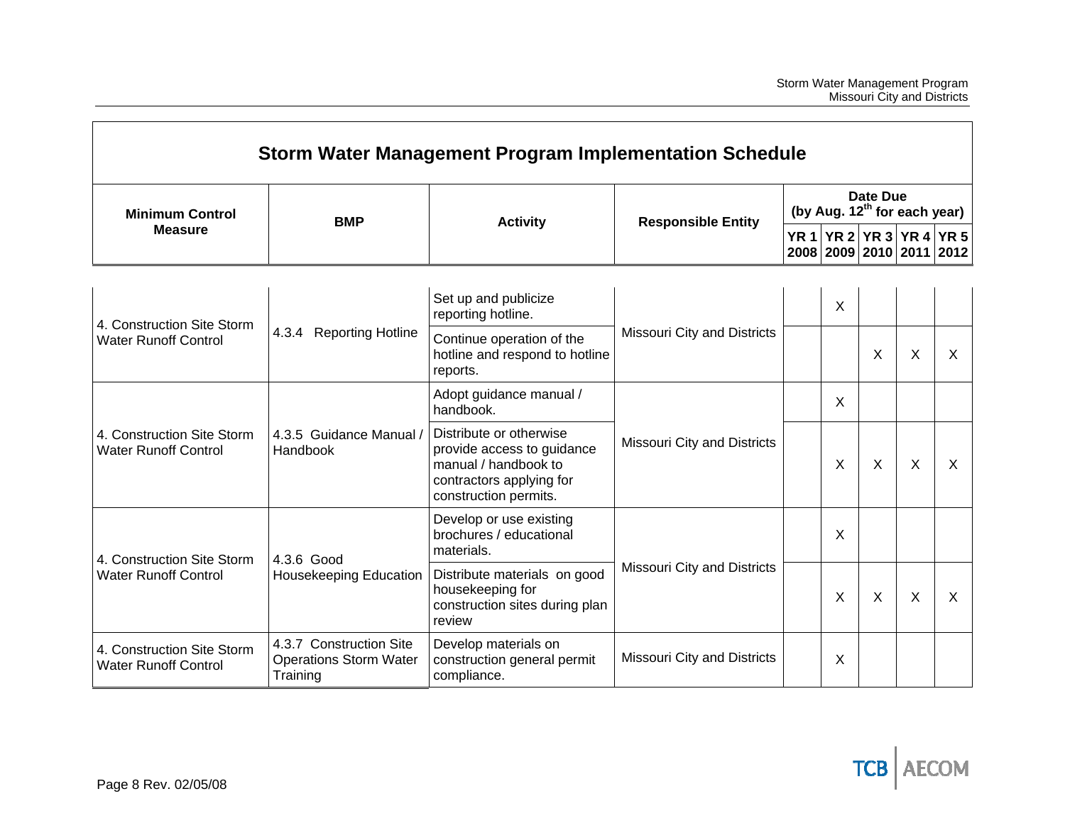## Storm Water Management Program Implementation Schedule

| Minimum Control Measure | BMP | Activity | Responsible Entity | Date Due (by Aug. 12th for each year) | | | | |
|---|---|---|---|---|---|---|---|---|
| | | | | YR 1 2008 | YR 2 2009 | YR 3 2010 | YR 4 2011 | YR 5 2012 |
| 4. Construction Site Storm Water Runoff Control | 4.3.4 Reporting Hotline | Set up and publicize reporting hotline. | Missouri City and Districts | | X | | | |
| | | Continue operation of the hotline and respond to hotline reports. | | | | X | X | X |
| 4. Construction Site Storm Water Runoff Control | 4.3.5 Guidance Manual / Handbook | Adopt guidance manual / handbook. | Missouri City and Districts | | X | | | |
| | | Distribute or otherwise provide access to guidance manual / handbook to contractors applying for construction permits. | | | X | X | X | X |
| 4. Construction Site Storm Water Runoff Control | 4.3.6 Good Housekeeping Education | Develop or use existing brochures / educational materials. | Missouri City and Districts | | X | | | |
| | | Distribute materials on good housekeeping for construction sites during plan review | | | X | X | X | X |
| 4. Construction Site Storm Water Runoff Control | 4.3.7 Construction Site Operations Storm Water Training | Develop materials on construction general permit compliance. | Missouri City and Districts | | X | | | |

Page 8 Rev. 02/05/08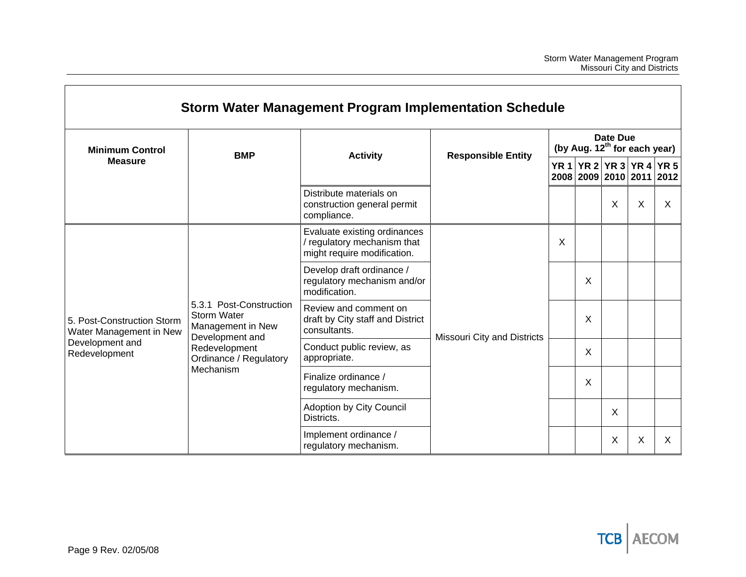## Storm Water Management Program Implementation Schedule

| Minimum Control Measure | BMP | Activity | Responsible Entity | Date Due (by Aug. 12th for each year) | | | | |
|---|---|---|---|---|---|---|---|---|
| | | | | YR 1 2008 | YR 2 2009 | YR 3 2010 | YR 4 2011 | YR 5 2012 |
| | | Distribute materials on construction general permit compliance. | | | | X | X | X |
| 5. Post-Construction Storm Water Management in New Development and Redevelopment | 5.3.1 Post-Construction Storm Water Management in New Development and Redevelopment Ordinance / Regulatory Mechanism | Evaluate existing ordinances / regulatory mechanism that might require modification. | Missouri City and Districts | X | | | | |
| | | Develop draft ordinance / regulatory mechanism and/or modification. | | | X | | | |
| | | Review and comment on draft by City staff and District consultants. | | | X | | | |
| | | Conduct public review, as appropriate. | | | X | | | |
| | | Finalize ordinance / regulatory mechanism. | | | X | | | |
| | | Adoption by City Council Districts. | | | | X | | |
| | | Implement ordinance / regulatory mechanism. | | | | X | X | X |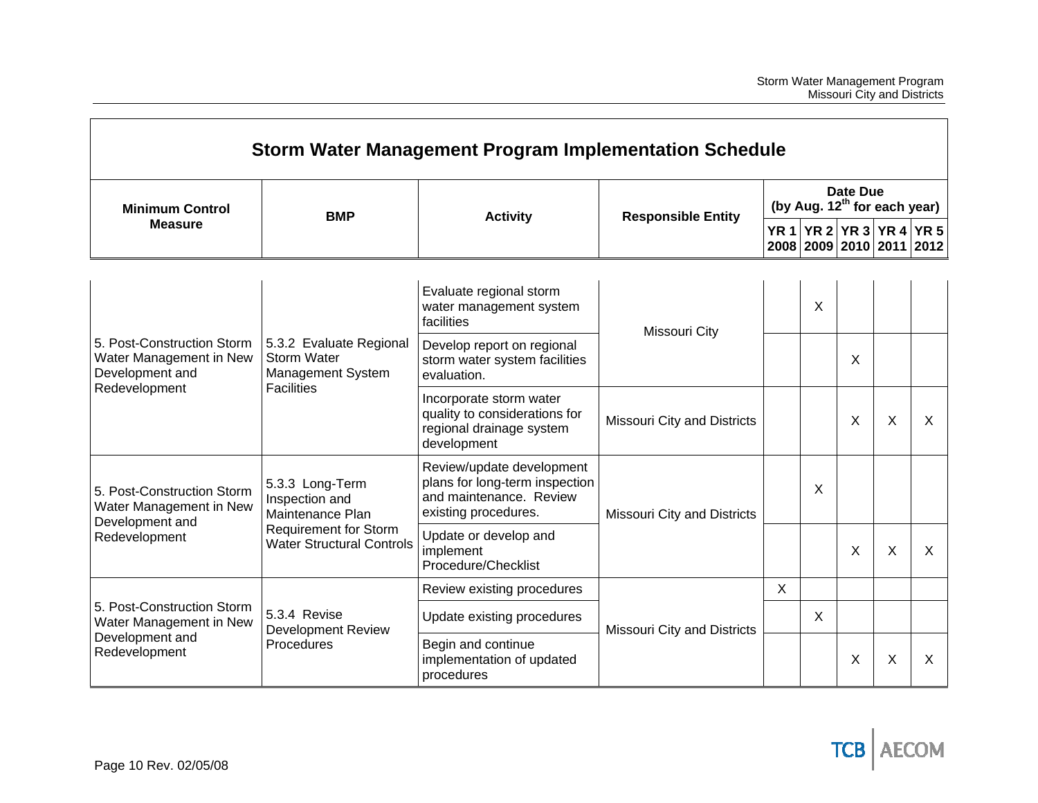## Storm Water Management Program Implementation Schedule

| Minimum Control Measure | BMP | Activity | Responsible Entity | Date Due (by Aug. 12th for each year) | | | | |
|---|---|---|---|---|---|---|---|---|
| | | | | YR 1 2008 | YR 2 2009 | YR 3 2010 | YR 4 2011 | YR 5 2012 |
| 5. Post-Construction Storm Water Management in New Development and Redevelopment | 5.3.2 Evaluate Regional Storm Water Management System Facilities | Evaluate regional storm water management system facilities | Missouri City | | X | | | |
| | | Develop report on regional storm water system facilities evaluation. | | | | X | | |
| | | Incorporate storm water quality to considerations for regional drainage system development | Missouri City and Districts | | | X | X | X |
| 5. Post-Construction Storm Water Management in New Development and Redevelopment | 5.3.3 Long-Term Inspection and Maintenance Plan Requirement for Storm Water Structural Controls | Review/update development plans for long-term inspection and maintenance. Review existing procedures. | Missouri City and Districts | | X | | | |
| | | Update or develop and implement Procedure/Checklist | | | | X | X | X |
| 5. Post-Construction Storm Water Management in New Development and Redevelopment | 5.3.4 Revise Development Review Procedures | Review existing procedures | Missouri City and Districts | X | | | | |
| | | Update existing procedures | | | X | | | |
| | | Begin and continue implementation of updated procedures | | | | X | X | X |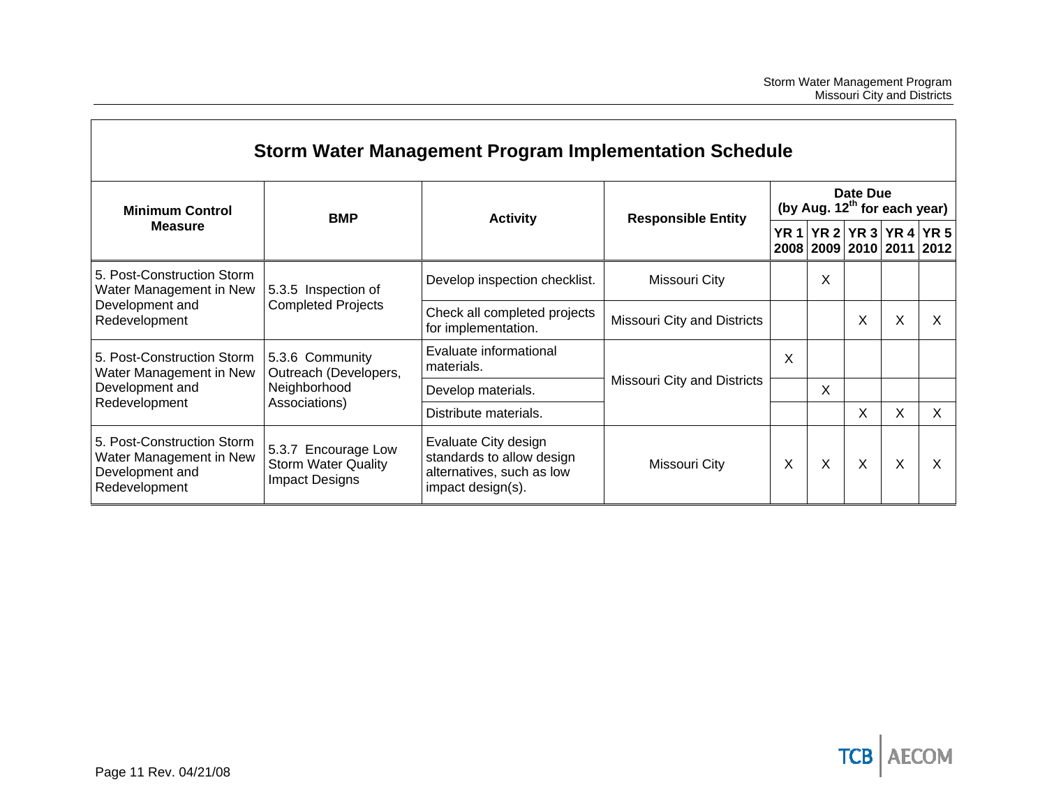## Storm Water Management Program Implementation Schedule

| Minimum Control Measure | BMP | Activity | Responsible Entity | Date Due (by Aug. 12th for each year) | | | | |
|---|---|---|---|---|---|---|---|---|
| | | | | YR 1 2008 | YR 2 2009 | YR 3 2010 | YR 4 2011 | YR 5 2012 |
| 5. Post-Construction Storm Water Management in New Development and Redevelopment | 5.3.5 Inspection of Completed Projects | Develop inspection checklist. | Missouri City | | X | | | |
| | | Check all completed projects for implementation. | Missouri City and Districts | | | X | X | X |
| 5. Post-Construction Storm Water Management in New Development and Redevelopment | 5.3.6 Community Outreach (Developers, Neighborhood Associations) | Evaluate informational materials. | Missouri City and Districts | X | | | | |
| | | Develop materials. | | | X | | | |
| | | Distribute materials. | | | | X | X | X |
| 5. Post-Construction Storm Water Management in New Development and Redevelopment | 5.3.7 Encourage Low Storm Water Quality Impact Designs | Evaluate City design standards to allow design alternatives, such as low impact design(s). | Missouri City | X | X | X | X | X |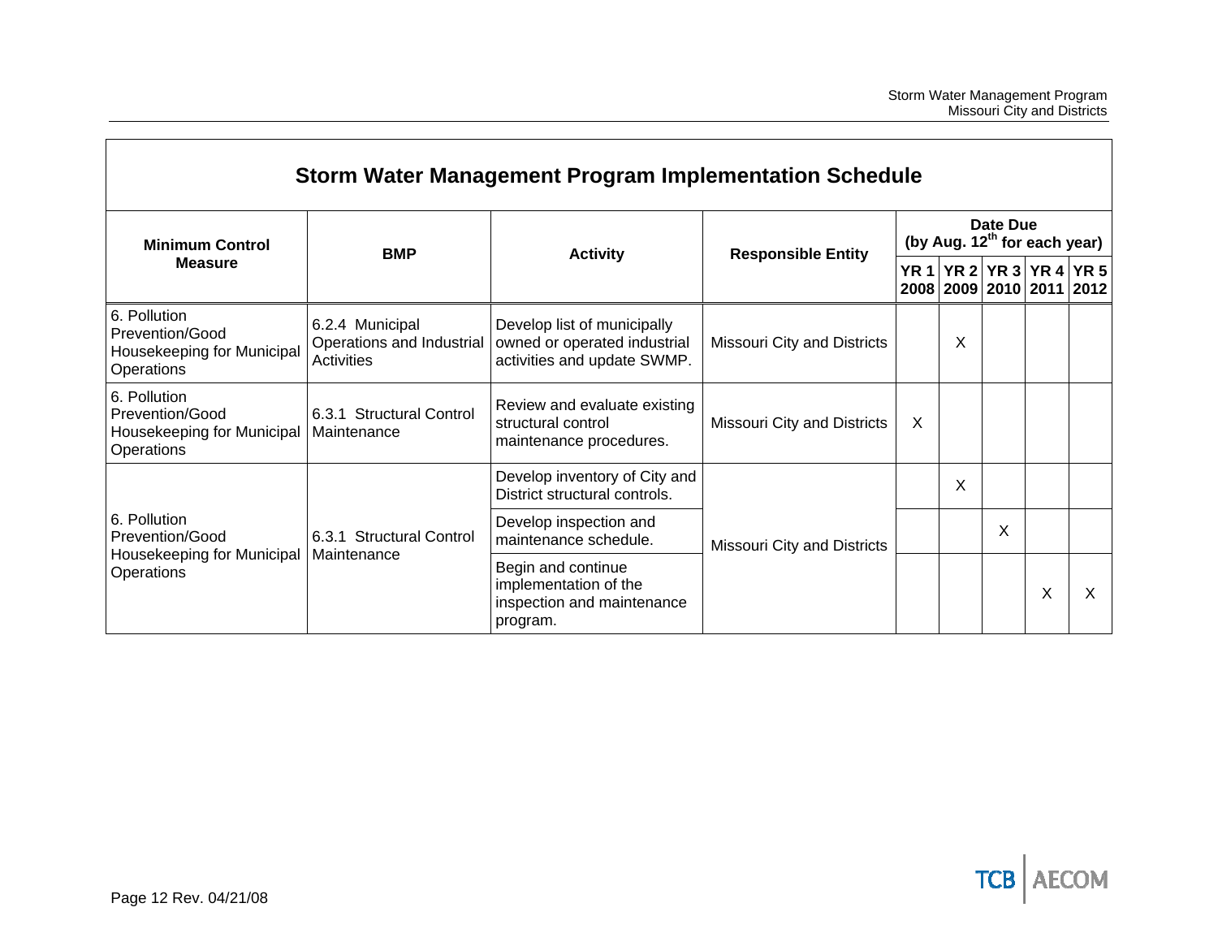## Storm Water Management Program Implementation Schedule

| Minimum Control Measure | BMP | Activity | Responsible Entity | Date Due (by Aug. 12th for each year) | | | | |
|---|---|---|---|---|---|---|---|---|
| | | | | YR 1 2008 | YR 2 2009 | YR 3 2010 | YR 4 2011 | YR 5 2012 |
| 6. Pollution Prevention/Good Housekeeping for Municipal Operations | 6.2.4 Municipal Operations and Industrial Activities | Develop list of municipally owned or operated industrial activities and update SWMP. | Missouri City and Districts | | X | | | |
| 6. Pollution Prevention/Good Housekeeping for Municipal Operations | 6.3.1 Structural Control Maintenance | Review and evaluate existing structural control maintenance procedures. | Missouri City and Districts | X | | | | |
| 6. Pollution Prevention/Good Housekeeping for Municipal Operations | 6.3.1 Structural Control Maintenance | Develop inventory of City and District structural controls. | Missouri City and Districts | | X | | | |
| | | Develop inspection and maintenance schedule. | | | | X | | |
| | | Begin and continue implementation of the inspection and maintenance program. | | | | | X | X |

Page 12 Rev. 04/21/08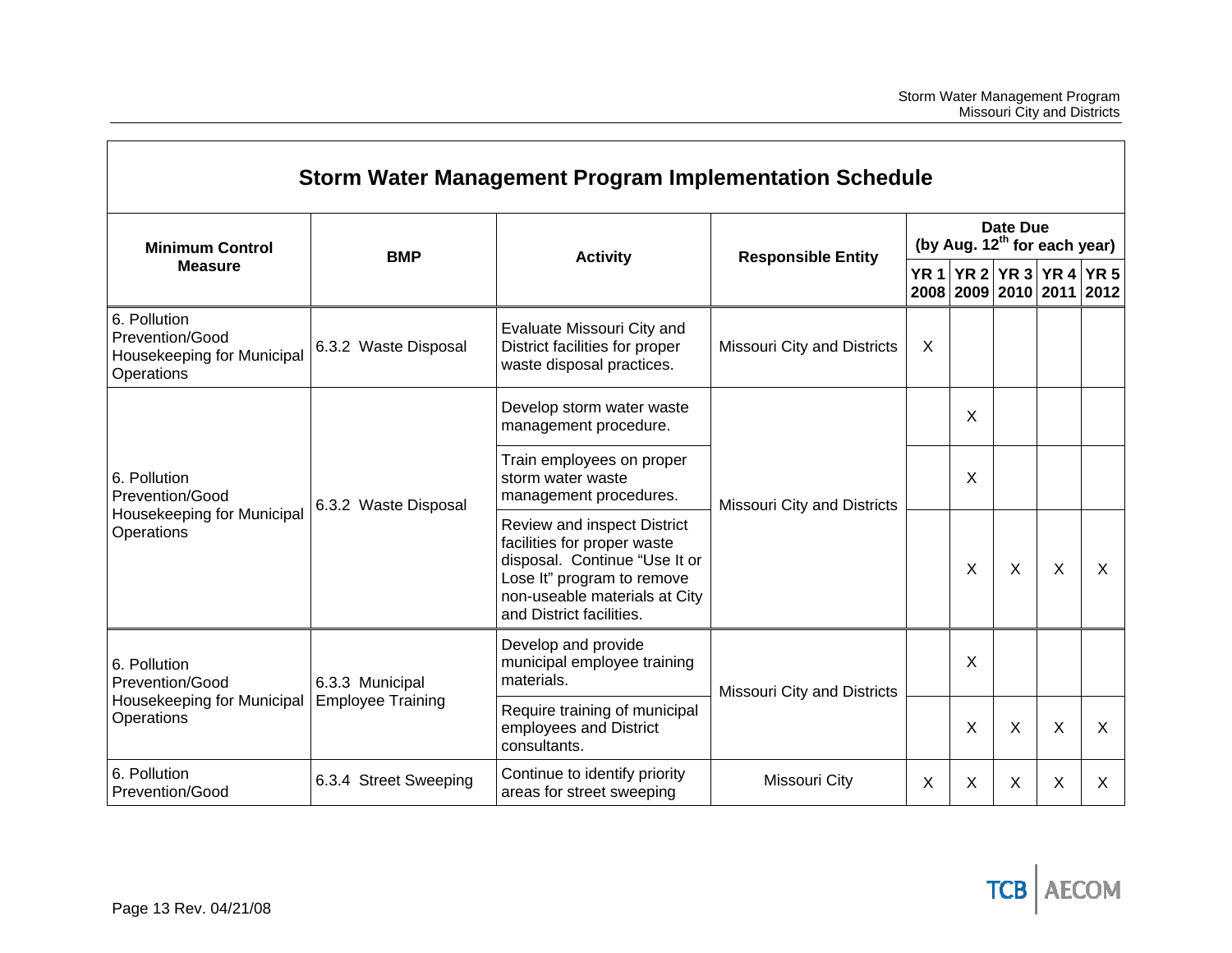## Storm Water Management Program Implementation Schedule

| Minimum Control Measure | BMP | Activity | Responsible Entity | Date Due (by Aug. 12th for each year) | | | | |
|---|---|---|---|---|---|---|---|---|
| | | | | YR 1 2008 | YR 2 2009 | YR 3 2010 | YR 4 2011 | YR 5 2012 |
| 6. Pollution Prevention/Good Housekeeping for Municipal Operations | 6.3.2 Waste Disposal | Evaluate Missouri City and District facilities for proper waste disposal practices. | Missouri City and Districts | X | | | | |
| 6. Pollution Prevention/Good Housekeeping for Municipal Operations | 6.3.2 Waste Disposal | Develop storm water waste management procedure. | Missouri City and Districts | | X | | | |
| | | Train employees on proper storm water waste management procedures. | | | X | | | |
| | | Review and inspect District facilities for proper waste disposal. Continue "Use It or Lose It" program to remove non-useable materials at City and District facilities. | | | X | X | X | X |
| 6. Pollution Prevention/Good Housekeeping for Municipal Operations | 6.3.3 Municipal Employee Training | Develop and provide municipal employee training materials. | Missouri City and Districts | | X | | | |
| | | Require training of municipal employees and District consultants. | | | X | X | X | X |
| 6. Pollution Prevention/Good | 6.3.4 Street Sweeping | Continue to identify priority areas for street sweeping | Missouri City | X | X | X | X | X |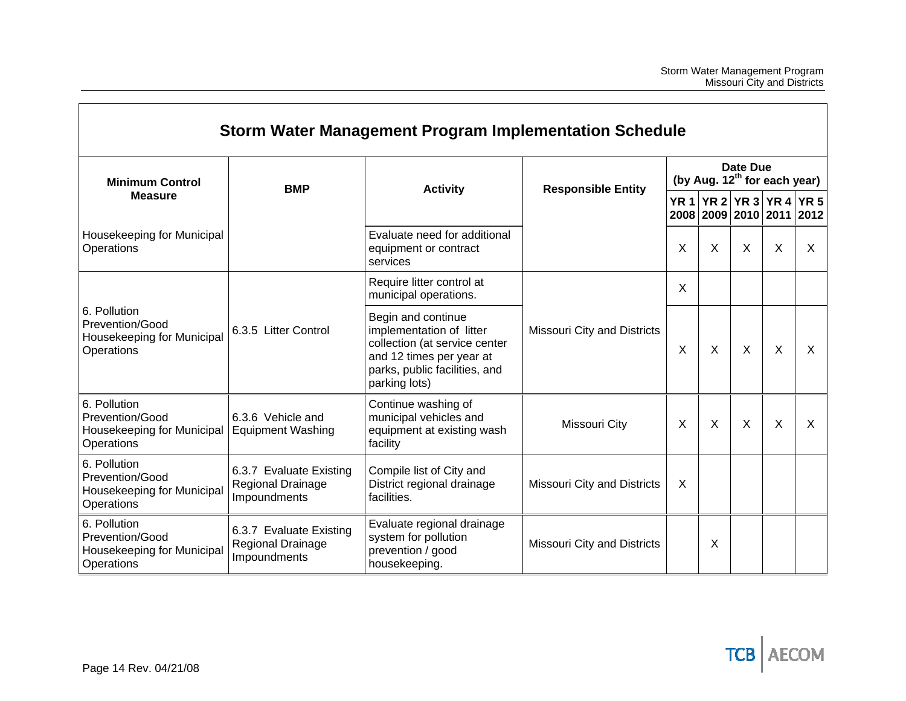## Storm Water Management Program Implementation Schedule

| Minimum Control Measure | BMP | Activity | Responsible Entity | Date Due (by Aug. 12th for each year) | | | | |
|---|---|---|---|---|---|---|---|---|
| | | | | YR 1 2008 | YR 2 2009 | YR 3 2010 | YR 4 2011 | YR 5 2012 |
| Housekeeping for Municipal Operations | | Evaluate need for additional equipment or contract services | | X | X | X | X | X |
| 6. Pollution Prevention/Good Housekeeping for Municipal Operations | 6.3.5 Litter Control | Require litter control at municipal operations. | Missouri City and Districts | X | | | | |
| | | Begin and continue implementation of litter collection (at service center and 12 times per year at parks, public facilities, and parking lots) | | X | X | X | X | X |
| 6. Pollution Prevention/Good Housekeeping for Municipal Operations | 6.3.6 Vehicle and Equipment Washing | Continue washing of municipal vehicles and equipment at existing wash facility | Missouri City | X | X | X | X | X |
| 6. Pollution Prevention/Good Housekeeping for Municipal Operations | 6.3.7 Evaluate Existing Regional Drainage Impoundments | Compile list of City and District regional drainage facilities. | Missouri City and Districts | X | | | | |
| 6. Pollution Prevention/Good Housekeeping for Municipal Operations | 6.3.7 Evaluate Existing Regional Drainage Impoundments | Evaluate regional drainage system for pollution prevention / good housekeeping. | Missouri City and Districts | | X | | | |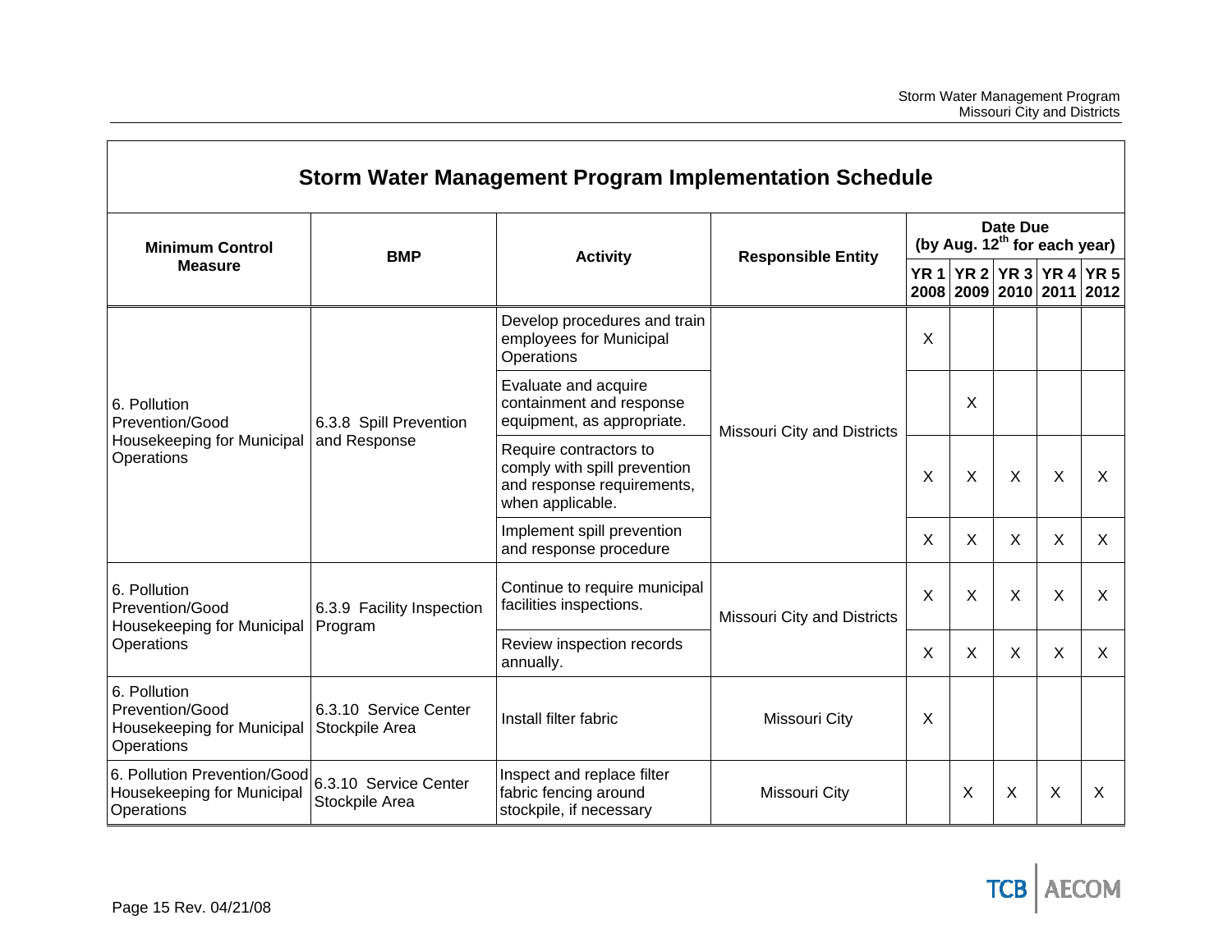## Storm Water Management Program Implementation Schedule

| Minimum Control Measure | BMP | Activity | Responsible Entity | Date Due (by Aug. 12th for each year) | | | | |
|---|---|---|---|---|---|---|---|---|
| | | | | YR 1 2008 | YR 2 2009 | YR 3 2010 | YR 4 2011 | YR 5 2012 |
| 6. Pollution Prevention/Good Housekeeping for Municipal Operations | 6.3.8 Spill Prevention and Response | Develop procedures and train employees for Municipal Operations | Missouri City and Districts | X | | | | |
| | | Evaluate and acquire containment and response equipment, as appropriate. | | | X | | | |
| | | Require contractors to comply with spill prevention and response requirements, when applicable. | | X | X | X | X | X |
| | | Implement spill prevention and response procedure | | X | X | X | X | X |
| 6. Pollution Prevention/Good Housekeeping for Municipal Operations | 6.3.9 Facility Inspection Program | Continue to require municipal facilities inspections. | Missouri City and Districts | X | X | X | X | X |
| | | Review inspection records annually. | | X | X | X | X | X |
| 6. Pollution Prevention/Good Housekeeping for Municipal Operations | 6.3.10 Service Center Stockpile Area | Install filter fabric | Missouri City | X | | | | |
| 6. Pollution Prevention/Good Housekeeping for Municipal Operations | 6.3.10 Service Center Stockpile Area | Inspect and replace filter fabric fencing around stockpile, if necessary | Missouri City | | X | X | X | X |

Page 15 Rev. 04/21/08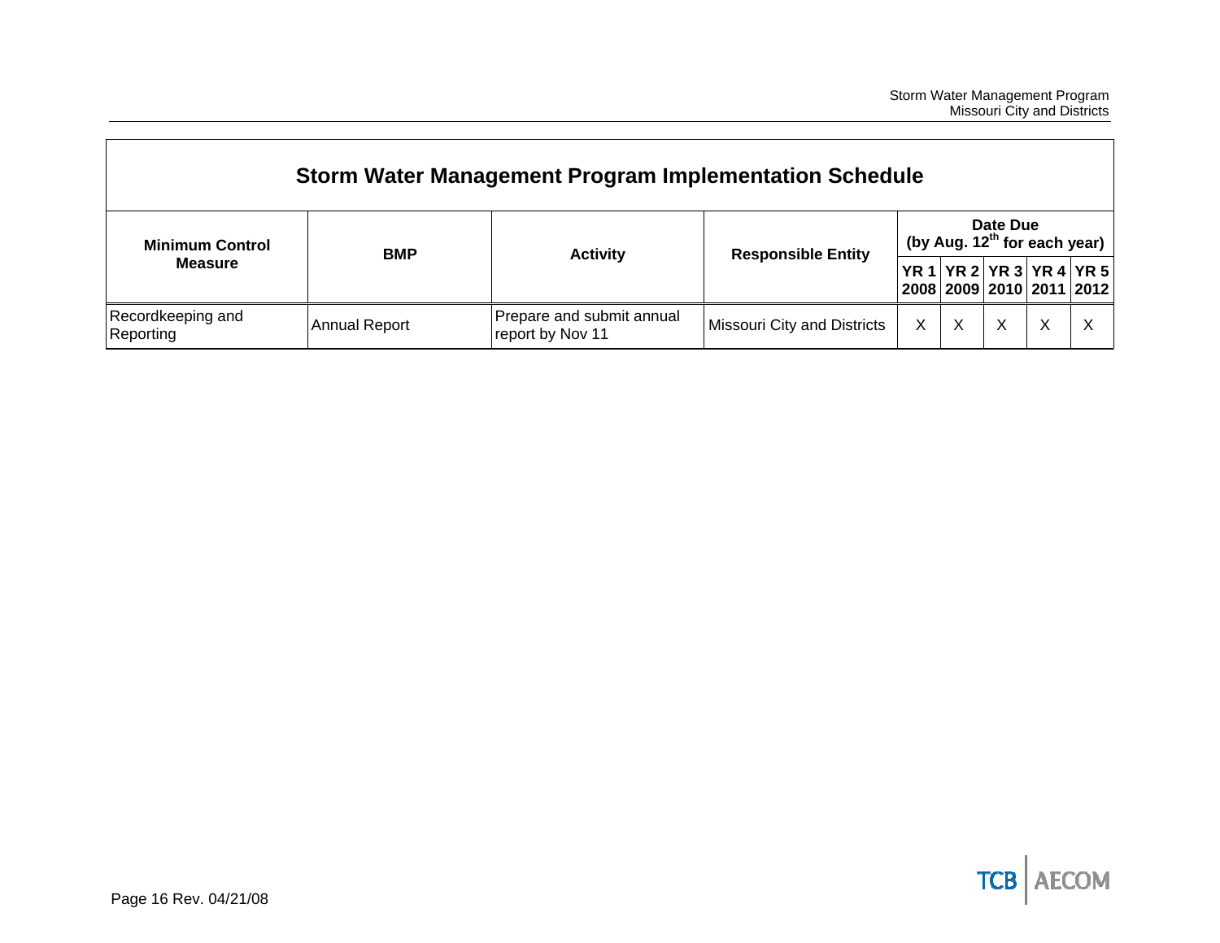## Storm Water Management Program Implementation Schedule

| Minimum Control Measure | BMP | Activity | Responsible Entity | Date Due (by Aug. 12th for each year) | | | | |
|---|---|---|---|---|---|---|---|---|
| | | | | YR 1 2008 | YR 2 2009 | YR 3 2010 | YR 4 2011 | YR 5 2012 |
| Recordkeeping and Reporting | Annual Report | Prepare and submit annual report by Nov 11 | Missouri City and Districts | X | X | X | X | X |